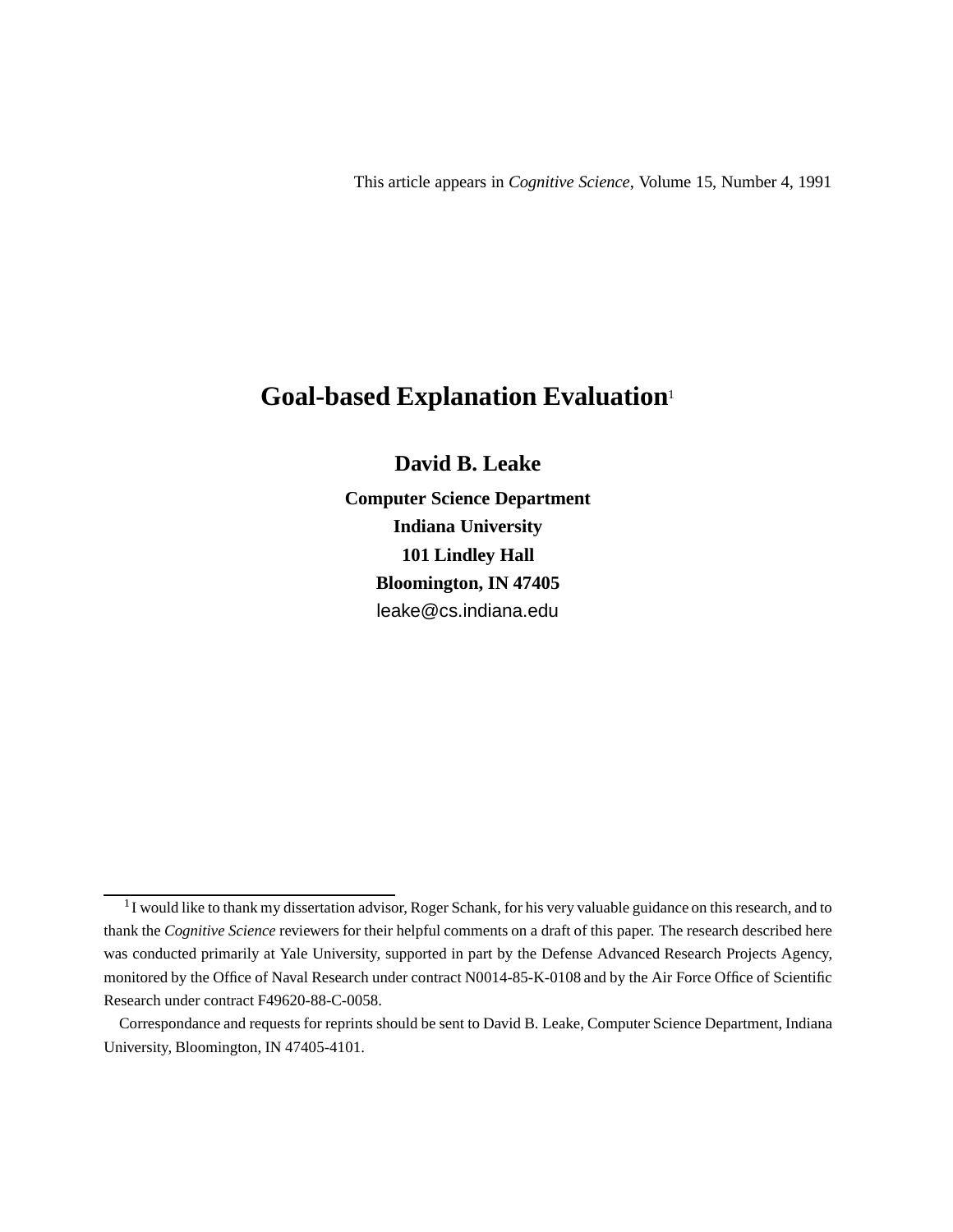This article appears in *Cognitive Science*, Volume 15, Number 4, 1991

# Goal-based Explanation Evaluation[1]

**David B. Leake**

**Computer Science Department**
**Indiana University**
**101 Lindley Hall**
**Bloomington, IN 47405**
leake@cs.indiana.edu

---

[1] I would like to thank my dissertation advisor, Roger Schank, for his very valuable guidance on this research, and to thank the *Cognitive Science* reviewers for their helpful comments on a draft of this paper. The research described here was conducted primarily at Yale University, supported in part by the Defense Advanced Research Projects Agency, monitored by the Office of Naval Research under contract N0014-85-K-0108 and by the Air Force Office of Scientific Research under contract F49620-88-C-0058.

Correspondance and requests for reprints should be sent to David B. Leake, Computer Science Department, Indiana University, Bloomington, IN 47405-4101.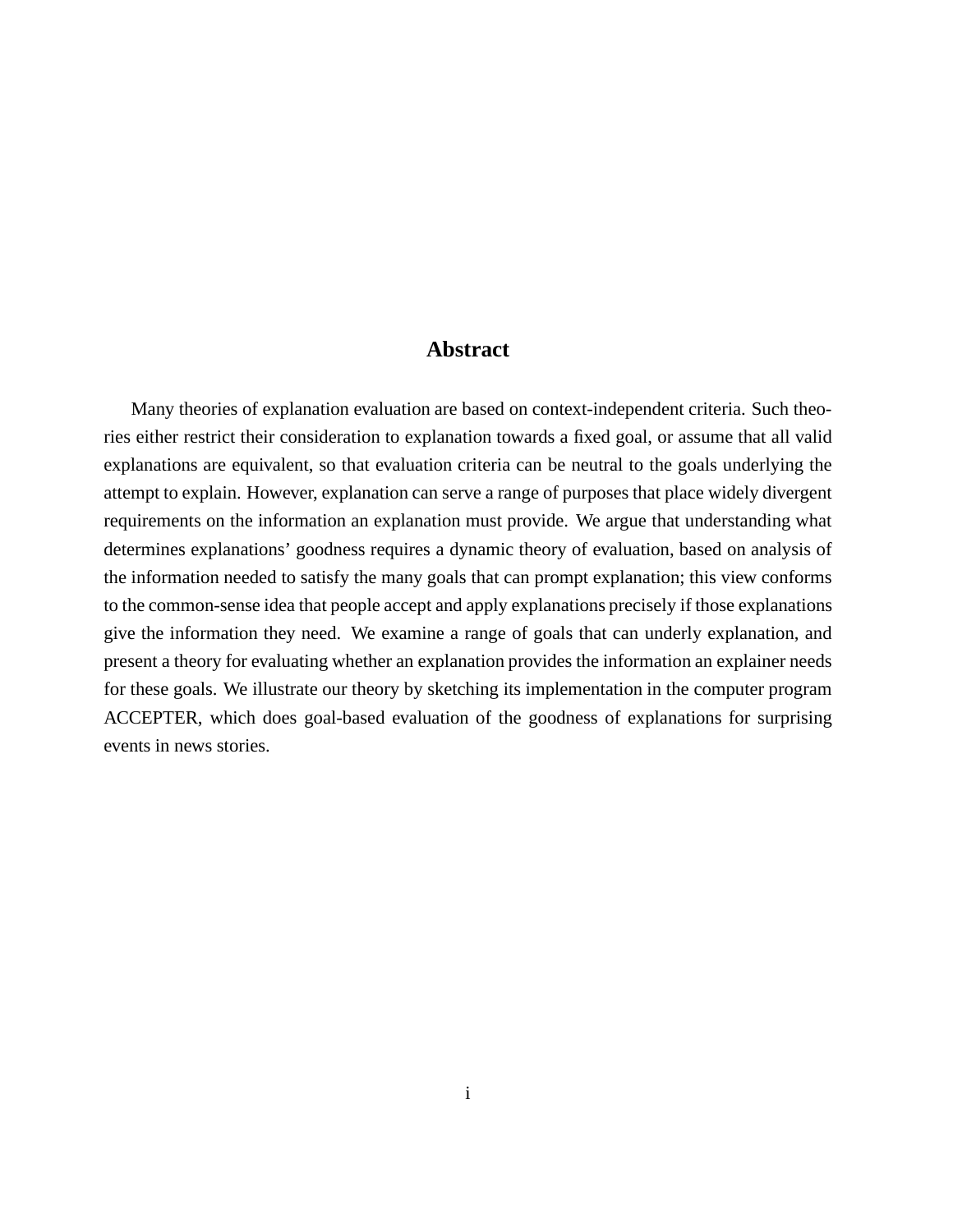# Abstract

Many theories of explanation evaluation are based on context-independent criteria. Such theories either restrict their consideration to explanation towards a fixed goal, or assume that all valid explanations are equivalent, so that evaluation criteria can be neutral to the goals underlying the attempt to explain. However, explanation can serve a range of purposes that place widely divergent requirements on the information an explanation must provide. We argue that understanding what determines explanations' goodness requires a dynamic theory of evaluation, based on analysis of the information needed to satisfy the many goals that can prompt explanation; this view conforms to the common-sense idea that people accept and apply explanations precisely if those explanations give the information they need. We examine a range of goals that can underly explanation, and present a theory for evaluating whether an explanation provides the information an explainer needs for these goals. We illustrate our theory by sketching its implementation in the computer program ACCEPTER, which does goal-based evaluation of the goodness of explanations for surprising events in news stories.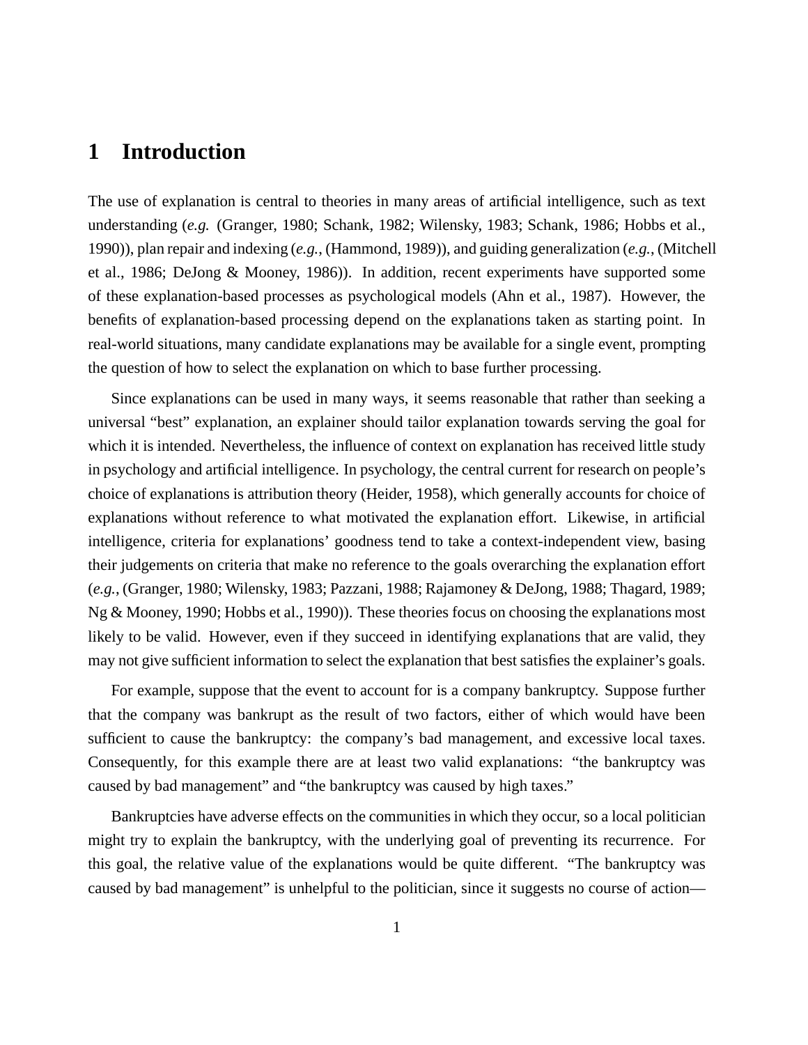# 1 Introduction

The use of explanation is central to theories in many areas of artificial intelligence, such as text understanding (*e.g.* (Granger, 1980; Schank, 1982; Wilensky, 1983; Schank, 1986; Hobbs et al., 1990)), plan repair and indexing (*e.g.*, (Hammond, 1989)), and guiding generalization (*e.g.*, (Mitchell et al., 1986; DeJong & Mooney, 1986)). In addition, recent experiments have supported some of these explanation-based processes as psychological models (Ahn et al., 1987). However, the benefits of explanation-based processing depend on the explanations taken as starting point. In real-world situations, many candidate explanations may be available for a single event, prompting the question of how to select the explanation on which to base further processing.

Since explanations can be used in many ways, it seems reasonable that rather than seeking a universal "best" explanation, an explainer should tailor explanation towards serving the goal for which it is intended. Nevertheless, the influence of context on explanation has received little study in psychology and artificial intelligence. In psychology, the central current for research on people's choice of explanations is attribution theory (Heider, 1958), which generally accounts for choice of explanations without reference to what motivated the explanation effort. Likewise, in artificial intelligence, criteria for explanations' goodness tend to take a context-independent view, basing their judgements on criteria that make no reference to the goals overarching the explanation effort (*e.g.*, (Granger, 1980; Wilensky, 1983; Pazzani, 1988; Rajamoney & DeJong, 1988; Thagard, 1989; Ng & Mooney, 1990; Hobbs et al., 1990)). These theories focus on choosing the explanations most likely to be valid. However, even if they succeed in identifying explanations that are valid, they may not give sufficient information to select the explanation that best satisfies the explainer's goals.

For example, suppose that the event to account for is a company bankruptcy. Suppose further that the company was bankrupt as the result of two factors, either of which would have been sufficient to cause the bankruptcy: the company's bad management, and excessive local taxes. Consequently, for this example there are at least two valid explanations: "the bankruptcy was caused by bad management" and "the bankruptcy was caused by high taxes."

Bankruptcies have adverse effects on the communities in which they occur, so a local politician might try to explain the bankruptcy, with the underlying goal of preventing its recurrence. For this goal, the relative value of the explanations would be quite different. "The bankruptcy was caused by bad management" is unhelpful to the politician, since it suggests no course of action—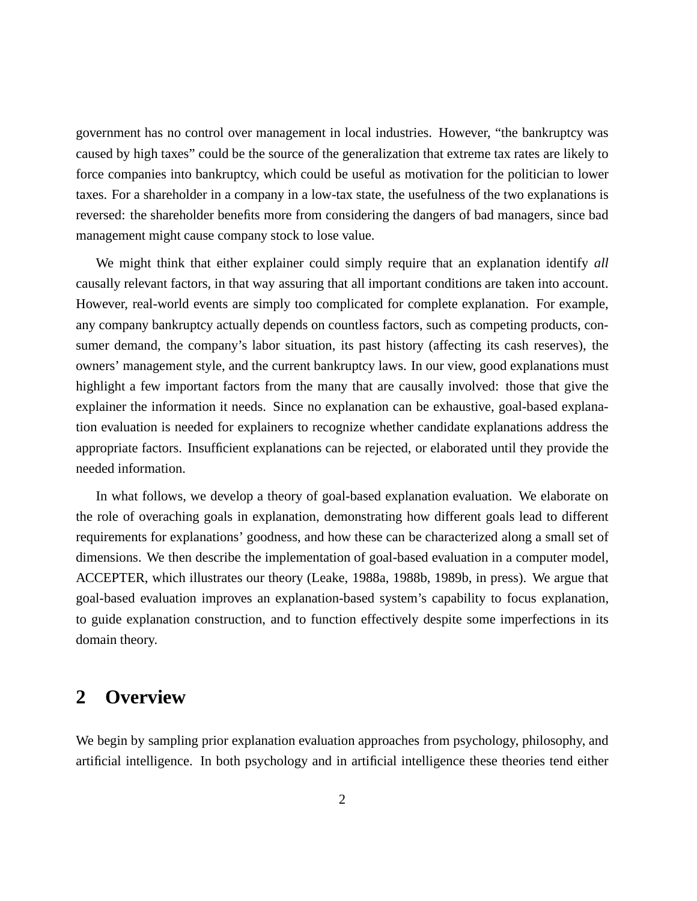government has no control over management in local industries. However, "the bankruptcy was caused by high taxes" could be the source of the generalization that extreme tax rates are likely to force companies into bankruptcy, which could be useful as motivation for the politician to lower taxes. For a shareholder in a company in a low-tax state, the usefulness of the two explanations is reversed: the shareholder benefits more from considering the dangers of bad managers, since bad management might cause company stock to lose value.

We might think that either explainer could simply require that an explanation identify *all* causally relevant factors, in that way assuring that all important conditions are taken into account. However, real-world events are simply too complicated for complete explanation. For example, any company bankruptcy actually depends on countless factors, such as competing products, consumer demand, the company's labor situation, its past history (affecting its cash reserves), the owners' management style, and the current bankruptcy laws. In our view, good explanations must highlight a few important factors from the many that are causally involved: those that give the explainer the information it needs. Since no explanation can be exhaustive, goal-based explanation evaluation is needed for explainers to recognize whether candidate explanations address the appropriate factors. Insufficient explanations can be rejected, or elaborated until they provide the needed information.

In what follows, we develop a theory of goal-based explanation evaluation. We elaborate on the role of overaching goals in explanation, demonstrating how different goals lead to different requirements for explanations' goodness, and how these can be characterized along a small set of dimensions. We then describe the implementation of goal-based evaluation in a computer model, ACCEPTER, which illustrates our theory (Leake, 1988a, 1988b, 1989b, in press). We argue that goal-based evaluation improves an explanation-based system's capability to focus explanation, to guide explanation construction, and to function effectively despite some imperfections in its domain theory.

## 2 Overview

We begin by sampling prior explanation evaluation approaches from psychology, philosophy, and artificial intelligence. In both psychology and in artificial intelligence these theories tend either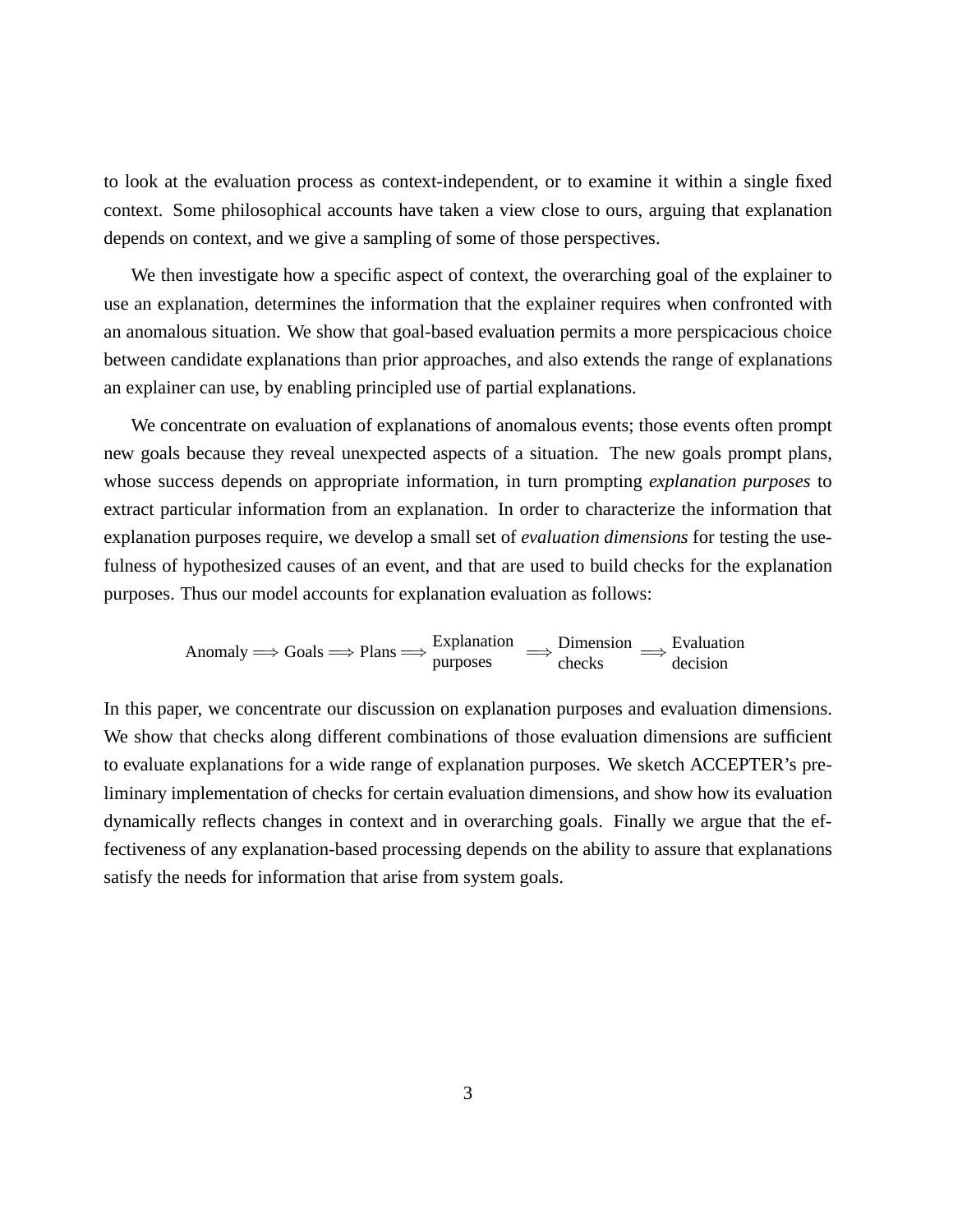to look at the evaluation process as context-independent, or to examine it within a single fixed context. Some philosophical accounts have taken a view close to ours, arguing that explanation depends on context, and we give a sampling of some of those perspectives.

We then investigate how a specific aspect of context, the overarching goal of the explainer to use an explanation, determines the information that the explainer requires when confronted with an anomalous situation. We show that goal-based evaluation permits a more perspicacious choice between candidate explanations than prior approaches, and also extends the range of explanations an explainer can use, by enabling principled use of partial explanations.

We concentrate on evaluation of explanations of anomalous events; those events often prompt new goals because they reveal unexpected aspects of a situation. The new goals prompt plans, whose success depends on appropriate information, in turn prompting *explanation purposes* to extract particular information from an explanation. In order to characterize the information that explanation purposes require, we develop a small set of *evaluation dimensions* for testing the usefulness of hypothesized causes of an event, and that are used to build checks for the explanation purposes. Thus our model accounts for explanation evaluation as follows:

$$\text{Anomaly} \Longrightarrow \text{Goals} \Longrightarrow \text{Plans} \Longrightarrow \begin{array}{l}\text{Explanation}\\ \text{purposes}\end{array} \Longrightarrow \begin{array}{l}\text{Dimension}\\ \text{checks}\end{array} \Longrightarrow \begin{array}{l}\text{Evaluation}\\ \text{decision}\end{array}$$

In this paper, we concentrate our discussion on explanation purposes and evaluation dimensions. We show that checks along different combinations of those evaluation dimensions are sufficient to evaluate explanations for a wide range of explanation purposes. We sketch ACCEPTER's preliminary implementation of checks for certain evaluation dimensions, and show how its evaluation dynamically reflects changes in context and in overarching goals. Finally we argue that the effectiveness of any explanation-based processing depends on the ability to assure that explanations satisfy the needs for information that arise from system goals.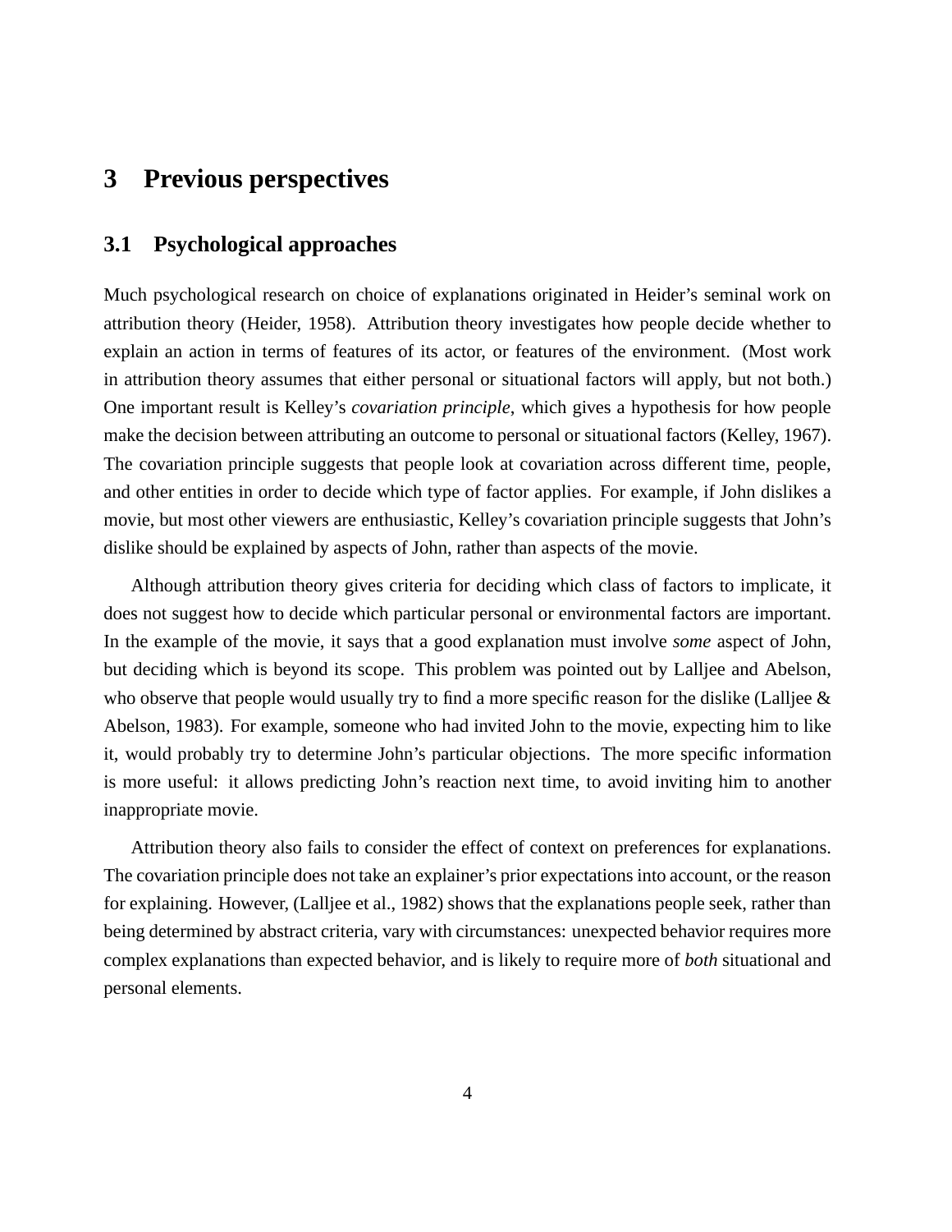# 3 Previous perspectives

## 3.1 Psychological approaches

Much psychological research on choice of explanations originated in Heider's seminal work on attribution theory (Heider, 1958). Attribution theory investigates how people decide whether to explain an action in terms of features of its actor, or features of the environment. (Most work in attribution theory assumes that either personal or situational factors will apply, but not both.) One important result is Kelley's *covariation principle*, which gives a hypothesis for how people make the decision between attributing an outcome to personal or situational factors (Kelley, 1967). The covariation principle suggests that people look at covariation across different time, people, and other entities in order to decide which type of factor applies. For example, if John dislikes a movie, but most other viewers are enthusiastic, Kelley's covariation principle suggests that John's dislike should be explained by aspects of John, rather than aspects of the movie.

Although attribution theory gives criteria for deciding which class of factors to implicate, it does not suggest how to decide which particular personal or environmental factors are important. In the example of the movie, it says that a good explanation must involve *some* aspect of John, but deciding which is beyond its scope. This problem was pointed out by Lalljee and Abelson, who observe that people would usually try to find a more specific reason for the dislike (Lalljee & Abelson, 1983). For example, someone who had invited John to the movie, expecting him to like it, would probably try to determine John's particular objections. The more specific information is more useful: it allows predicting John's reaction next time, to avoid inviting him to another inappropriate movie.

Attribution theory also fails to consider the effect of context on preferences for explanations. The covariation principle does not take an explainer's prior expectations into account, or the reason for explaining. However, (Lalljee et al., 1982) shows that the explanations people seek, rather than being determined by abstract criteria, vary with circumstances: unexpected behavior requires more complex explanations than expected behavior, and is likely to require more of *both* situational and personal elements.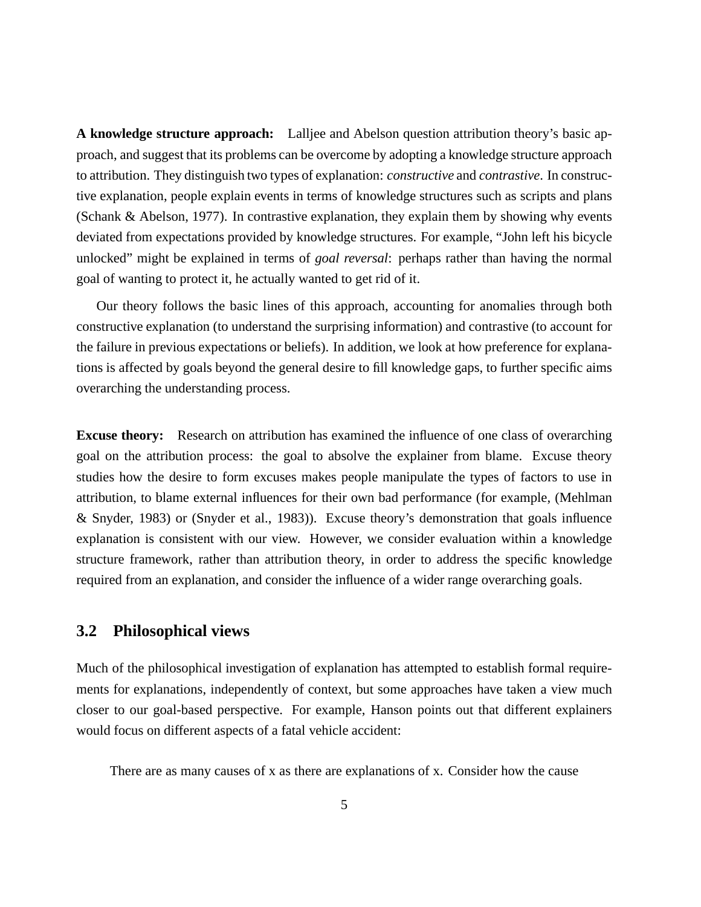**A knowledge structure approach:** Lalljee and Abelson question attribution theory's basic approach, and suggest that its problems can be overcome by adopting a knowledge structure approach to attribution. They distinguish two types of explanation: *constructive* and *contrastive*. In constructive explanation, people explain events in terms of knowledge structures such as scripts and plans (Schank & Abelson, 1977). In contrastive explanation, they explain them by showing why events deviated from expectations provided by knowledge structures. For example, "John left his bicycle unlocked" might be explained in terms of *goal reversal*: perhaps rather than having the normal goal of wanting to protect it, he actually wanted to get rid of it.

Our theory follows the basic lines of this approach, accounting for anomalies through both constructive explanation (to understand the surprising information) and contrastive (to account for the failure in previous expectations or beliefs). In addition, we look at how preference for explanations is affected by goals beyond the general desire to fill knowledge gaps, to further specific aims overarching the understanding process.

**Excuse theory:** Research on attribution has examined the influence of one class of overarching goal on the attribution process: the goal to absolve the explainer from blame. Excuse theory studies how the desire to form excuses makes people manipulate the types of factors to use in attribution, to blame external influences for their own bad performance (for example, (Mehlman & Snyder, 1983) or (Snyder et al., 1983)). Excuse theory's demonstration that goals influence explanation is consistent with our view. However, we consider evaluation within a knowledge structure framework, rather than attribution theory, in order to address the specific knowledge required from an explanation, and consider the influence of a wider range overarching goals.

## 3.2 Philosophical views

Much of the philosophical investigation of explanation has attempted to establish formal requirements for explanations, independently of context, but some approaches have taken a view much closer to our goal-based perspective. For example, Hanson points out that different explainers would focus on different aspects of a fatal vehicle accident:

> There are as many causes of x as there are explanations of x. Consider how the cause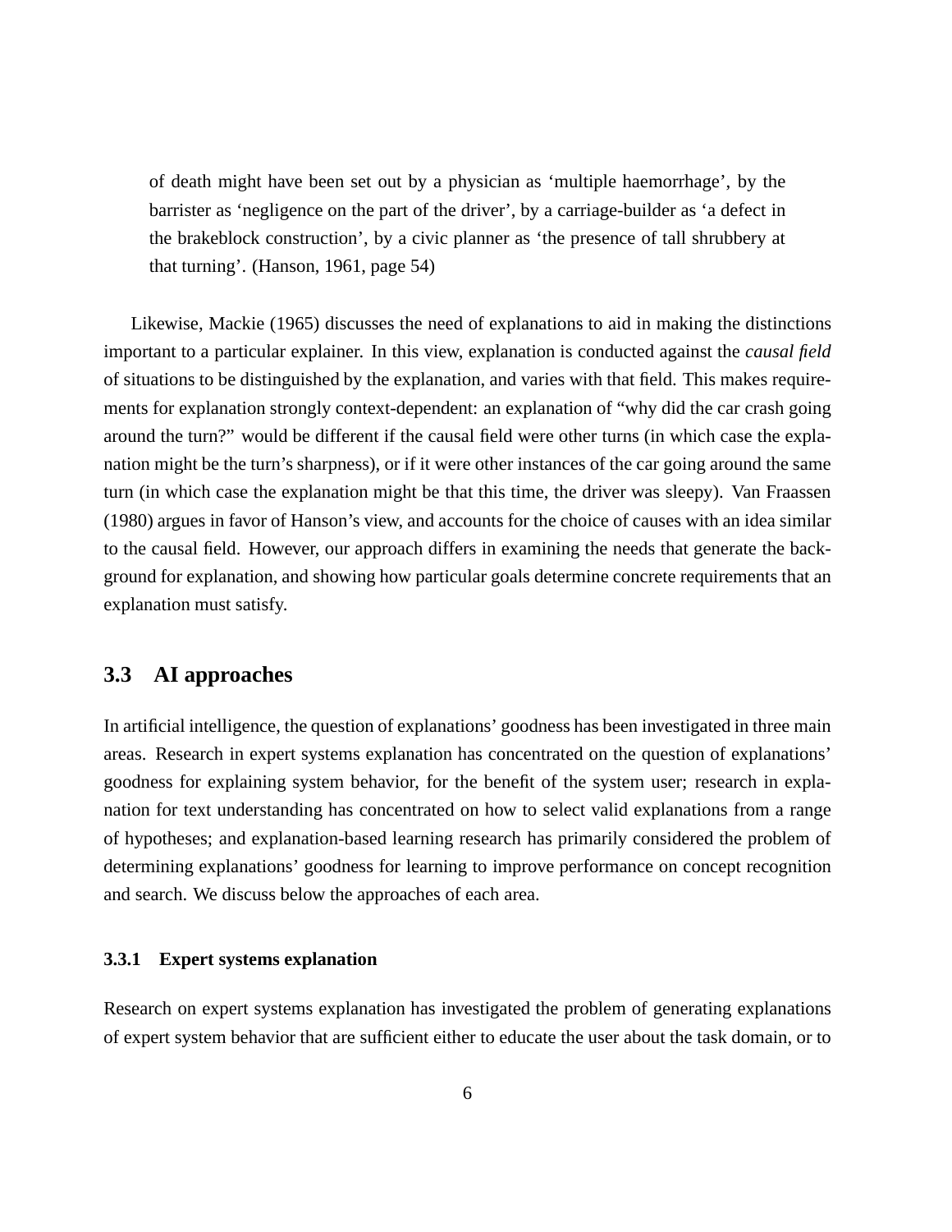> of death might have been set out by a physician as 'multiple haemorrhage', by the barrister as 'negligence on the part of the driver', by a carriage-builder as 'a defect in the brakeblock construction', by a civic planner as 'the presence of tall shrubbery at that turning'. (Hanson, 1961, page 54)

Likewise, Mackie (1965) discusses the need of explanations to aid in making the distinctions important to a particular explainer. In this view, explanation is conducted against the *causal field* of situations to be distinguished by the explanation, and varies with that field. This makes requirements for explanation strongly context-dependent: an explanation of "why did the car crash going around the turn?" would be different if the causal field were other turns (in which case the explanation might be the turn's sharpness), or if it were other instances of the car going around the same turn (in which case the explanation might be that this time, the driver was sleepy). Van Fraassen (1980) argues in favor of Hanson's view, and accounts for the choice of causes with an idea similar to the causal field. However, our approach differs in examining the needs that generate the background for explanation, and showing how particular goals determine concrete requirements that an explanation must satisfy.

## 3.3 AI approaches

In artificial intelligence, the question of explanations' goodness has been investigated in three main areas. Research in expert systems explanation has concentrated on the question of explanations' goodness for explaining system behavior, for the benefit of the system user; research in explanation for text understanding has concentrated on how to select valid explanations from a range of hypotheses; and explanation-based learning research has primarily considered the problem of determining explanations' goodness for learning to improve performance on concept recognition and search. We discuss below the approaches of each area.

### 3.3.1 Expert systems explanation

Research on expert systems explanation has investigated the problem of generating explanations of expert system behavior that are sufficient either to educate the user about the task domain, or to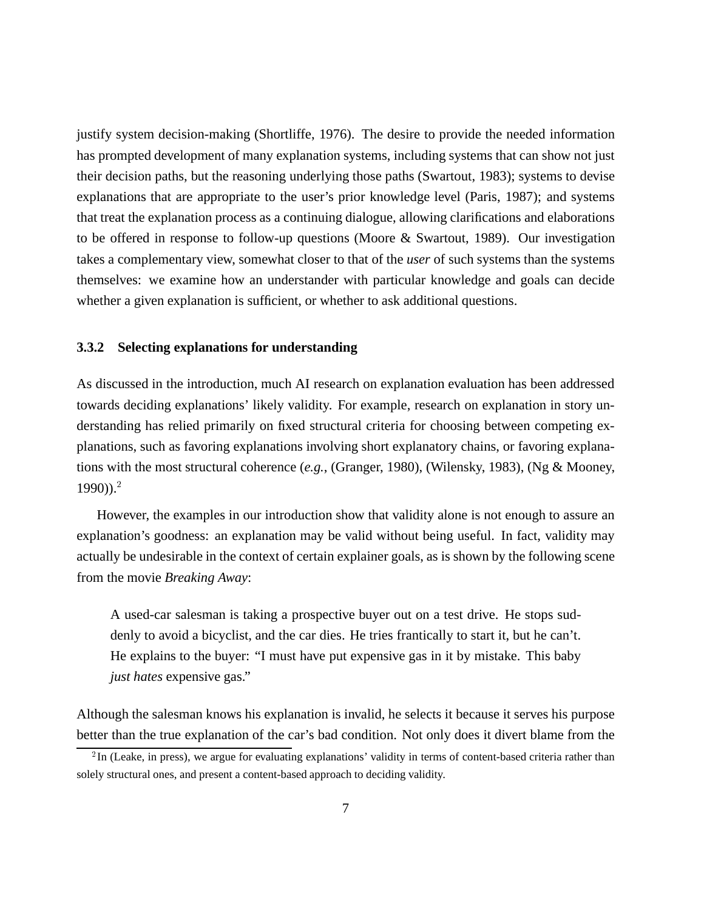justify system decision-making (Shortliffe, 1976). The desire to provide the needed information has prompted development of many explanation systems, including systems that can show not just their decision paths, but the reasoning underlying those paths (Swartout, 1983); systems to devise explanations that are appropriate to the user's prior knowledge level (Paris, 1987); and systems that treat the explanation process as a continuing dialogue, allowing clarifications and elaborations to be offered in response to follow-up questions (Moore & Swartout, 1989). Our investigation takes a complementary view, somewhat closer to that of the *user* of such systems than the systems themselves: we examine how an understander with particular knowledge and goals can decide whether a given explanation is sufficient, or whether to ask additional questions.

### 3.3.2 Selecting explanations for understanding

As discussed in the introduction, much AI research on explanation evaluation has been addressed towards deciding explanations' likely validity. For example, research on explanation in story understanding has relied primarily on fixed structural criteria for choosing between competing explanations, such as favoring explanations involving short explanatory chains, or favoring explanations with the most structural coherence (*e.g.*, (Granger, 1980), (Wilensky, 1983), (Ng & Mooney, 1990)).[2]

However, the examples in our introduction show that validity alone is not enough to assure an explanation's goodness: an explanation may be valid without being useful. In fact, validity may actually be undesirable in the context of certain explainer goals, as is shown by the following scene from the movie *Breaking Away*:

> A used-car salesman is taking a prospective buyer out on a test drive. He stops suddenly to avoid a bicyclist, and the car dies. He tries frantically to start it, but he can't. He explains to the buyer: "I must have put expensive gas in it by mistake. This baby *just hates* expensive gas."

Although the salesman knows his explanation is invalid, he selects it because it serves his purpose better than the true explanation of the car's bad condition. Not only does it divert blame from the

[2] In (Leake, in press), we argue for evaluating explanations' validity in terms of content-based criteria rather than solely structural ones, and present a content-based approach to deciding validity.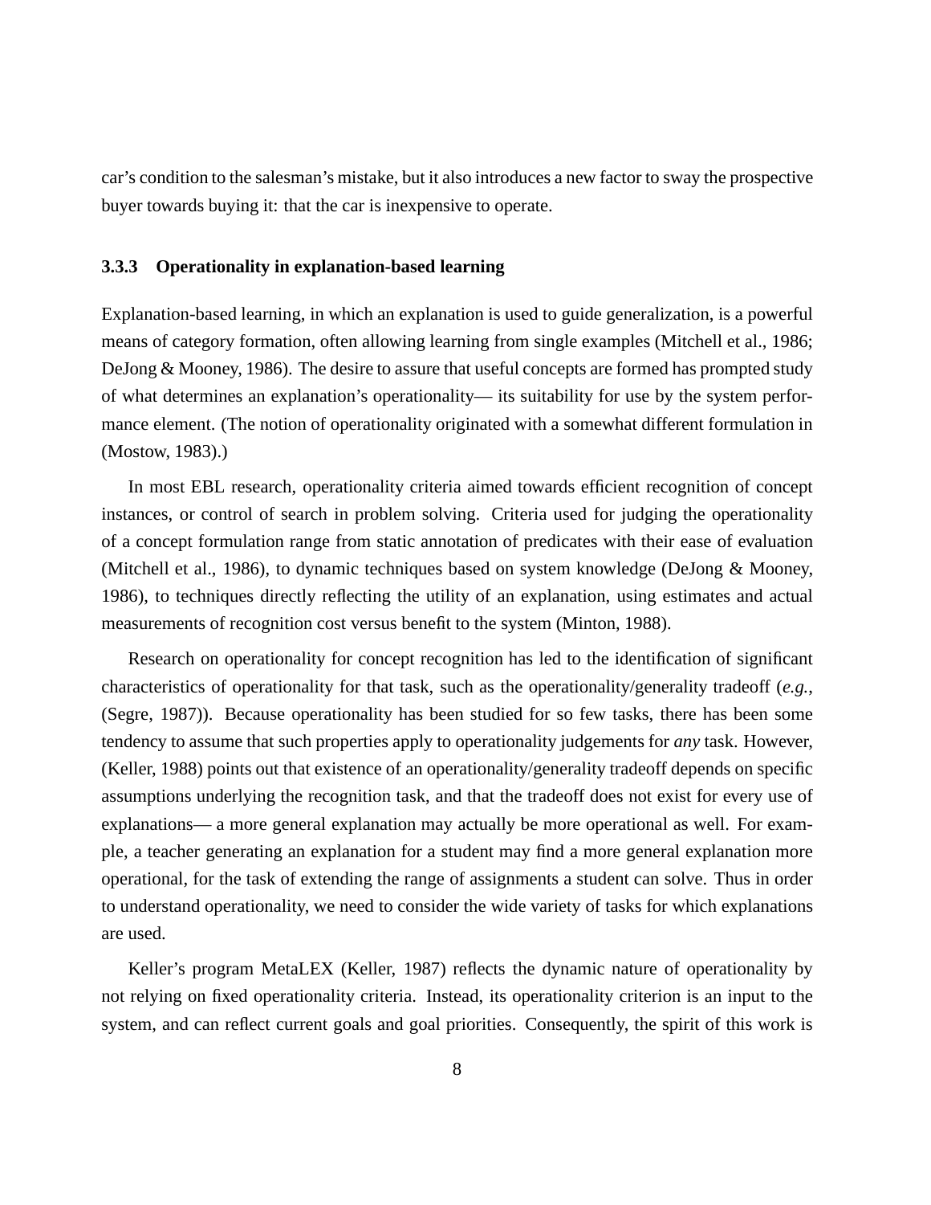car's condition to the salesman's mistake, but it also introduces a new factor to sway the prospective buyer towards buying it: that the car is inexpensive to operate.

### 3.3.3 Operationality in explanation-based learning

Explanation-based learning, in which an explanation is used to guide generalization, is a powerful means of category formation, often allowing learning from single examples (Mitchell et al., 1986; DeJong & Mooney, 1986). The desire to assure that useful concepts are formed has prompted study of what determines an explanation's operationality— its suitability for use by the system performance element. (The notion of operationality originated with a somewhat different formulation in (Mostow, 1983).)

In most EBL research, operationality criteria aimed towards efficient recognition of concept instances, or control of search in problem solving. Criteria used for judging the operationality of a concept formulation range from static annotation of predicates with their ease of evaluation (Mitchell et al., 1986), to dynamic techniques based on system knowledge (DeJong & Mooney, 1986), to techniques directly reflecting the utility of an explanation, using estimates and actual measurements of recognition cost versus benefit to the system (Minton, 1988).

Research on operationality for concept recognition has led to the identification of significant characteristics of operationality for that task, such as the operationality/generality tradeoff (*e.g.*, (Segre, 1987)). Because operationality has been studied for so few tasks, there has been some tendency to assume that such properties apply to operationality judgements for *any* task. However, (Keller, 1988) points out that existence of an operationality/generality tradeoff depends on specific assumptions underlying the recognition task, and that the tradeoff does not exist for every use of explanations— a more general explanation may actually be more operational as well. For example, a teacher generating an explanation for a student may find a more general explanation more operational, for the task of extending the range of assignments a student can solve. Thus in order to understand operationality, we need to consider the wide variety of tasks for which explanations are used.

Keller's program MetaLEX (Keller, 1987) reflects the dynamic nature of operationality by not relying on fixed operationality criteria. Instead, its operationality criterion is an input to the system, and can reflect current goals and goal priorities. Consequently, the spirit of this work is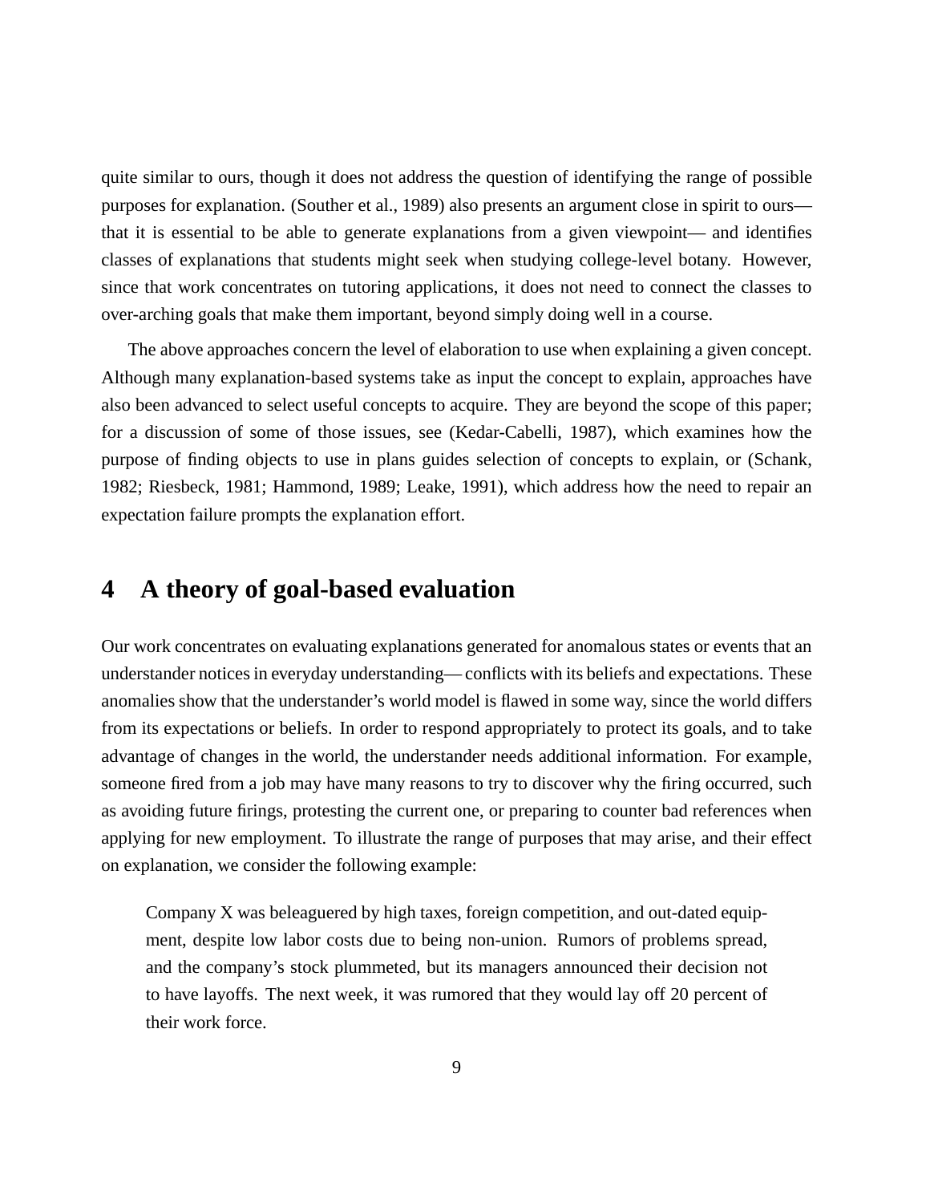quite similar to ours, though it does not address the question of identifying the range of possible purposes for explanation. (Souther et al., 1989) also presents an argument close in spirit to ours— that it is essential to be able to generate explanations from a given viewpoint— and identifies classes of explanations that students might seek when studying college-level botany. However, since that work concentrates on tutoring applications, it does not need to connect the classes to over-arching goals that make them important, beyond simply doing well in a course.

The above approaches concern the level of elaboration to use when explaining a given concept. Although many explanation-based systems take as input the concept to explain, approaches have also been advanced to select useful concepts to acquire. They are beyond the scope of this paper; for a discussion of some of those issues, see (Kedar-Cabelli, 1987), which examines how the purpose of finding objects to use in plans guides selection of concepts to explain, or (Schank, 1982; Riesbeck, 1981; Hammond, 1989; Leake, 1991), which address how the need to repair an expectation failure prompts the explanation effort.

# 4 A theory of goal-based evaluation

Our work concentrates on evaluating explanations generated for anomalous states or events that an understander notices in everyday understanding— conflicts with its beliefs and expectations. These anomalies show that the understander's world model is flawed in some way, since the world differs from its expectations or beliefs. In order to respond appropriately to protect its goals, and to take advantage of changes in the world, the understander needs additional information. For example, someone fired from a job may have many reasons to try to discover why the firing occurred, such as avoiding future firings, protesting the current one, or preparing to counter bad references when applying for new employment. To illustrate the range of purposes that may arise, and their effect on explanation, we consider the following example:

> Company X was beleaguered by high taxes, foreign competition, and out-dated equipment, despite low labor costs due to being non-union. Rumors of problems spread, and the company's stock plummeted, but its managers announced their decision not to have layoffs. The next week, it was rumored that they would lay off 20 percent of their work force.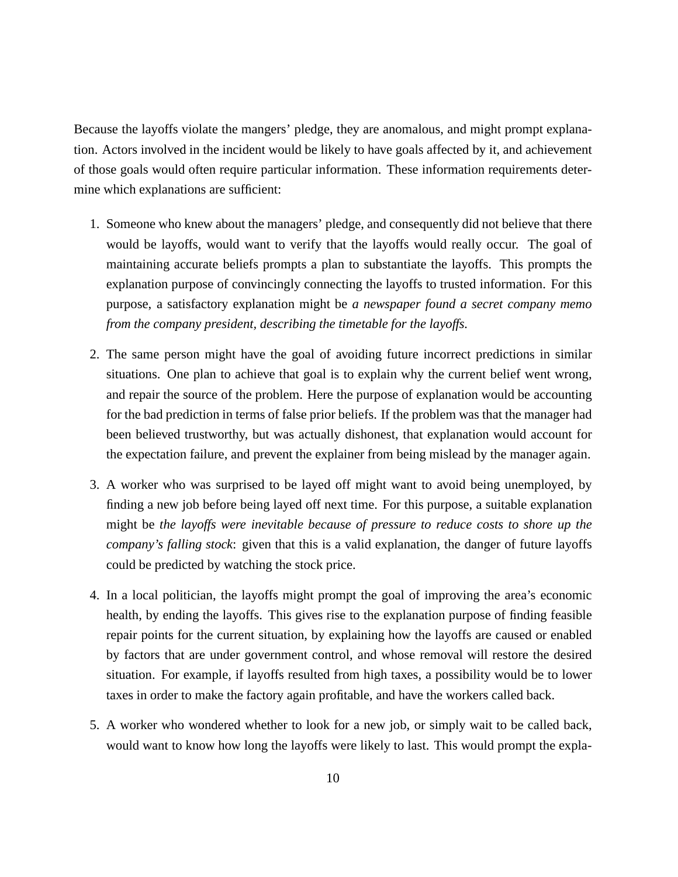Because the layoffs violate the mangers' pledge, they are anomalous, and might prompt explanation. Actors involved in the incident would be likely to have goals affected by it, and achievement of those goals would often require particular information. These information requirements determine which explanations are sufficient:

1. Someone who knew about the managers' pledge, and consequently did not believe that there would be layoffs, would want to verify that the layoffs would really occur. The goal of maintaining accurate beliefs prompts a plan to substantiate the layoffs. This prompts the explanation purpose of convincingly connecting the layoffs to trusted information. For this purpose, a satisfactory explanation might be *a newspaper found a secret company memo from the company president, describing the timetable for the layoffs.*

2. The same person might have the goal of avoiding future incorrect predictions in similar situations. One plan to achieve that goal is to explain why the current belief went wrong, and repair the source of the problem. Here the purpose of explanation would be accounting for the bad prediction in terms of false prior beliefs. If the problem was that the manager had been believed trustworthy, but was actually dishonest, that explanation would account for the expectation failure, and prevent the explainer from being mislead by the manager again.

3. A worker who was surprised to be layed off might want to avoid being unemployed, by finding a new job before being layed off next time. For this purpose, a suitable explanation might be *the layoffs were inevitable because of pressure to reduce costs to shore up the company's falling stock*: given that this is a valid explanation, the danger of future layoffs could be predicted by watching the stock price.

4. In a local politician, the layoffs might prompt the goal of improving the area's economic health, by ending the layoffs. This gives rise to the explanation purpose of finding feasible repair points for the current situation, by explaining how the layoffs are caused or enabled by factors that are under government control, and whose removal will restore the desired situation. For example, if layoffs resulted from high taxes, a possibility would be to lower taxes in order to make the factory again profitable, and have the workers called back.

5. A worker who wondered whether to look for a new job, or simply wait to be called back, would want to know how long the layoffs were likely to last. This would prompt the expla-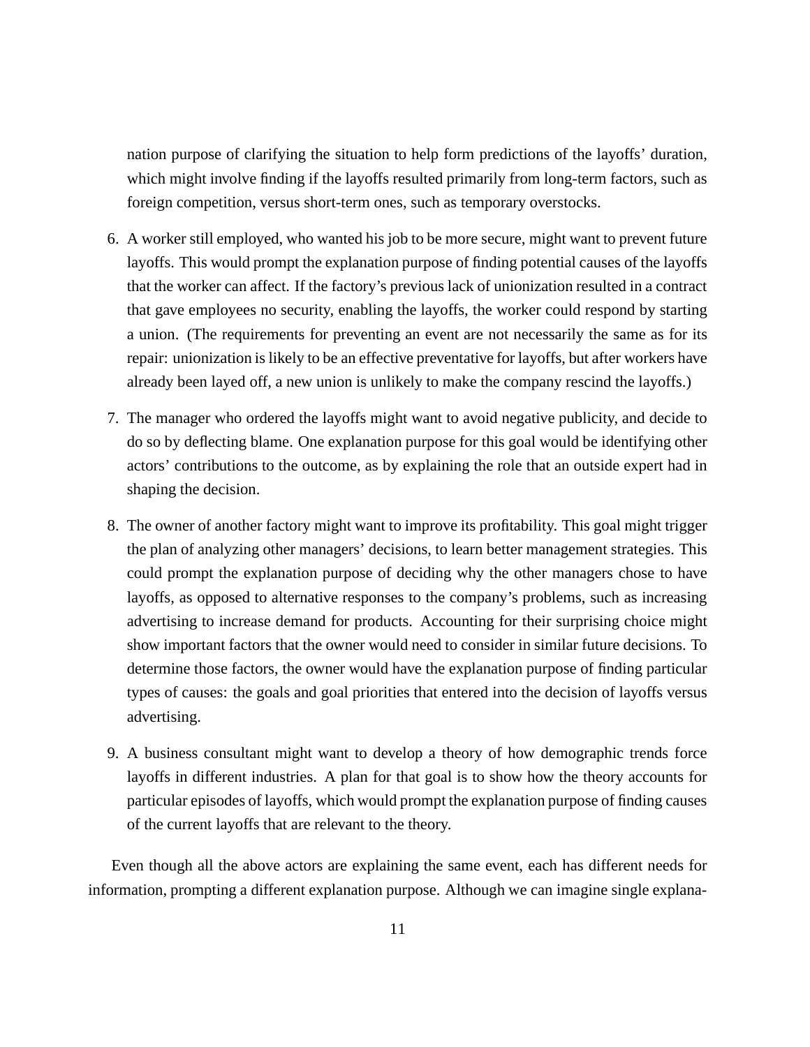nation purpose of clarifying the situation to help form predictions of the layoffs' duration, which might involve finding if the layoffs resulted primarily from long-term factors, such as foreign competition, versus short-term ones, such as temporary overstocks.

6. A worker still employed, who wanted his job to be more secure, might want to prevent future layoffs. This would prompt the explanation purpose of finding potential causes of the layoffs that the worker can affect. If the factory's previous lack of unionization resulted in a contract that gave employees no security, enabling the layoffs, the worker could respond by starting a union. (The requirements for preventing an event are not necessarily the same as for its repair: unionization is likely to be an effective preventative for layoffs, but after workers have already been layed off, a new union is unlikely to make the company rescind the layoffs.)

7. The manager who ordered the layoffs might want to avoid negative publicity, and decide to do so by deflecting blame. One explanation purpose for this goal would be identifying other actors' contributions to the outcome, as by explaining the role that an outside expert had in shaping the decision.

8. The owner of another factory might want to improve its profitability. This goal might trigger the plan of analyzing other managers' decisions, to learn better management strategies. This could prompt the explanation purpose of deciding why the other managers chose to have layoffs, as opposed to alternative responses to the company's problems, such as increasing advertising to increase demand for products. Accounting for their surprising choice might show important factors that the owner would need to consider in similar future decisions. To determine those factors, the owner would have the explanation purpose of finding particular types of causes: the goals and goal priorities that entered into the decision of layoffs versus advertising.

9. A business consultant might want to develop a theory of how demographic trends force layoffs in different industries. A plan for that goal is to show how the theory accounts for particular episodes of layoffs, which would prompt the explanation purpose of finding causes of the current layoffs that are relevant to the theory.

Even though all the above actors are explaining the same event, each has different needs for information, prompting a different explanation purpose. Although we can imagine single explana-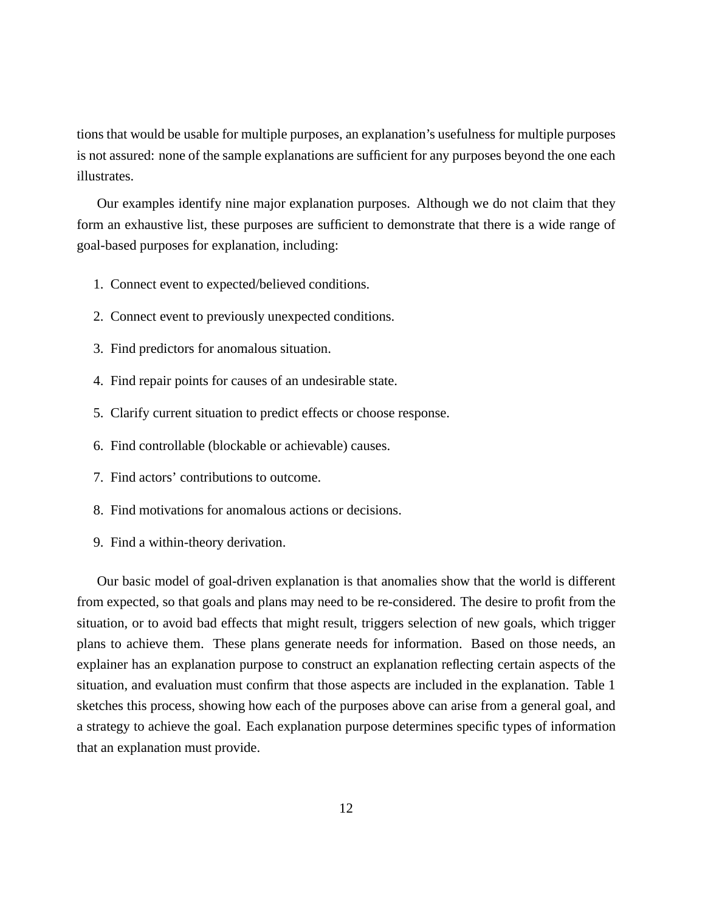tions that would be usable for multiple purposes, an explanation's usefulness for multiple purposes is not assured: none of the sample explanations are sufficient for any purposes beyond the one each illustrates.

Our examples identify nine major explanation purposes. Although we do not claim that they form an exhaustive list, these purposes are sufficient to demonstrate that there is a wide range of goal-based purposes for explanation, including:

1. Connect event to expected/believed conditions.
2. Connect event to previously unexpected conditions.
3. Find predictors for anomalous situation.
4. Find repair points for causes of an undesirable state.
5. Clarify current situation to predict effects or choose response.
6. Find controllable (blockable or achievable) causes.
7. Find actors' contributions to outcome.
8. Find motivations for anomalous actions or decisions.
9. Find a within-theory derivation.

Our basic model of goal-driven explanation is that anomalies show that the world is different from expected, so that goals and plans may need to be re-considered. The desire to profit from the situation, or to avoid bad effects that might result, triggers selection of new goals, which trigger plans to achieve them. These plans generate needs for information. Based on those needs, an explainer has an explanation purpose to construct an explanation reflecting certain aspects of the situation, and evaluation must confirm that those aspects are included in the explanation. Table 1 sketches this process, showing how each of the purposes above can arise from a general goal, and a strategy to achieve the goal. Each explanation purpose determines specific types of information that an explanation must provide.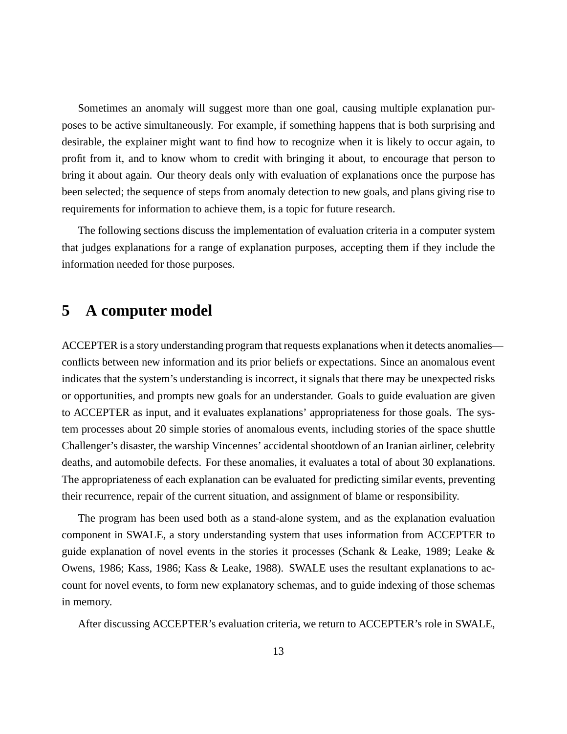Sometimes an anomaly will suggest more than one goal, causing multiple explanation purposes to be active simultaneously. For example, if something happens that is both surprising and desirable, the explainer might want to find how to recognize when it is likely to occur again, to profit from it, and to know whom to credit with bringing it about, to encourage that person to bring it about again. Our theory deals only with evaluation of explanations once the purpose has been selected; the sequence of steps from anomaly detection to new goals, and plans giving rise to requirements for information to achieve them, is a topic for future research.

The following sections discuss the implementation of evaluation criteria in a computer system that judges explanations for a range of explanation purposes, accepting them if they include the information needed for those purposes.

## 5 A computer model

ACCEPTER is a story understanding program that requests explanations when it detects anomalies—conflicts between new information and its prior beliefs or expectations. Since an anomalous event indicates that the system's understanding is incorrect, it signals that there may be unexpected risks or opportunities, and prompts new goals for an understander. Goals to guide evaluation are given to ACCEPTER as input, and it evaluates explanations' appropriateness for those goals. The system processes about 20 simple stories of anomalous events, including stories of the space shuttle Challenger's disaster, the warship Vincennes' accidental shootdown of an Iranian airliner, celebrity deaths, and automobile defects. For these anomalies, it evaluates a total of about 30 explanations. The appropriateness of each explanation can be evaluated for predicting similar events, preventing their recurrence, repair of the current situation, and assignment of blame or responsibility.

The program has been used both as a stand-alone system, and as the explanation evaluation component in SWALE, a story understanding system that uses information from ACCEPTER to guide explanation of novel events in the stories it processes (Schank & Leake, 1989; Leake & Owens, 1986; Kass, 1986; Kass & Leake, 1988). SWALE uses the resultant explanations to account for novel events, to form new explanatory schemas, and to guide indexing of those schemas in memory.

After discussing ACCEPTER's evaluation criteria, we return to ACCEPTER's role in SWALE,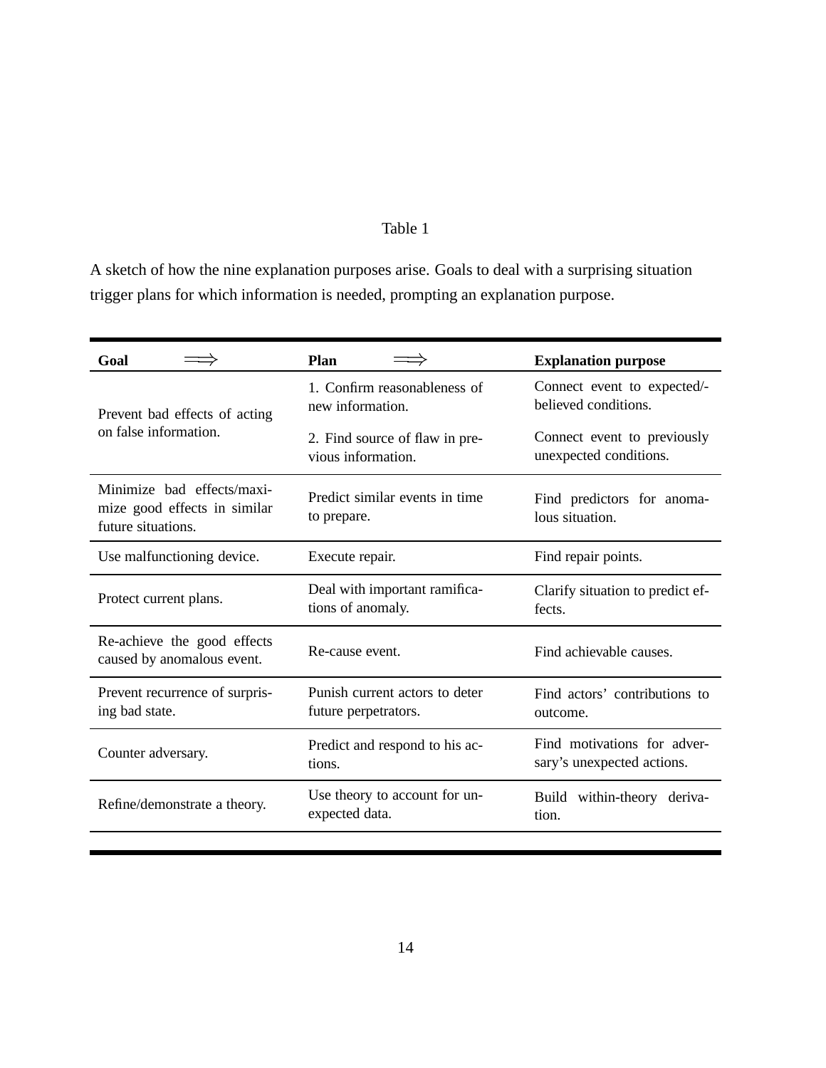Table 1

A sketch of how the nine explanation purposes arise. Goals to deal with a surprising situation trigger plans for which information is needed, prompting an explanation purpose.

| **Goal** $\Longrightarrow$ | **Plan** $\Longrightarrow$ | **Explanation purpose** |
|---|---|---|
| Prevent bad effects of acting on false information. | 1. Confirm reasonableness of new information. | Connect event to expected/-believed conditions. |
| | 2. Find source of flaw in previous information. | Connect event to previously unexpected conditions. |
| Minimize bad effects/maximize good effects in similar future situations. | Predict similar events in time to prepare. | Find predictors for anomalous situation. |
| Use malfunctioning device. | Execute repair. | Find repair points. |
| Protect current plans. | Deal with important ramifications of anomaly. | Clarify situation to predict effects. |
| Re-achieve the good effects caused by anomalous event. | Re-cause event. | Find achievable causes. |
| Prevent recurrence of surprising bad state. | Punish current actors to deter future perpetrators. | Find actors' contributions to outcome. |
| Counter adversary. | Predict and respond to his actions. | Find motivations for adversary's unexpected actions. |
| Refine/demonstrate a theory. | Use theory to account for unexpected data. | Build within-theory derivation. |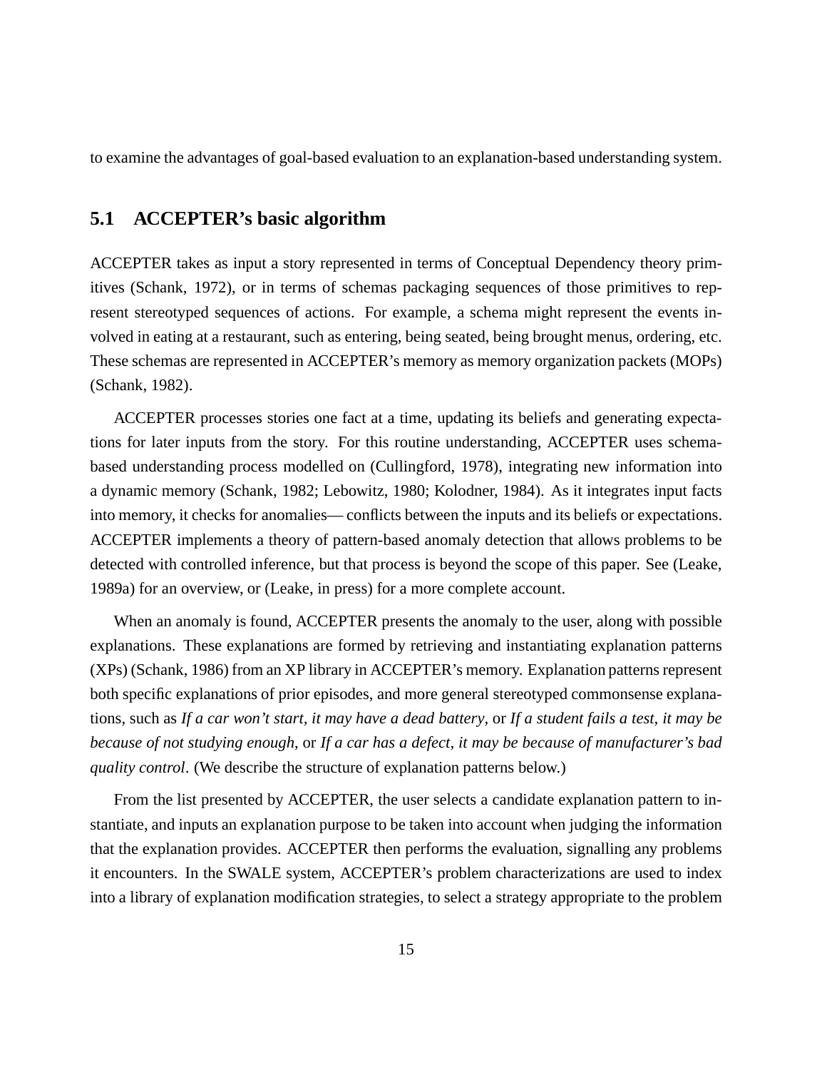to examine the advantages of goal-based evaluation to an explanation-based understanding system.

## 5.1 ACCEPTER's basic algorithm

ACCEPTER takes as input a story represented in terms of Conceptual Dependency theory primitives (Schank, 1972), or in terms of schemas packaging sequences of those primitives to represent stereotyped sequences of actions. For example, a schema might represent the events involved in eating at a restaurant, such as entering, being seated, being brought menus, ordering, etc. These schemas are represented in ACCEPTER's memory as memory organization packets (MOPs) (Schank, 1982).

ACCEPTER processes stories one fact at a time, updating its beliefs and generating expectations for later inputs from the story. For this routine understanding, ACCEPTER uses schema-based understanding process modelled on (Cullingford, 1978), integrating new information into a dynamic memory (Schank, 1982; Lebowitz, 1980; Kolodner, 1984). As it integrates input facts into memory, it checks for anomalies— conflicts between the inputs and its beliefs or expectations. ACCEPTER implements a theory of pattern-based anomaly detection that allows problems to be detected with controlled inference, but that process is beyond the scope of this paper. See (Leake, 1989a) for an overview, or (Leake, in press) for a more complete account.

When an anomaly is found, ACCEPTER presents the anomaly to the user, along with possible explanations. These explanations are formed by retrieving and instantiating explanation patterns (XPs) (Schank, 1986) from an XP library in ACCEPTER's memory. Explanation patterns represent both specific explanations of prior episodes, and more general stereotyped commonsense explanations, such as *If a car won't start, it may have a dead battery*, or *If a student fails a test, it may be because of not studying enough*, or *If a car has a defect, it may be because of manufacturer's bad quality control*. (We describe the structure of explanation patterns below.)

From the list presented by ACCEPTER, the user selects a candidate explanation pattern to instantiate, and inputs an explanation purpose to be taken into account when judging the information that the explanation provides. ACCEPTER then performs the evaluation, signalling any problems it encounters. In the SWALE system, ACCEPTER's problem characterizations are used to index into a library of explanation modification strategies, to select a strategy appropriate to the problem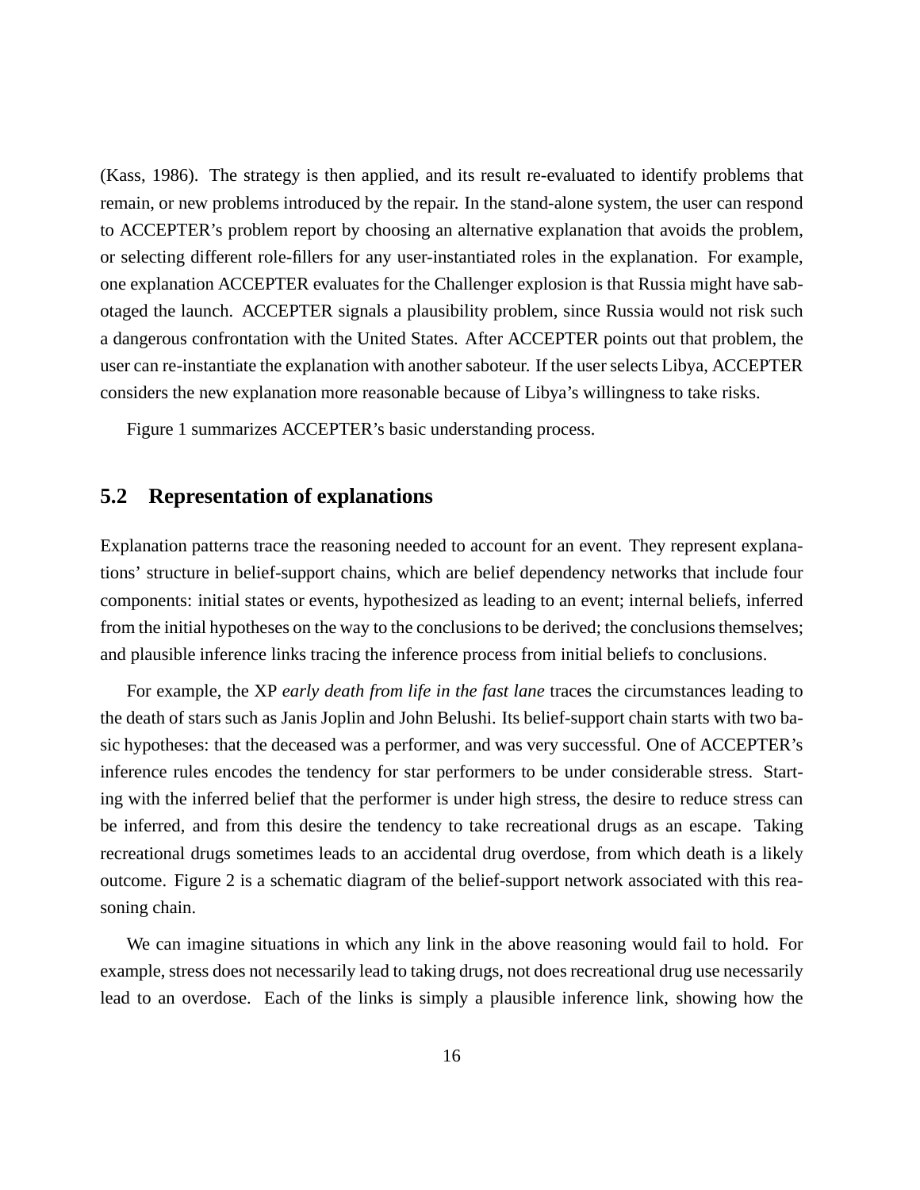(Kass, 1986). The strategy is then applied, and its result re-evaluated to identify problems that remain, or new problems introduced by the repair. In the stand-alone system, the user can respond to ACCEPTER's problem report by choosing an alternative explanation that avoids the problem, or selecting different role-fillers for any user-instantiated roles in the explanation. For example, one explanation ACCEPTER evaluates for the Challenger explosion is that Russia might have sabotaged the launch. ACCEPTER signals a plausibility problem, since Russia would not risk such a dangerous confrontation with the United States. After ACCEPTER points out that problem, the user can re-instantiate the explanation with another saboteur. If the user selects Libya, ACCEPTER considers the new explanation more reasonable because of Libya's willingness to take risks.

Figure 1 summarizes ACCEPTER's basic understanding process.

## 5.2 Representation of explanations

Explanation patterns trace the reasoning needed to account for an event. They represent explanations' structure in belief-support chains, which are belief dependency networks that include four components: initial states or events, hypothesized as leading to an event; internal beliefs, inferred from the initial hypotheses on the way to the conclusions to be derived; the conclusions themselves; and plausible inference links tracing the inference process from initial beliefs to conclusions.

For example, the XP *early death from life in the fast lane* traces the circumstances leading to the death of stars such as Janis Joplin and John Belushi. Its belief-support chain starts with two basic hypotheses: that the deceased was a performer, and was very successful. One of ACCEPTER's inference rules encodes the tendency for star performers to be under considerable stress. Starting with the inferred belief that the performer is under high stress, the desire to reduce stress can be inferred, and from this desire the tendency to take recreational drugs as an escape. Taking recreational drugs sometimes leads to an accidental drug overdose, from which death is a likely outcome. Figure 2 is a schematic diagram of the belief-support network associated with this reasoning chain.

We can imagine situations in which any link in the above reasoning would fail to hold. For example, stress does not necessarily lead to taking drugs, not does recreational drug use necessarily lead to an overdose. Each of the links is simply a plausible inference link, showing how the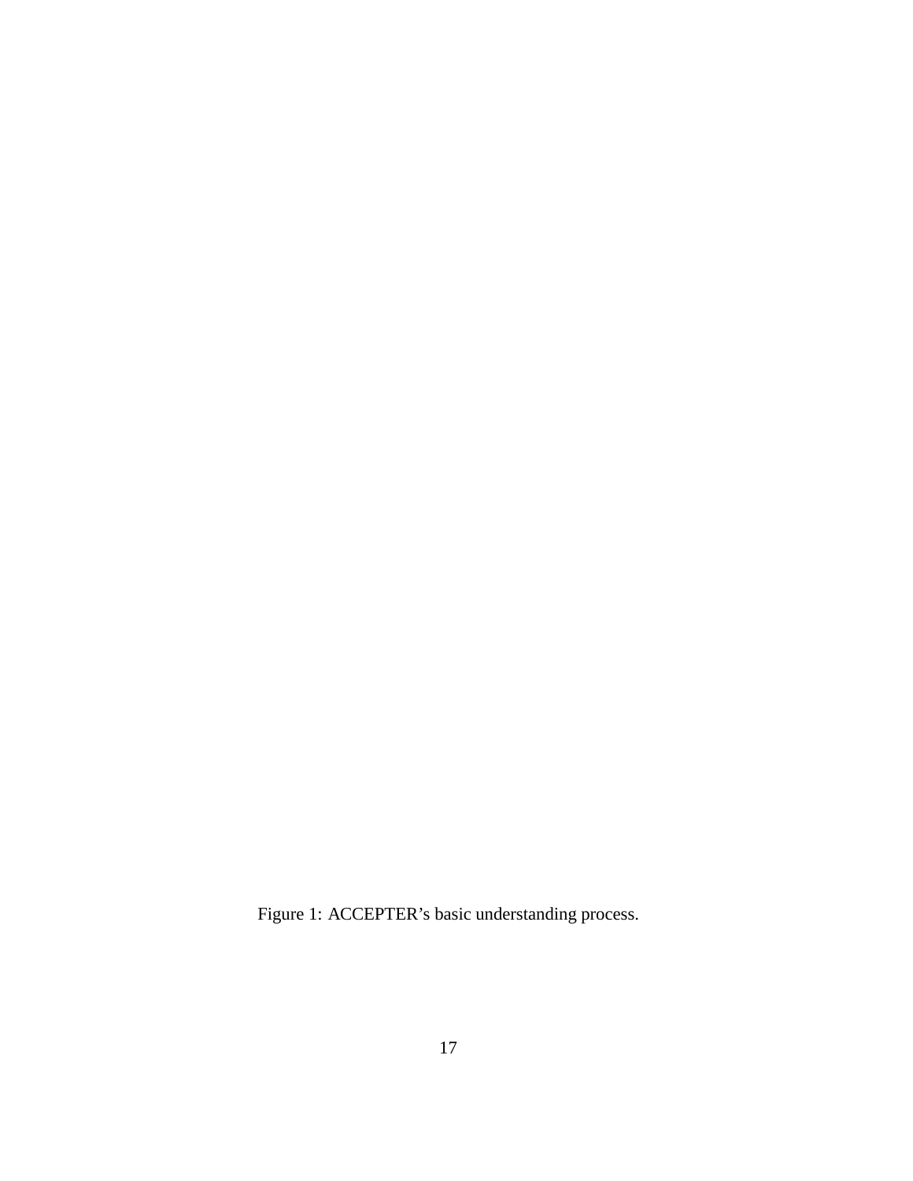Figure 1: ACCEPTER's basic understanding process.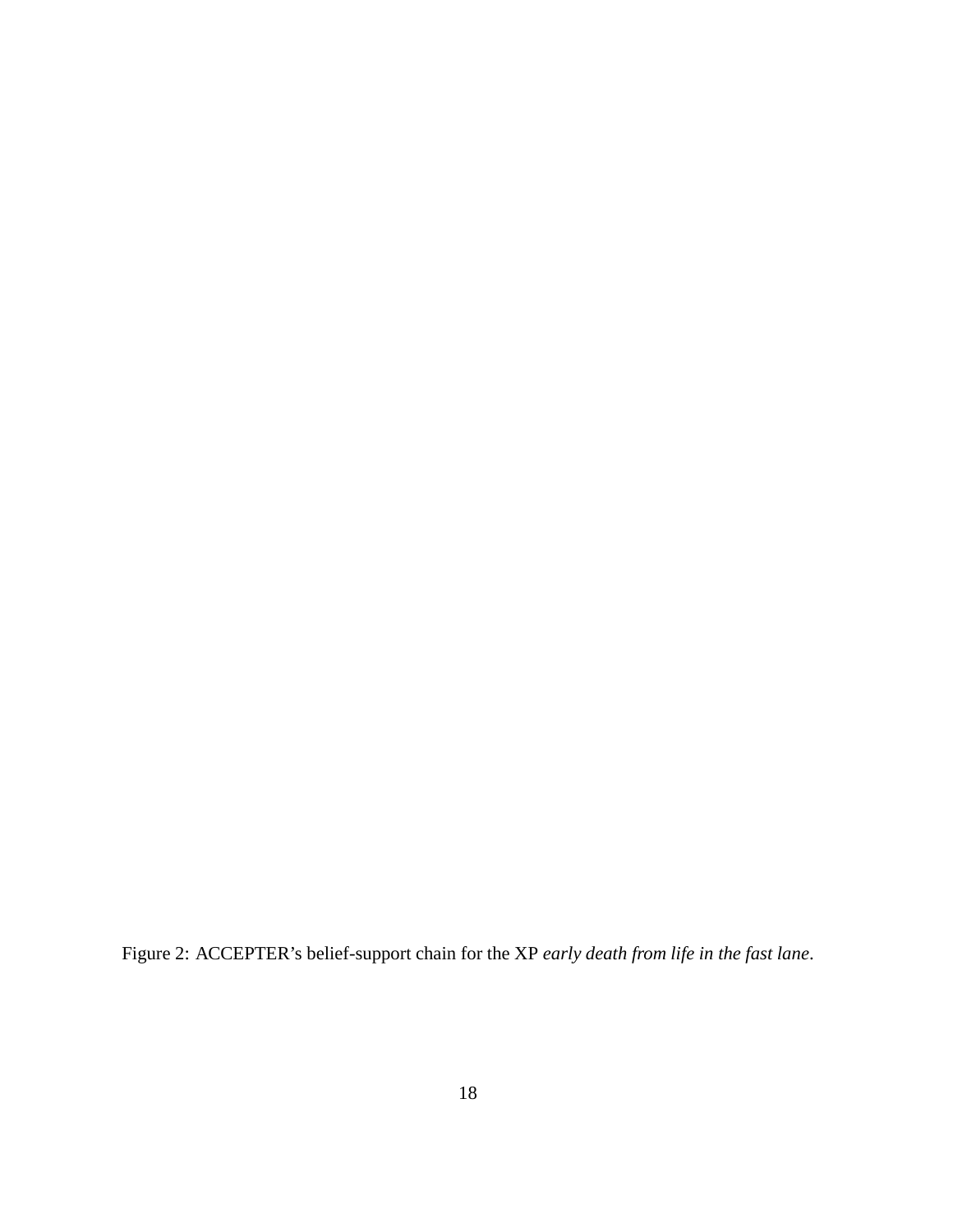Figure 2: ACCEPTER's belief-support chain for the XP *early death from life in the fast lane*.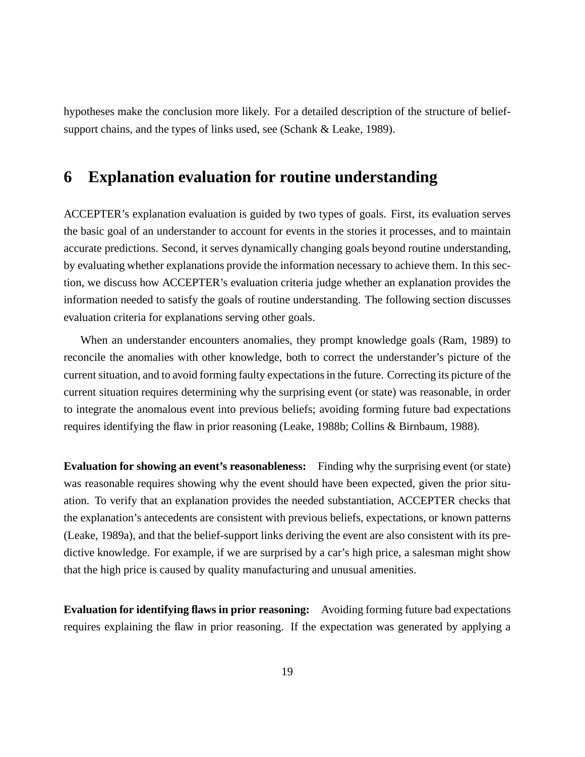hypotheses make the conclusion more likely. For a detailed description of the structure of belief-support chains, and the types of links used, see (Schank & Leake, 1989).

# 6 Explanation evaluation for routine understanding

ACCEPTER's explanation evaluation is guided by two types of goals. First, its evaluation serves the basic goal of an understander to account for events in the stories it processes, and to maintain accurate predictions. Second, it serves dynamically changing goals beyond routine understanding, by evaluating whether explanations provide the information necessary to achieve them. In this section, we discuss how ACCEPTER's evaluation criteria judge whether an explanation provides the information needed to satisfy the goals of routine understanding. The following section discusses evaluation criteria for explanations serving other goals.

When an understander encounters anomalies, they prompt knowledge goals (Ram, 1989) to reconcile the anomalies with other knowledge, both to correct the understander's picture of the current situation, and to avoid forming faulty expectations in the future. Correcting its picture of the current situation requires determining why the surprising event (or state) was reasonable, in order to integrate the anomalous event into previous beliefs; avoiding forming future bad expectations requires identifying the flaw in prior reasoning (Leake, 1988b; Collins & Birnbaum, 1988).

**Evaluation for showing an event's reasonableness:** Finding why the surprising event (or state) was reasonable requires showing why the event should have been expected, given the prior situation. To verify that an explanation provides the needed substantiation, ACCEPTER checks that the explanation's antecedents are consistent with previous beliefs, expectations, or known patterns (Leake, 1989a), and that the belief-support links deriving the event are also consistent with its predictive knowledge. For example, if we are surprised by a car's high price, a salesman might show that the high price is caused by quality manufacturing and unusual amenities.

**Evaluation for identifying flaws in prior reasoning:** Avoiding forming future bad expectations requires explaining the flaw in prior reasoning. If the expectation was generated by applying a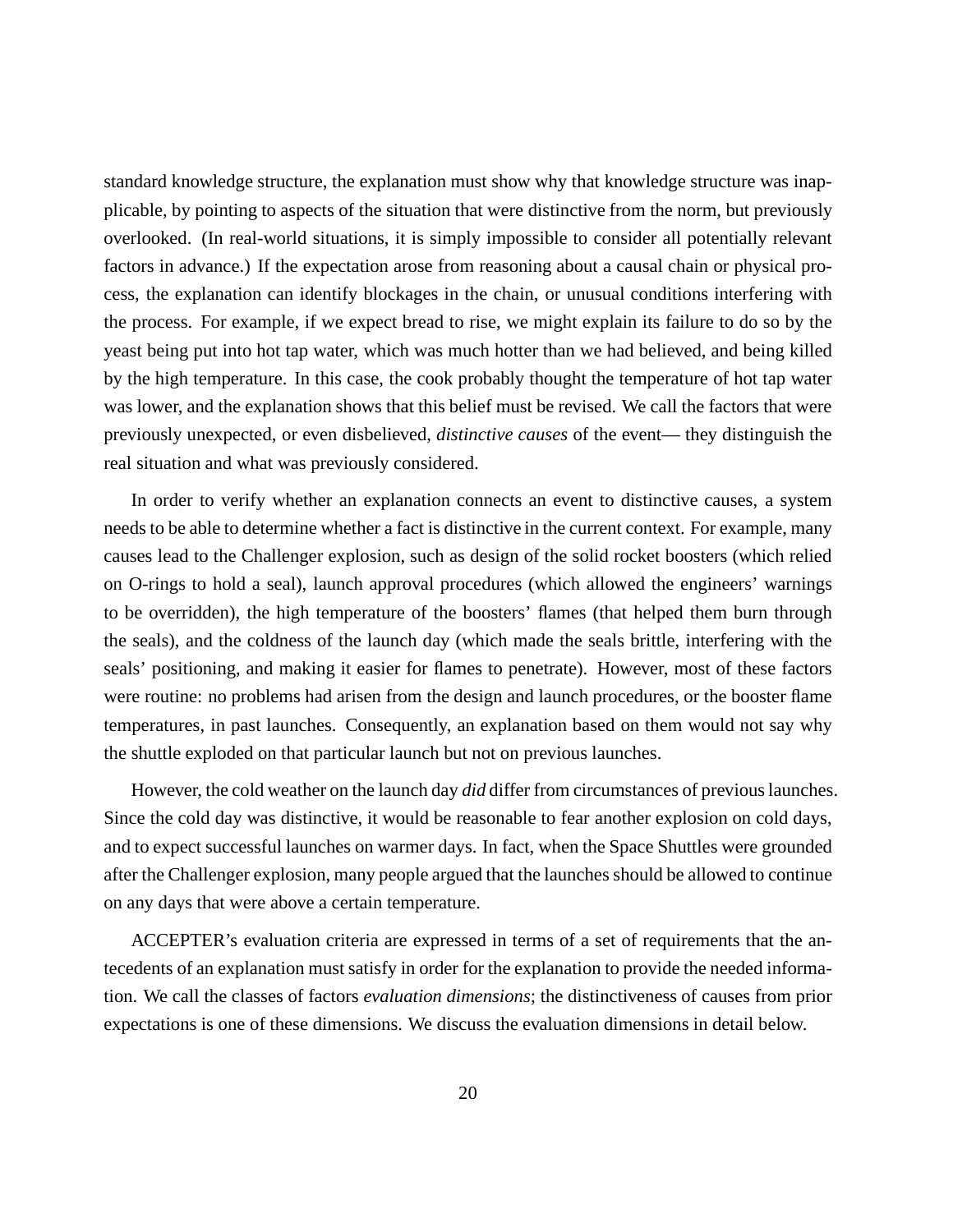standard knowledge structure, the explanation must show why that knowledge structure was inapplicable, by pointing to aspects of the situation that were distinctive from the norm, but previously overlooked. (In real-world situations, it is simply impossible to consider all potentially relevant factors in advance.) If the expectation arose from reasoning about a causal chain or physical process, the explanation can identify blockages in the chain, or unusual conditions interfering with the process. For example, if we expect bread to rise, we might explain its failure to do so by the yeast being put into hot tap water, which was much hotter than we had believed, and being killed by the high temperature. In this case, the cook probably thought the temperature of hot tap water was lower, and the explanation shows that this belief must be revised. We call the factors that were previously unexpected, or even disbelieved, *distinctive causes* of the event— they distinguish the real situation and what was previously considered.

In order to verify whether an explanation connects an event to distinctive causes, a system needs to be able to determine whether a fact is distinctive in the current context. For example, many causes lead to the Challenger explosion, such as design of the solid rocket boosters (which relied on O-rings to hold a seal), launch approval procedures (which allowed the engineers' warnings to be overridden), the high temperature of the boosters' flames (that helped them burn through the seals), and the coldness of the launch day (which made the seals brittle, interfering with the seals' positioning, and making it easier for flames to penetrate). However, most of these factors were routine: no problems had arisen from the design and launch procedures, or the booster flame temperatures, in past launches. Consequently, an explanation based on them would not say why the shuttle exploded on that particular launch but not on previous launches.

However, the cold weather on the launch day *did* differ from circumstances of previous launches. Since the cold day was distinctive, it would be reasonable to fear another explosion on cold days, and to expect successful launches on warmer days. In fact, when the Space Shuttles were grounded after the Challenger explosion, many people argued that the launches should be allowed to continue on any days that were above a certain temperature.

ACCEPTER's evaluation criteria are expressed in terms of a set of requirements that the antecedents of an explanation must satisfy in order for the explanation to provide the needed information. We call the classes of factors *evaluation dimensions*; the distinctiveness of causes from prior expectations is one of these dimensions. We discuss the evaluation dimensions in detail below.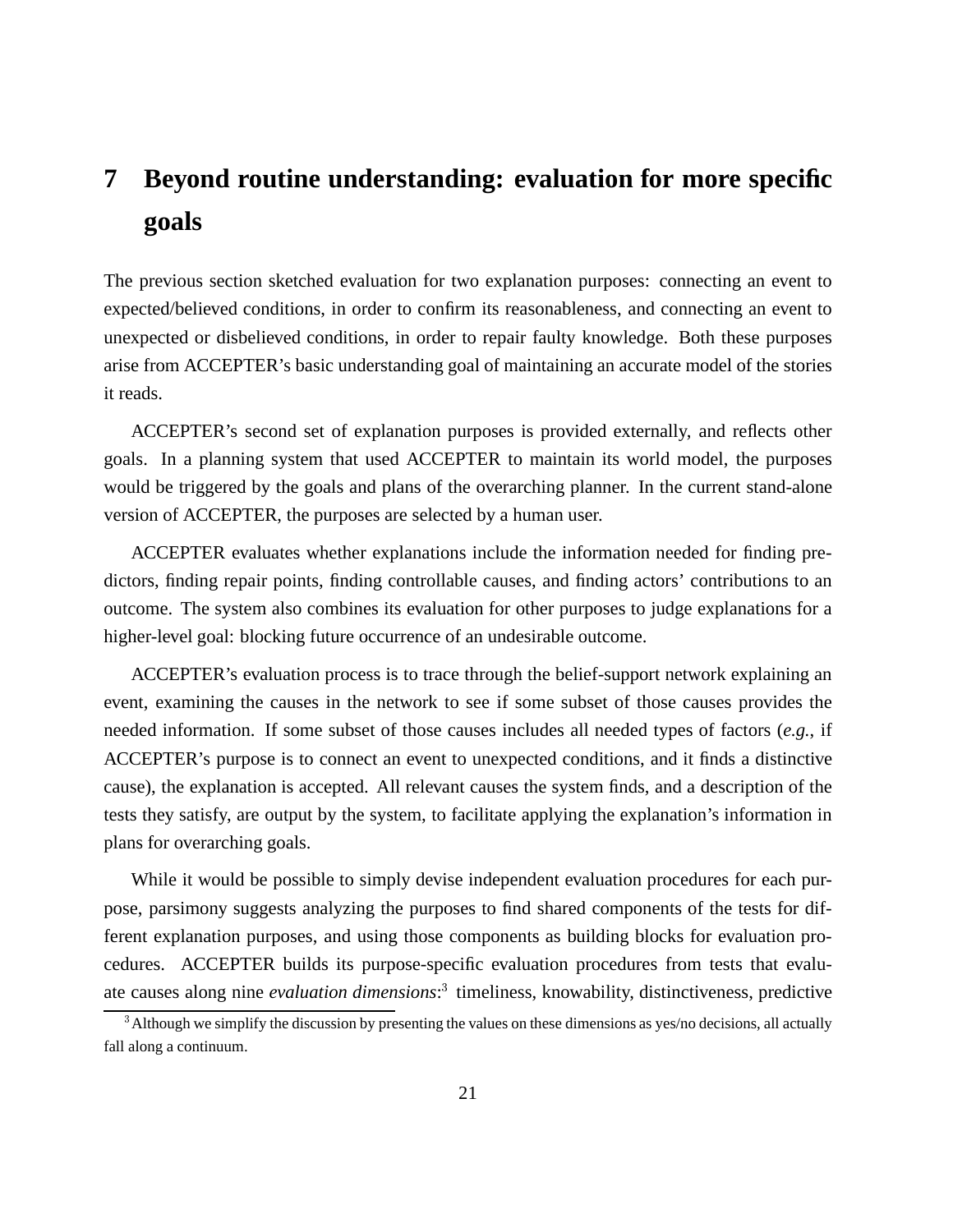# 7 Beyond routine understanding: evaluation for more specific goals

The previous section sketched evaluation for two explanation purposes: connecting an event to expected/believed conditions, in order to confirm its reasonableness, and connecting an event to unexpected or disbelieved conditions, in order to repair faulty knowledge. Both these purposes arise from ACCEPTER's basic understanding goal of maintaining an accurate model of the stories it reads.

ACCEPTER's second set of explanation purposes is provided externally, and reflects other goals. In a planning system that used ACCEPTER to maintain its world model, the purposes would be triggered by the goals and plans of the overarching planner. In the current stand-alone version of ACCEPTER, the purposes are selected by a human user.

ACCEPTER evaluates whether explanations include the information needed for finding predictors, finding repair points, finding controllable causes, and finding actors' contributions to an outcome. The system also combines its evaluation for other purposes to judge explanations for a higher-level goal: blocking future occurrence of an undesirable outcome.

ACCEPTER's evaluation process is to trace through the belief-support network explaining an event, examining the causes in the network to see if some subset of those causes provides the needed information. If some subset of those causes includes all needed types of factors (*e.g.*, if ACCEPTER's purpose is to connect an event to unexpected conditions, and it finds a distinctive cause), the explanation is accepted. All relevant causes the system finds, and a description of the tests they satisfy, are output by the system, to facilitate applying the explanation's information in plans for overarching goals.

While it would be possible to simply devise independent evaluation procedures for each purpose, parsimony suggests analyzing the purposes to find shared components of the tests for different explanation purposes, and using those components as building blocks for evaluation procedures. ACCEPTER builds its purpose-specific evaluation procedures from tests that evaluate causes along nine *evaluation dimensions*:[3] timeliness, knowability, distinctiveness, predictive

[3] Although we simplify the discussion by presenting the values on these dimensions as yes/no decisions, all actually fall along a continuum.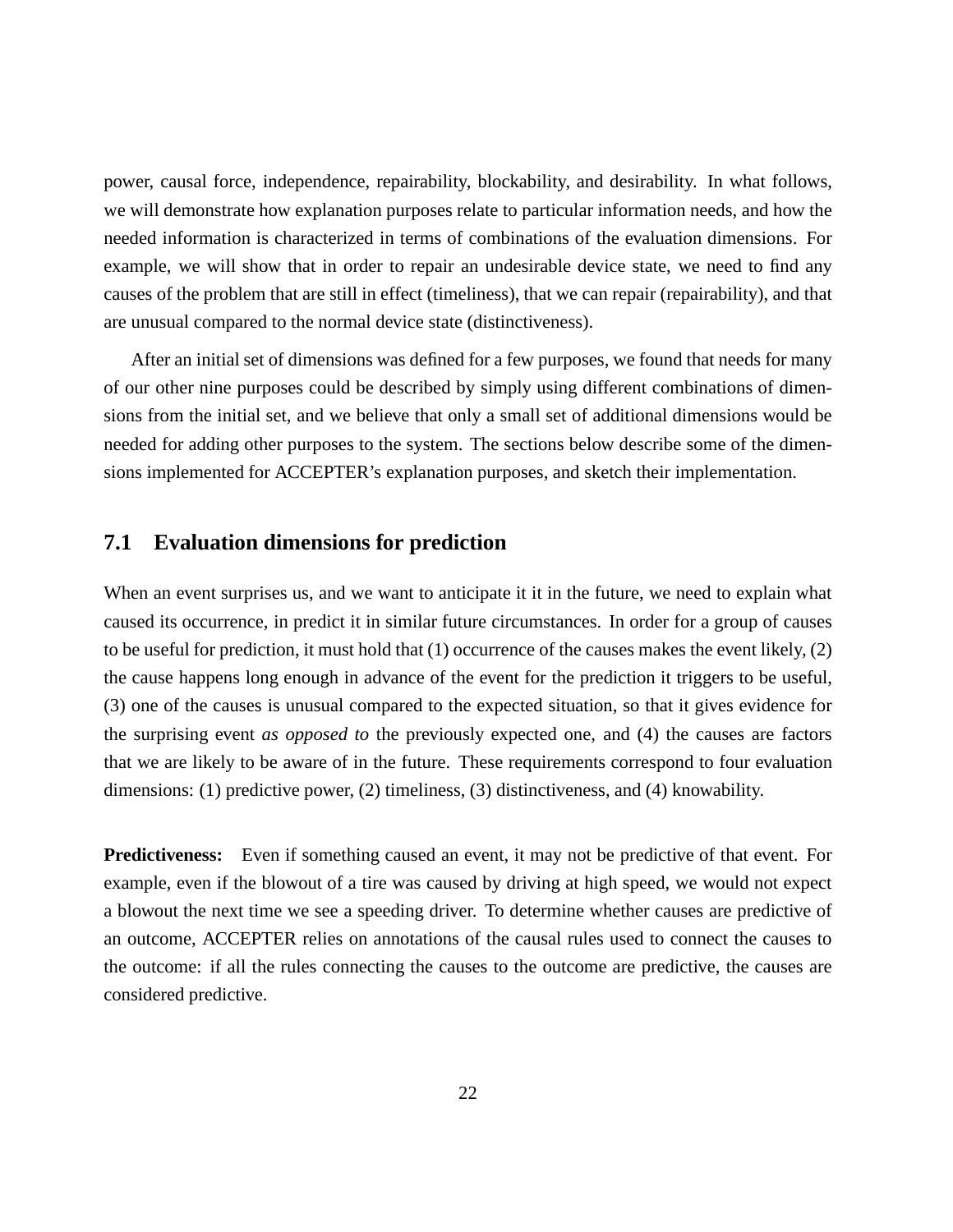power, causal force, independence, repairability, blockability, and desirability. In what follows, we will demonstrate how explanation purposes relate to particular information needs, and how the needed information is characterized in terms of combinations of the evaluation dimensions. For example, we will show that in order to repair an undesirable device state, we need to find any causes of the problem that are still in effect (timeliness), that we can repair (repairability), and that are unusual compared to the normal device state (distinctiveness).

After an initial set of dimensions was defined for a few purposes, we found that needs for many of our other nine purposes could be described by simply using different combinations of dimensions from the initial set, and we believe that only a small set of additional dimensions would be needed for adding other purposes to the system. The sections below describe some of the dimensions implemented for ACCEPTER's explanation purposes, and sketch their implementation.

## 7.1 Evaluation dimensions for prediction

When an event surprises us, and we want to anticipate it it in the future, we need to explain what caused its occurrence, in predict it in similar future circumstances. In order for a group of causes to be useful for prediction, it must hold that (1) occurrence of the causes makes the event likely, (2) the cause happens long enough in advance of the event for the prediction it triggers to be useful, (3) one of the causes is unusual compared to the expected situation, so that it gives evidence for the surprising event *as opposed to* the previously expected one, and (4) the causes are factors that we are likely to be aware of in the future. These requirements correspond to four evaluation dimensions: (1) predictive power, (2) timeliness, (3) distinctiveness, and (4) knowability.

**Predictiveness:** Even if something caused an event, it may not be predictive of that event. For example, even if the blowout of a tire was caused by driving at high speed, we would not expect a blowout the next time we see a speeding driver. To determine whether causes are predictive of an outcome, ACCEPTER relies on annotations of the causal rules used to connect the causes to the outcome: if all the rules connecting the causes to the outcome are predictive, the causes are considered predictive.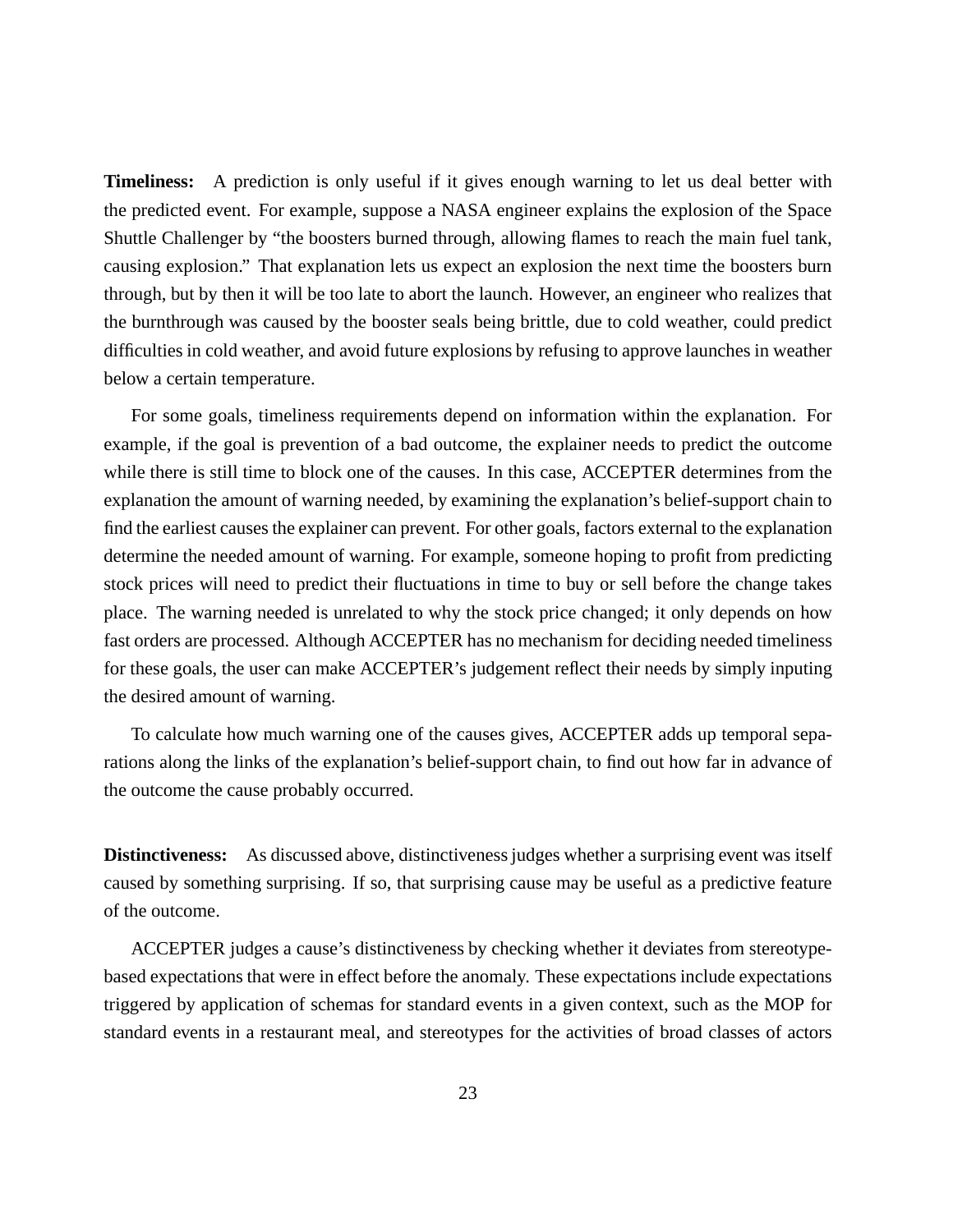**Timeliness:** A prediction is only useful if it gives enough warning to let us deal better with the predicted event. For example, suppose a NASA engineer explains the explosion of the Space Shuttle Challenger by "the boosters burned through, allowing flames to reach the main fuel tank, causing explosion." That explanation lets us expect an explosion the next time the boosters burn through, but by then it will be too late to abort the launch. However, an engineer who realizes that the burnthrough was caused by the booster seals being brittle, due to cold weather, could predict difficulties in cold weather, and avoid future explosions by refusing to approve launches in weather below a certain temperature.

For some goals, timeliness requirements depend on information within the explanation. For example, if the goal is prevention of a bad outcome, the explainer needs to predict the outcome while there is still time to block one of the causes. In this case, ACCEPTER determines from the explanation the amount of warning needed, by examining the explanation's belief-support chain to find the earliest causes the explainer can prevent. For other goals, factors external to the explanation determine the needed amount of warning. For example, someone hoping to profit from predicting stock prices will need to predict their fluctuations in time to buy or sell before the change takes place. The warning needed is unrelated to why the stock price changed; it only depends on how fast orders are processed. Although ACCEPTER has no mechanism for deciding needed timeliness for these goals, the user can make ACCEPTER's judgement reflect their needs by simply inputing the desired amount of warning.

To calculate how much warning one of the causes gives, ACCEPTER adds up temporal separations along the links of the explanation's belief-support chain, to find out how far in advance of the outcome the cause probably occurred.

**Distinctiveness:** As discussed above, distinctiveness judges whether a surprising event was itself caused by something surprising. If so, that surprising cause may be useful as a predictive feature of the outcome.

ACCEPTER judges a cause's distinctiveness by checking whether it deviates from stereotype-based expectations that were in effect before the anomaly. These expectations include expectations triggered by application of schemas for standard events in a given context, such as the MOP for standard events in a restaurant meal, and stereotypes for the activities of broad classes of actors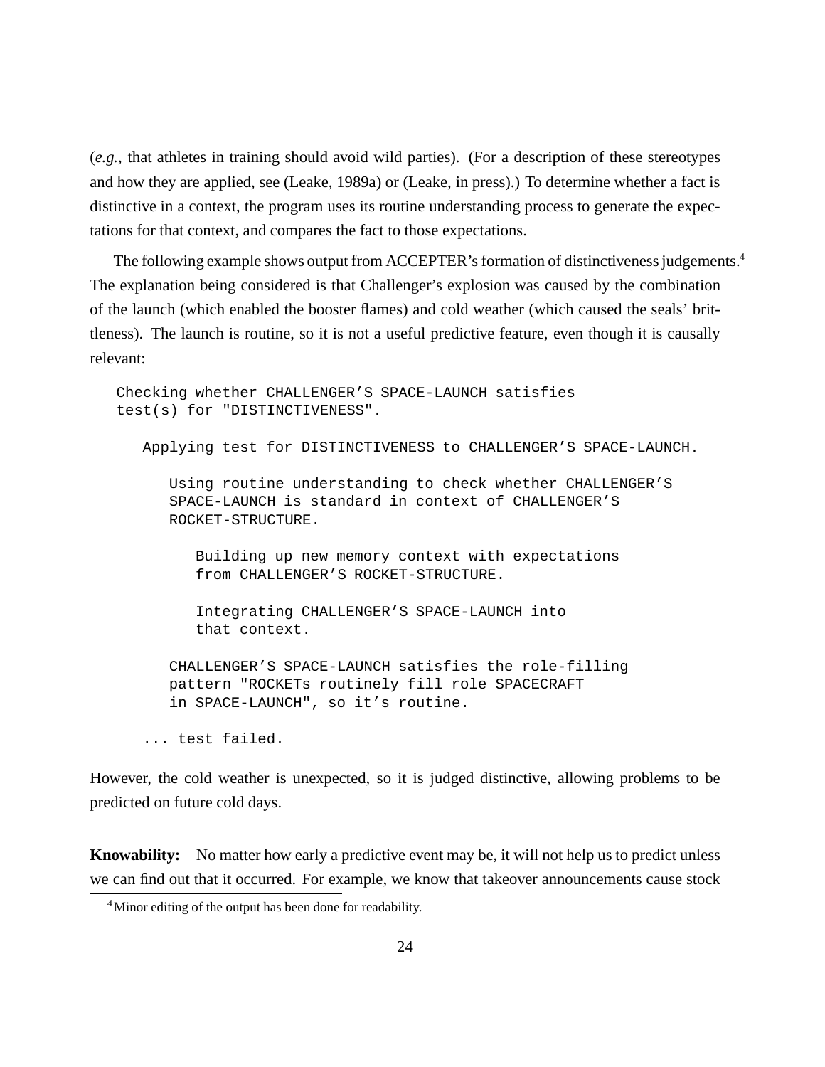(*e.g.*, that athletes in training should avoid wild parties). (For a description of these stereotypes and how they are applied, see (Leake, 1989a) or (Leake, in press).) To determine whether a fact is distinctive in a context, the program uses its routine understanding process to generate the expectations for that context, and compares the fact to those expectations.

The following example shows output from ACCEPTER's formation of distinctiveness judgements.[4] The explanation being considered is that Challenger's explosion was caused by the combination of the launch (which enabled the booster flames) and cold weather (which caused the seals' brittleness). The launch is routine, so it is not a useful predictive feature, even though it is causally relevant:

```
Checking whether CHALLENGER'S SPACE-LAUNCH satisfies
test(s) for "DISTINCTIVENESS".

   Applying test for DISTINCTIVENESS to CHALLENGER'S SPACE-LAUNCH.

      Using routine understanding to check whether CHALLENGER'S
      SPACE-LAUNCH is standard in context of CHALLENGER'S
      ROCKET-STRUCTURE.

         Building up new memory context with expectations
         from CHALLENGER'S ROCKET-STRUCTURE.

         Integrating CHALLENGER'S SPACE-LAUNCH into
         that context.

      CHALLENGER'S SPACE-LAUNCH satisfies the role-filling
      pattern "ROCKETs routinely fill role SPACECRAFT
      in SPACE-LAUNCH", so it's routine.

   ... test failed.
```

However, the cold weather is unexpected, so it is judged distinctive, allowing problems to be predicted on future cold days.

**Knowability:** No matter how early a predictive event may be, it will not help us to predict unless we can find out that it occurred. For example, we know that takeover announcements cause stock

[4] Minor editing of the output has been done for readability.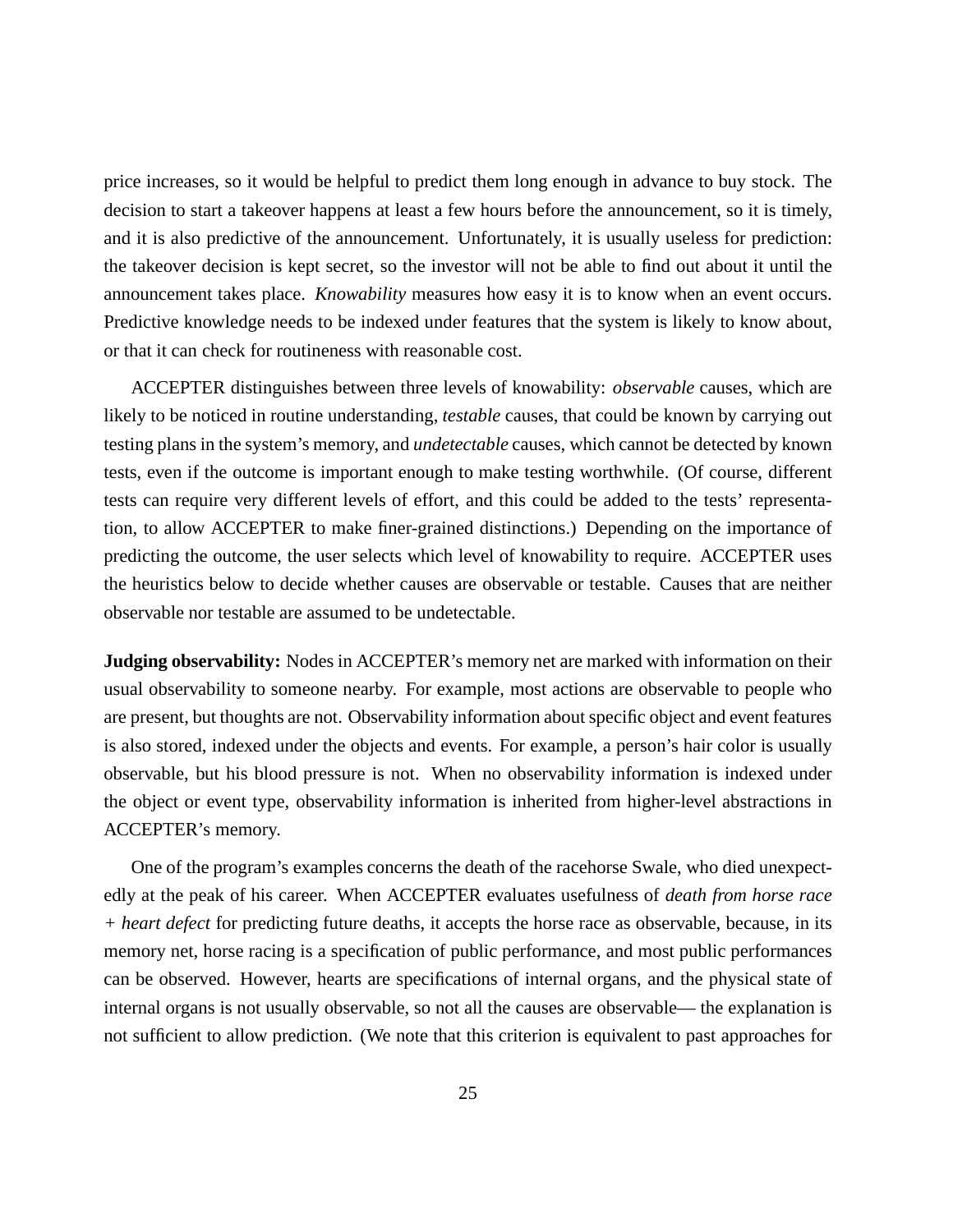price increases, so it would be helpful to predict them long enough in advance to buy stock. The decision to start a takeover happens at least a few hours before the announcement, so it is timely, and it is also predictive of the announcement. Unfortunately, it is usually useless for prediction: the takeover decision is kept secret, so the investor will not be able to find out about it until the announcement takes place. *Knowability* measures how easy it is to know when an event occurs. Predictive knowledge needs to be indexed under features that the system is likely to know about, or that it can check for routineness with reasonable cost.

ACCEPTER distinguishes between three levels of knowability: *observable* causes, which are likely to be noticed in routine understanding, *testable* causes, that could be known by carrying out testing plans in the system's memory, and *undetectable* causes, which cannot be detected by known tests, even if the outcome is important enough to make testing worthwhile. (Of course, different tests can require very different levels of effort, and this could be added to the tests' representation, to allow ACCEPTER to make finer-grained distinctions.) Depending on the importance of predicting the outcome, the user selects which level of knowability to require. ACCEPTER uses the heuristics below to decide whether causes are observable or testable. Causes that are neither observable nor testable are assumed to be undetectable.

**Judging observability:** Nodes in ACCEPTER's memory net are marked with information on their usual observability to someone nearby. For example, most actions are observable to people who are present, but thoughts are not. Observability information about specific object and event features is also stored, indexed under the objects and events. For example, a person's hair color is usually observable, but his blood pressure is not. When no observability information is indexed under the object or event type, observability information is inherited from higher-level abstractions in ACCEPTER's memory.

One of the program's examples concerns the death of the racehorse Swale, who died unexpectedly at the peak of his career. When ACCEPTER evaluates usefulness of *death from horse race + heart defect* for predicting future deaths, it accepts the horse race as observable, because, in its memory net, horse racing is a specification of public performance, and most public performances can be observed. However, hearts are specifications of internal organs, and the physical state of internal organs is not usually observable, so not all the causes are observable— the explanation is not sufficient to allow prediction. (We note that this criterion is equivalent to past approaches for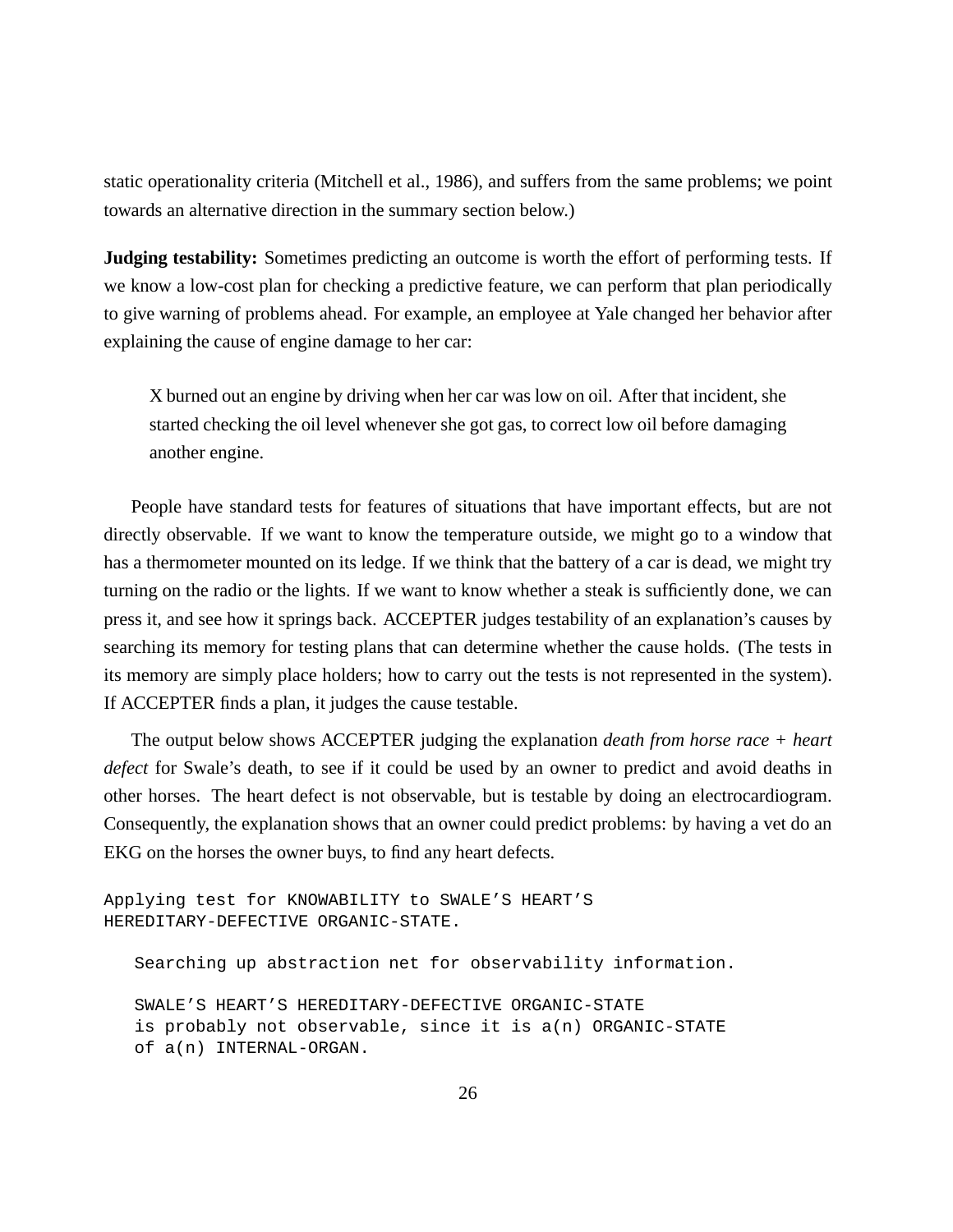static operationality criteria (Mitchell et al., 1986), and suffers from the same problems; we point towards an alternative direction in the summary section below.)

**Judging testability:** Sometimes predicting an outcome is worth the effort of performing tests. If we know a low-cost plan for checking a predictive feature, we can perform that plan periodically to give warning of problems ahead. For example, an employee at Yale changed her behavior after explaining the cause of engine damage to her car:

> X burned out an engine by driving when her car was low on oil. After that incident, she started checking the oil level whenever she got gas, to correct low oil before damaging another engine.

People have standard tests for features of situations that have important effects, but are not directly observable. If we want to know the temperature outside, we might go to a window that has a thermometer mounted on its ledge. If we think that the battery of a car is dead, we might try turning on the radio or the lights. If we want to know whether a steak is sufficiently done, we can press it, and see how it springs back. ACCEPTER judges testability of an explanation's causes by searching its memory for testing plans that can determine whether the cause holds. (The tests in its memory are simply place holders; how to carry out the tests is not represented in the system). If ACCEPTER finds a plan, it judges the cause testable.

The output below shows ACCEPTER judging the explanation *death from horse race + heart defect* for Swale's death, to see if it could be used by an owner to predict and avoid deaths in other horses. The heart defect is not observable, but is testable by doing an electrocardiogram. Consequently, the explanation shows that an owner could predict problems: by having a vet do an EKG on the horses the owner buys, to find any heart defects.

```
Applying test for KNOWABILITY to SWALE'S HEART'S
HEREDITARY-DEFECTIVE ORGANIC-STATE.

    Searching up abstraction net for observability information.

    SWALE'S HEART'S HEREDITARY-DEFECTIVE ORGANIC-STATE
    is probably not observable, since it is a(n) ORGANIC-STATE
    of a(n) INTERNAL-ORGAN.
```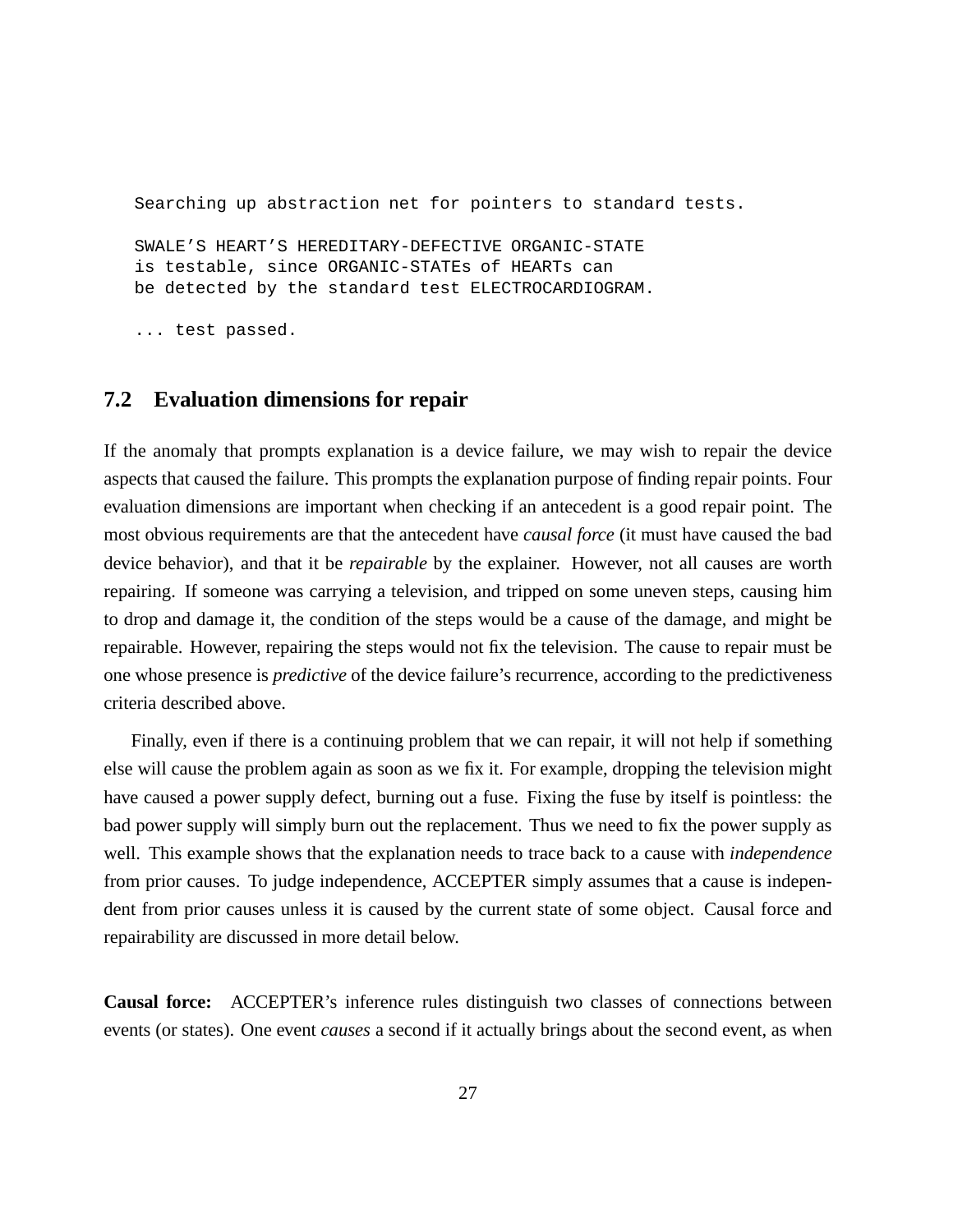```
Searching up abstraction net for pointers to standard tests.

SWALE'S HEART'S HEREDITARY-DEFECTIVE ORGANIC-STATE
is testable, since ORGANIC-STATEs of HEARTs can
be detected by the standard test ELECTROCARDIOGRAM.

... test passed.
```

## 7.2 Evaluation dimensions for repair

If the anomaly that prompts explanation is a device failure, we may wish to repair the device aspects that caused the failure. This prompts the explanation purpose of finding repair points. Four evaluation dimensions are important when checking if an antecedent is a good repair point. The most obvious requirements are that the antecedent have *causal force* (it must have caused the bad device behavior), and that it be *repairable* by the explainer. However, not all causes are worth repairing. If someone was carrying a television, and tripped on some uneven steps, causing him to drop and damage it, the condition of the steps would be a cause of the damage, and might be repairable. However, repairing the steps would not fix the television. The cause to repair must be one whose presence is *predictive* of the device failure's recurrence, according to the predictiveness criteria described above.

Finally, even if there is a continuing problem that we can repair, it will not help if something else will cause the problem again as soon as we fix it. For example, dropping the television might have caused a power supply defect, burning out a fuse. Fixing the fuse by itself is pointless: the bad power supply will simply burn out the replacement. Thus we need to fix the power supply as well. This example shows that the explanation needs to trace back to a cause with *independence* from prior causes. To judge independence, ACCEPTER simply assumes that a cause is independent from prior causes unless it is caused by the current state of some object. Causal force and repairability are discussed in more detail below.

**Causal force:** ACCEPTER's inference rules distinguish two classes of connections between events (or states). One event *causes* a second if it actually brings about the second event, as when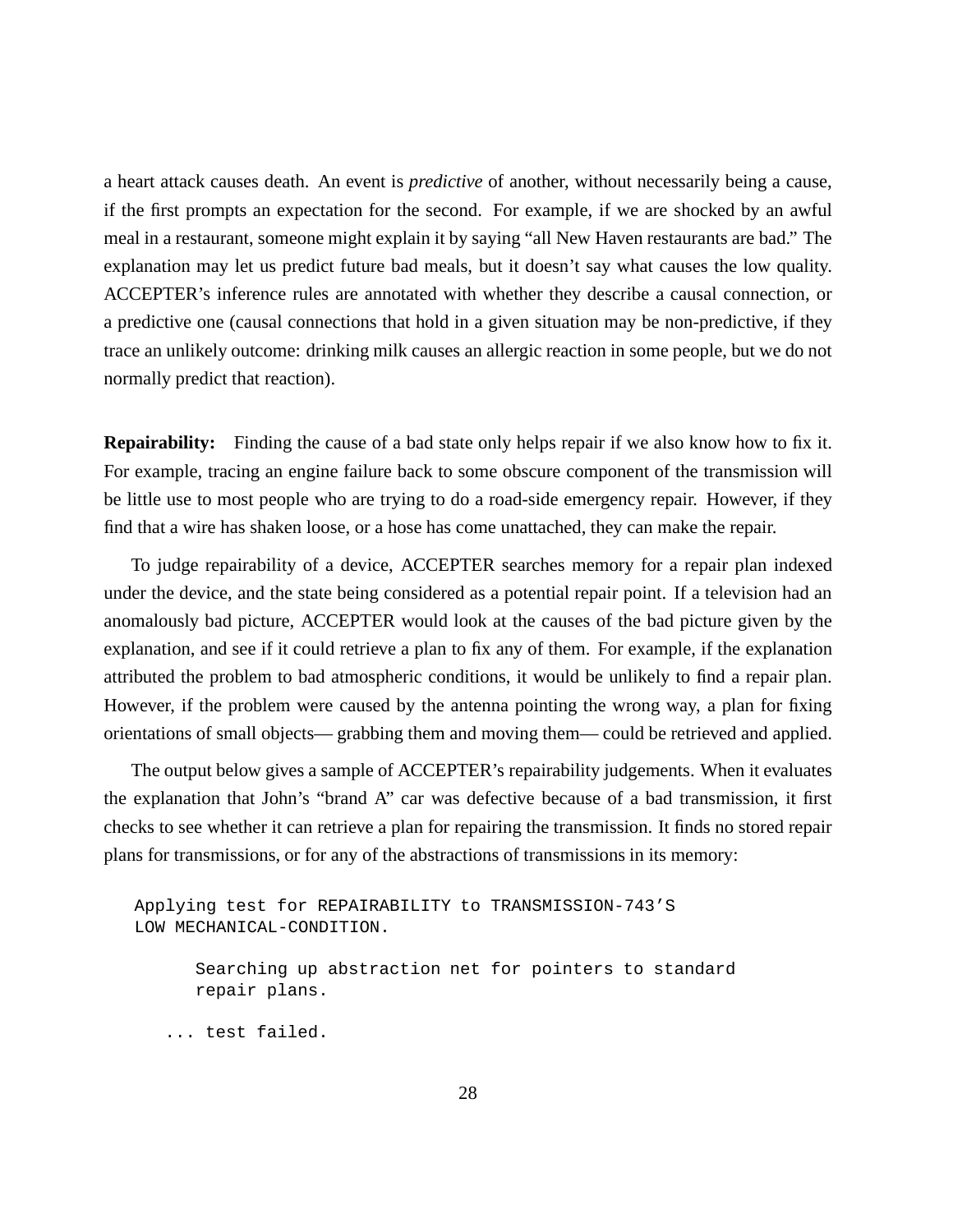a heart attack causes death. An event is *predictive* of another, without necessarily being a cause, if the first prompts an expectation for the second. For example, if we are shocked by an awful meal in a restaurant, someone might explain it by saying "all New Haven restaurants are bad." The explanation may let us predict future bad meals, but it doesn't say what causes the low quality. ACCEPTER's inference rules are annotated with whether they describe a causal connection, or a predictive one (causal connections that hold in a given situation may be non-predictive, if they trace an unlikely outcome: drinking milk causes an allergic reaction in some people, but we do not normally predict that reaction).

**Repairability:** Finding the cause of a bad state only helps repair if we also know how to fix it. For example, tracing an engine failure back to some obscure component of the transmission will be little use to most people who are trying to do a road-side emergency repair. However, if they find that a wire has shaken loose, or a hose has come unattached, they can make the repair.

To judge repairability of a device, ACCEPTER searches memory for a repair plan indexed under the device, and the state being considered as a potential repair point. If a television had an anomalously bad picture, ACCEPTER would look at the causes of the bad picture given by the explanation, and see if it could retrieve a plan to fix any of them. For example, if the explanation attributed the problem to bad atmospheric conditions, it would be unlikely to find a repair plan. However, if the problem were caused by the antenna pointing the wrong way, a plan for fixing orientations of small objects— grabbing them and moving them— could be retrieved and applied.

The output below gives a sample of ACCEPTER's repairability judgements. When it evaluates the explanation that John's "brand A" car was defective because of a bad transmission, it first checks to see whether it can retrieve a plan for repairing the transmission. It finds no stored repair plans for transmissions, or for any of the abstractions of transmissions in its memory:

```
Applying test for REPAIRABILITY to TRANSMISSION-743'S
LOW MECHANICAL-CONDITION.

      Searching up abstraction net for pointers to standard
      repair plans.

   ... test failed.
```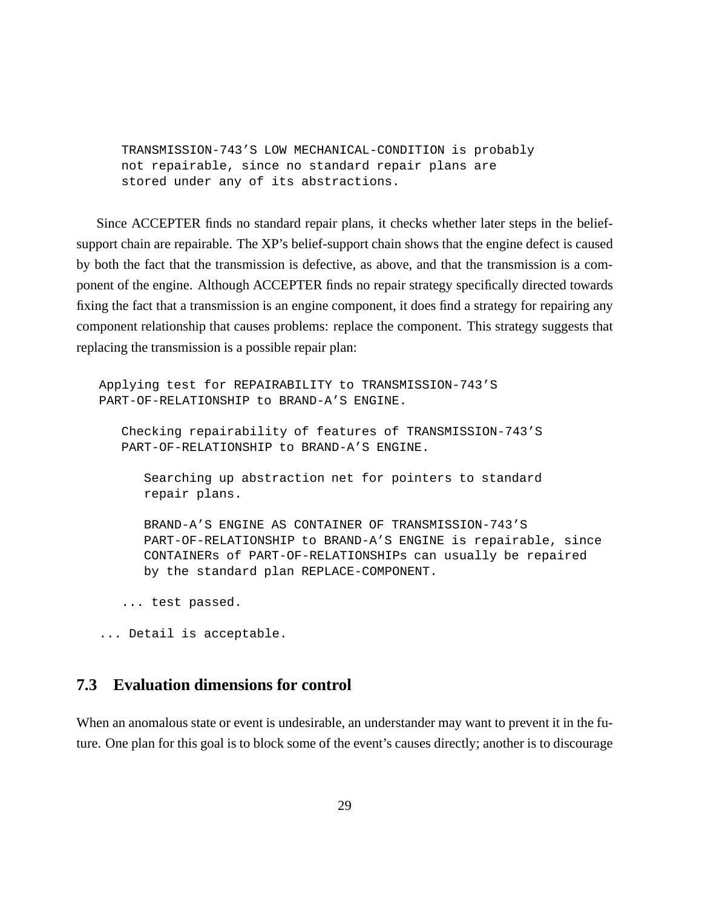```
TRANSMISSION-743'S LOW MECHANICAL-CONDITION is probably
not repairable, since no standard repair plans are
stored under any of its abstractions.
```

Since ACCEPTER finds no standard repair plans, it checks whether later steps in the belief-support chain are repairable. The XP's belief-support chain shows that the engine defect is caused by both the fact that the transmission is defective, as above, and that the transmission is a component of the engine. Although ACCEPTER finds no repair strategy specifically directed towards fixing the fact that a transmission is an engine component, it does find a strategy for repairing any component relationship that causes problems: replace the component. This strategy suggests that replacing the transmission is a possible repair plan:

```
Applying test for REPAIRABILITY to TRANSMISSION-743'S
PART-OF-RELATIONSHIP to BRAND-A'S ENGINE.

   Checking repairability of features of TRANSMISSION-743'S
   PART-OF-RELATIONSHIP to BRAND-A'S ENGINE.

      Searching up abstraction net for pointers to standard
      repair plans.

      BRAND-A'S ENGINE AS CONTAINER OF TRANSMISSION-743'S
      PART-OF-RELATIONSHIP to BRAND-A'S ENGINE is repairable, since
      CONTAINERs of PART-OF-RELATIONSHIPs can usually be repaired
      by the standard plan REPLACE-COMPONENT.

   ... test passed.

... Detail is acceptable.
```

## 7.3 Evaluation dimensions for control

When an anomalous state or event is undesirable, an understander may want to prevent it in the future. One plan for this goal is to block some of the event's causes directly; another is to discourage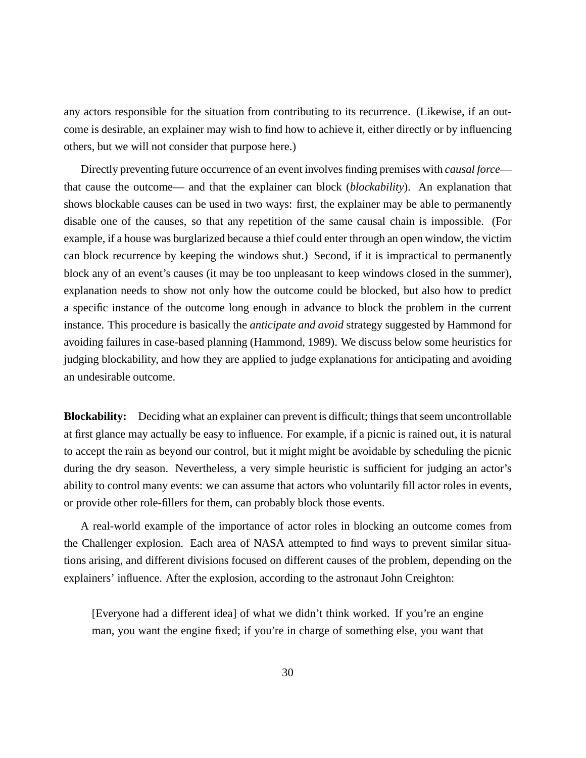any actors responsible for the situation from contributing to its recurrence. (Likewise, if an outcome is desirable, an explainer may wish to find how to achieve it, either directly or by influencing others, but we will not consider that purpose here.)

Directly preventing future occurrence of an event involves finding premises with *causal force*— that cause the outcome— and that the explainer can block (*blockability*). An explanation that shows blockable causes can be used in two ways: first, the explainer may be able to permanently disable one of the causes, so that any repetition of the same causal chain is impossible. (For example, if a house was burglarized because a thief could enter through an open window, the victim can block recurrence by keeping the windows shut.) Second, if it is impractical to permanently block any of an event's causes (it may be too unpleasant to keep windows closed in the summer), explanation needs to show not only how the outcome could be blocked, but also how to predict a specific instance of the outcome long enough in advance to block the problem in the current instance. This procedure is basically the *anticipate and avoid* strategy suggested by Hammond for avoiding failures in case-based planning (Hammond, 1989). We discuss below some heuristics for judging blockability, and how they are applied to judge explanations for anticipating and avoiding an undesirable outcome.

**Blockability:** Deciding what an explainer can prevent is difficult; things that seem uncontrollable at first glance may actually be easy to influence. For example, if a picnic is rained out, it is natural to accept the rain as beyond our control, but it might might be avoidable by scheduling the picnic during the dry season. Nevertheless, a very simple heuristic is sufficient for judging an actor's ability to control many events: we can assume that actors who voluntarily fill actor roles in events, or provide other role-fillers for them, can probably block those events.

A real-world example of the importance of actor roles in blocking an outcome comes from the Challenger explosion. Each area of NASA attempted to find ways to prevent similar situations arising, and different divisions focused on different causes of the problem, depending on the explainers' influence. After the explosion, according to the astronaut John Creighton:

> [Everyone had a different idea] of what we didn't think worked. If you're an engine man, you want the engine fixed; if you're in charge of something else, you want that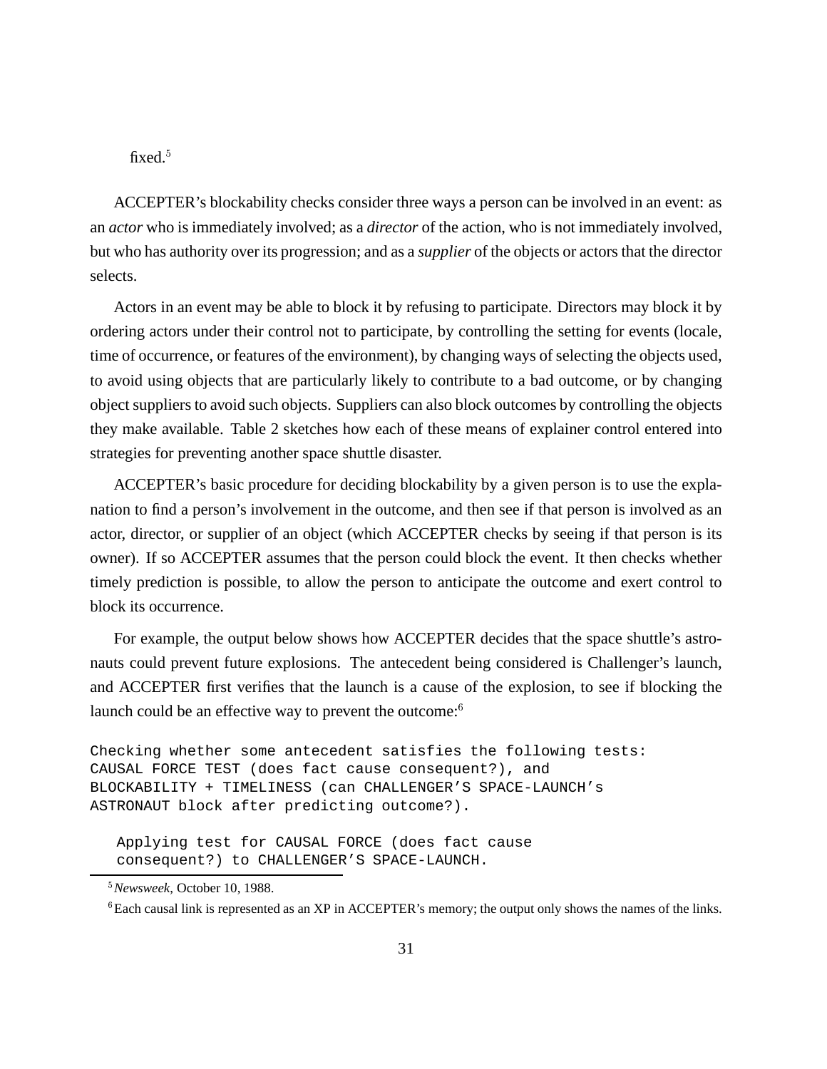fixed.[5]

ACCEPTER's blockability checks consider three ways a person can be involved in an event: as an *actor* who is immediately involved; as a *director* of the action, who is not immediately involved, but who has authority over its progression; and as a *supplier* of the objects or actors that the director selects.

Actors in an event may be able to block it by refusing to participate. Directors may block it by ordering actors under their control not to participate, by controlling the setting for events (locale, time of occurrence, or features of the environment), by changing ways of selecting the objects used, to avoid using objects that are particularly likely to contribute to a bad outcome, or by changing object suppliers to avoid such objects. Suppliers can also block outcomes by controlling the objects they make available. Table 2 sketches how each of these means of explainer control entered into strategies for preventing another space shuttle disaster.

ACCEPTER's basic procedure for deciding blockability by a given person is to use the explanation to find a person's involvement in the outcome, and then see if that person is involved as an actor, director, or supplier of an object (which ACCEPTER checks by seeing if that person is its owner). If so ACCEPTER assumes that the person could block the event. It then checks whether timely prediction is possible, to allow the person to anticipate the outcome and exert control to block its occurrence.

For example, the output below shows how ACCEPTER decides that the space shuttle's astronauts could prevent future explosions. The antecedent being considered is Challenger's launch, and ACCEPTER first verifies that the launch is a cause of the explosion, to see if blocking the launch could be an effective way to prevent the outcome:[6]

```
Checking whether some antecedent satisfies the following tests:
CAUSAL FORCE TEST (does fact cause consequent?), and
BLOCKABILITY + TIMELINESS (can CHALLENGER'S SPACE-LAUNCH's
ASTRONAUT block after predicting outcome?).

   Applying test for CAUSAL FORCE (does fact cause
   consequent?) to CHALLENGER'S SPACE-LAUNCH.
```

[5] *Newsweek*, October 10, 1988.

[6] Each causal link is represented as an XP in ACCEPTER's memory; the output only shows the names of the links.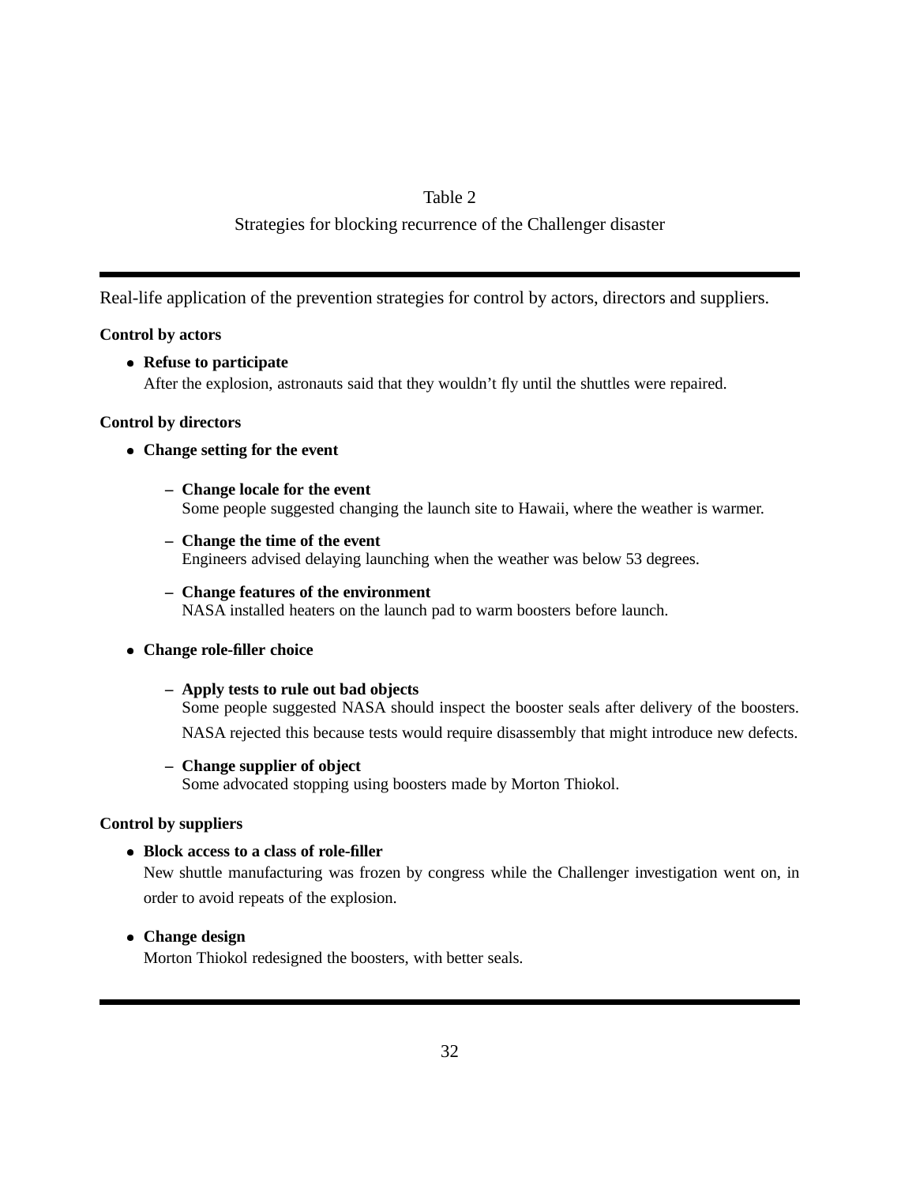Table 2

Strategies for blocking recurrence of the Challenger disaster

---

Real-life application of the prevention strategies for control by actors, directors and suppliers.

**Control by actors**

- **Refuse to participate**
  After the explosion, astronauts said that they wouldn't fly until the shuttles were repaired.

**Control by directors**

- **Change setting for the event**
  - **Change locale for the event**
    Some people suggested changing the launch site to Hawaii, where the weather is warmer.
  - **Change the time of the event**
    Engineers advised delaying launching when the weather was below 53 degrees.
  - **Change features of the environment**
    NASA installed heaters on the launch pad to warm boosters before launch.
- **Change role-filler choice**
  - **Apply tests to rule out bad objects**
    Some people suggested NASA should inspect the booster seals after delivery of the boosters. NASA rejected this because tests would require disassembly that might introduce new defects.
  - **Change supplier of object**
    Some advocated stopping using boosters made by Morton Thiokol.

**Control by suppliers**

- **Block access to a class of role-filler**
  New shuttle manufacturing was frozen by congress while the Challenger investigation went on, in order to avoid repeats of the explosion.
- **Change design**
  Morton Thiokol redesigned the boosters, with better seals.

---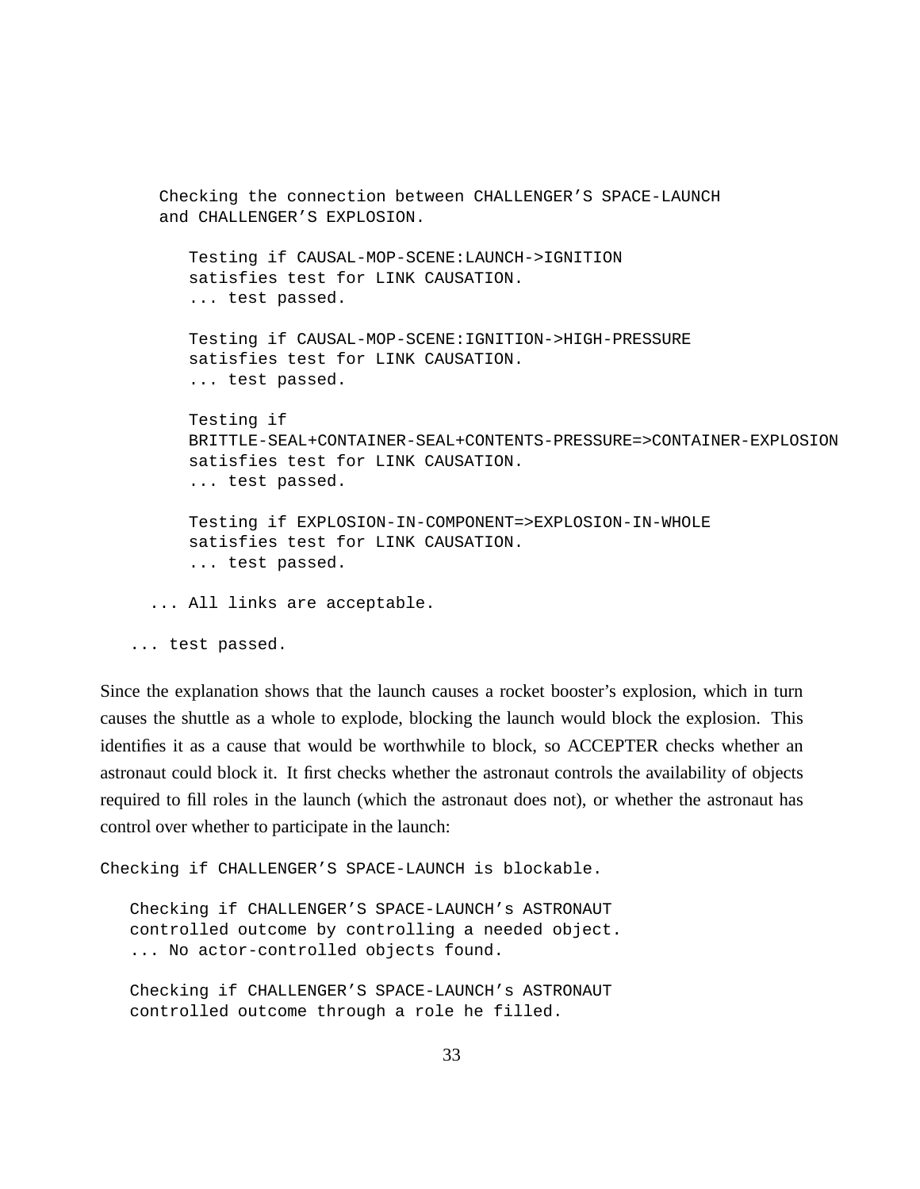```
    Checking the connection between CHALLENGER'S SPACE-LAUNCH
    and CHALLENGER'S EXPLOSION.

       Testing if CAUSAL-MOP-SCENE:LAUNCH->IGNITION
       satisfies test for LINK CAUSATION.
       ... test passed.

       Testing if CAUSAL-MOP-SCENE:IGNITION->HIGH-PRESSURE
       satisfies test for LINK CAUSATION.
       ... test passed.

       Testing if
       BRITTLE-SEAL+CONTAINER-SEAL+CONTENTS-PRESSURE=>CONTAINER-EXPLOSION
       satisfies test for LINK CAUSATION.
       ... test passed.

       Testing if EXPLOSION-IN-COMPONENT=>EXPLOSION-IN-WHOLE
       satisfies test for LINK CAUSATION.
       ... test passed.

     ... All links are acceptable.

   ... test passed.
```

Since the explanation shows that the launch causes a rocket booster's explosion, which in turn causes the shuttle as a whole to explode, blocking the launch would block the explosion. This identifies it as a cause that would be worthwhile to block, so ACCEPTER checks whether an astronaut could block it. It first checks whether the astronaut controls the availability of objects required to fill roles in the launch (which the astronaut does not), or whether the astronaut has control over whether to participate in the launch:

```
Checking if CHALLENGER'S SPACE-LAUNCH is blockable.

   Checking if CHALLENGER'S SPACE-LAUNCH's ASTRONAUT
   controlled outcome by controlling a needed object.
   ... No actor-controlled objects found.

   Checking if CHALLENGER'S SPACE-LAUNCH's ASTRONAUT
   controlled outcome through a role he filled.
```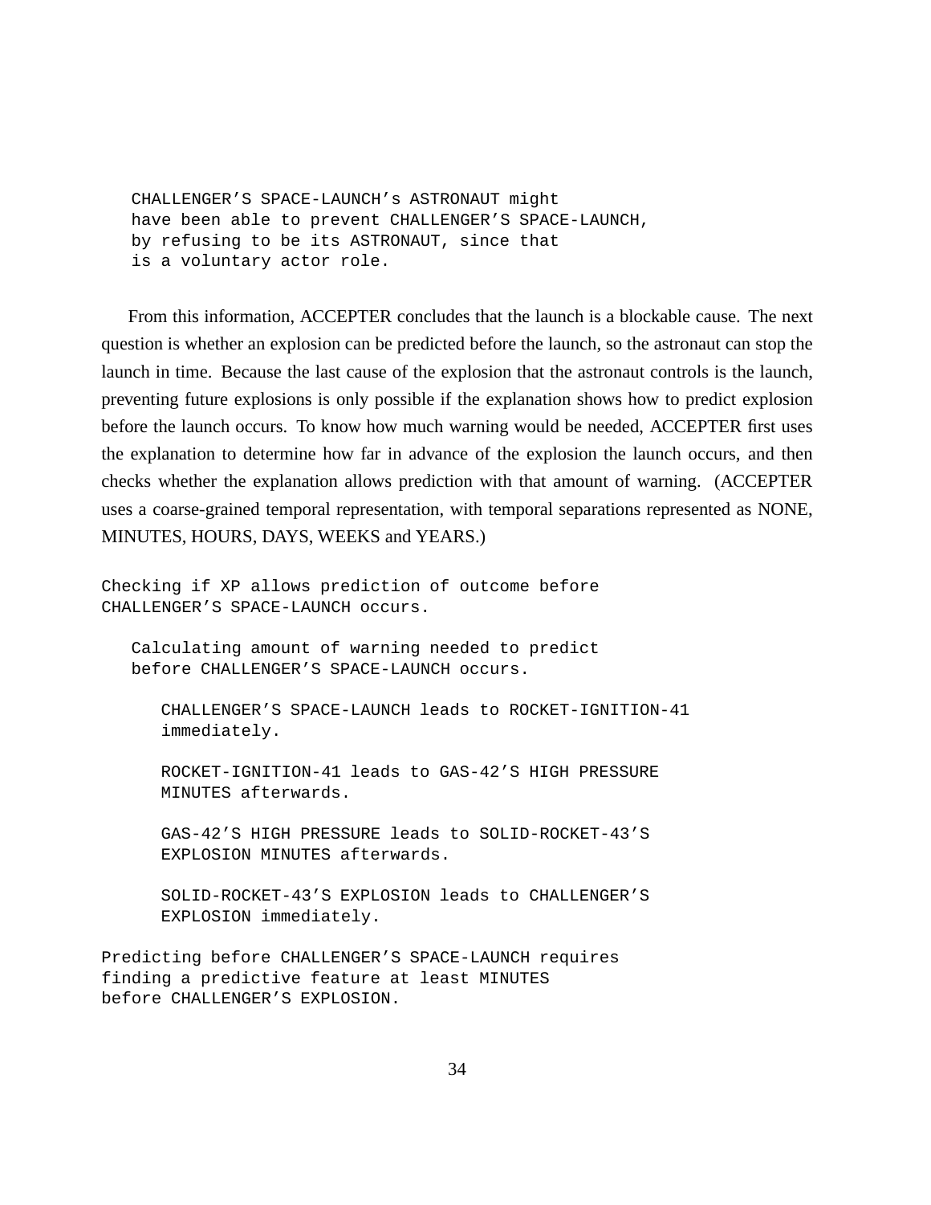```
   CHALLENGER'S SPACE-LAUNCH's ASTRONAUT might
   have been able to prevent CHALLENGER'S SPACE-LAUNCH,
   by refusing to be its ASTRONAUT, since that
   is a voluntary actor role.
```

From this information, ACCEPTER concludes that the launch is a blockable cause. The next question is whether an explosion can be predicted before the launch, so the astronaut can stop the launch in time. Because the last cause of the explosion that the astronaut controls is the launch, preventing future explosions is only possible if the explanation shows how to predict explosion before the launch occurs. To know how much warning would be needed, ACCEPTER first uses the explanation to determine how far in advance of the explosion the launch occurs, and then checks whether the explanation allows prediction with that amount of warning. (ACCEPTER uses a coarse-grained temporal representation, with temporal separations represented as NONE, MINUTES, HOURS, DAYS, WEEKS and YEARS.)

```
Checking if XP allows prediction of outcome before
CHALLENGER'S SPACE-LAUNCH occurs.

   Calculating amount of warning needed to predict
   before CHALLENGER'S SPACE-LAUNCH occurs.

      CHALLENGER'S SPACE-LAUNCH leads to ROCKET-IGNITION-41
      immediately.

      ROCKET-IGNITION-41 leads to GAS-42'S HIGH PRESSURE
      MINUTES afterwards.

      GAS-42'S HIGH PRESSURE leads to SOLID-ROCKET-43'S
      EXPLOSION MINUTES afterwards.

      SOLID-ROCKET-43'S EXPLOSION leads to CHALLENGER'S
      EXPLOSION immediately.

Predicting before CHALLENGER'S SPACE-LAUNCH requires
finding a predictive feature at least MINUTES
before CHALLENGER'S EXPLOSION.
```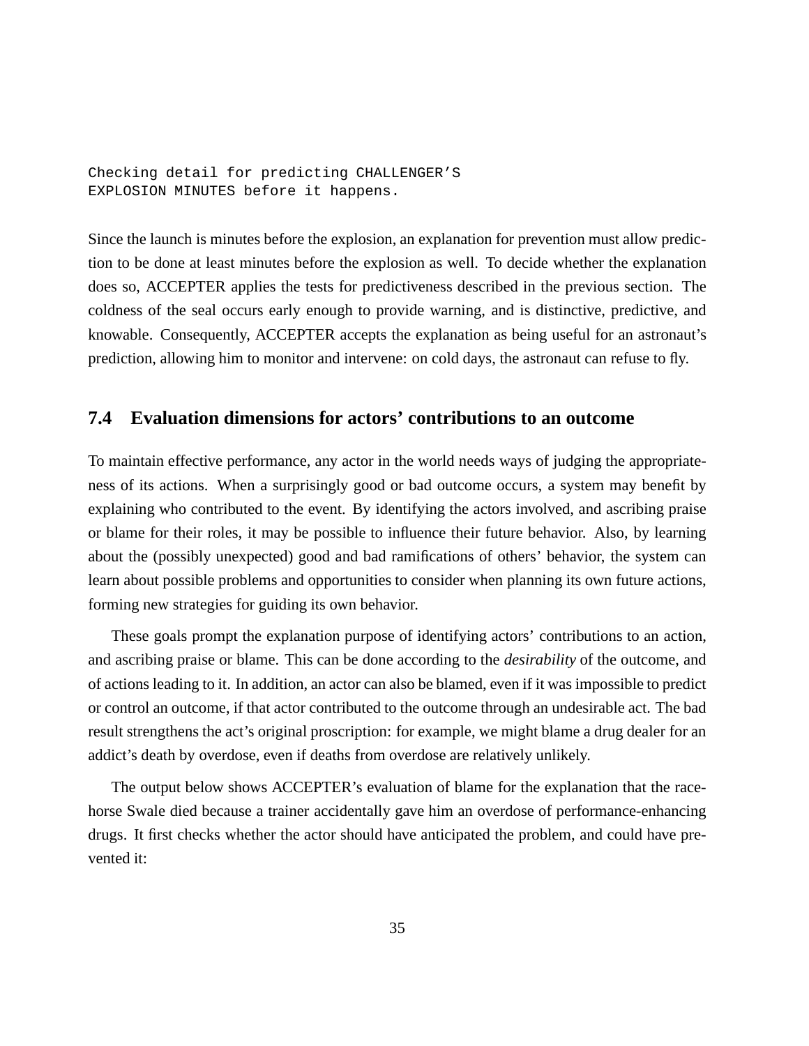```
Checking detail for predicting CHALLENGER'S
EXPLOSION MINUTES before it happens.
```

Since the launch is minutes before the explosion, an explanation for prevention must allow prediction to be done at least minutes before the explosion as well. To decide whether the explanation does so, ACCEPTER applies the tests for predictiveness described in the previous section. The coldness of the seal occurs early enough to provide warning, and is distinctive, predictive, and knowable. Consequently, ACCEPTER accepts the explanation as being useful for an astronaut's prediction, allowing him to monitor and intervene: on cold days, the astronaut can refuse to fly.

## 7.4 Evaluation dimensions for actors' contributions to an outcome

To maintain effective performance, any actor in the world needs ways of judging the appropriateness of its actions. When a surprisingly good or bad outcome occurs, a system may benefit by explaining who contributed to the event. By identifying the actors involved, and ascribing praise or blame for their roles, it may be possible to influence their future behavior. Also, by learning about the (possibly unexpected) good and bad ramifications of others' behavior, the system can learn about possible problems and opportunities to consider when planning its own future actions, forming new strategies for guiding its own behavior.

These goals prompt the explanation purpose of identifying actors' contributions to an action, and ascribing praise or blame. This can be done according to the *desirability* of the outcome, and of actions leading to it. In addition, an actor can also be blamed, even if it was impossible to predict or control an outcome, if that actor contributed to the outcome through an undesirable act. The bad result strengthens the act's original proscription: for example, we might blame a drug dealer for an addict's death by overdose, even if deaths from overdose are relatively unlikely.

The output below shows ACCEPTER's evaluation of blame for the explanation that the racehorse Swale died because a trainer accidentally gave him an overdose of performance-enhancing drugs. It first checks whether the actor should have anticipated the problem, and could have prevented it: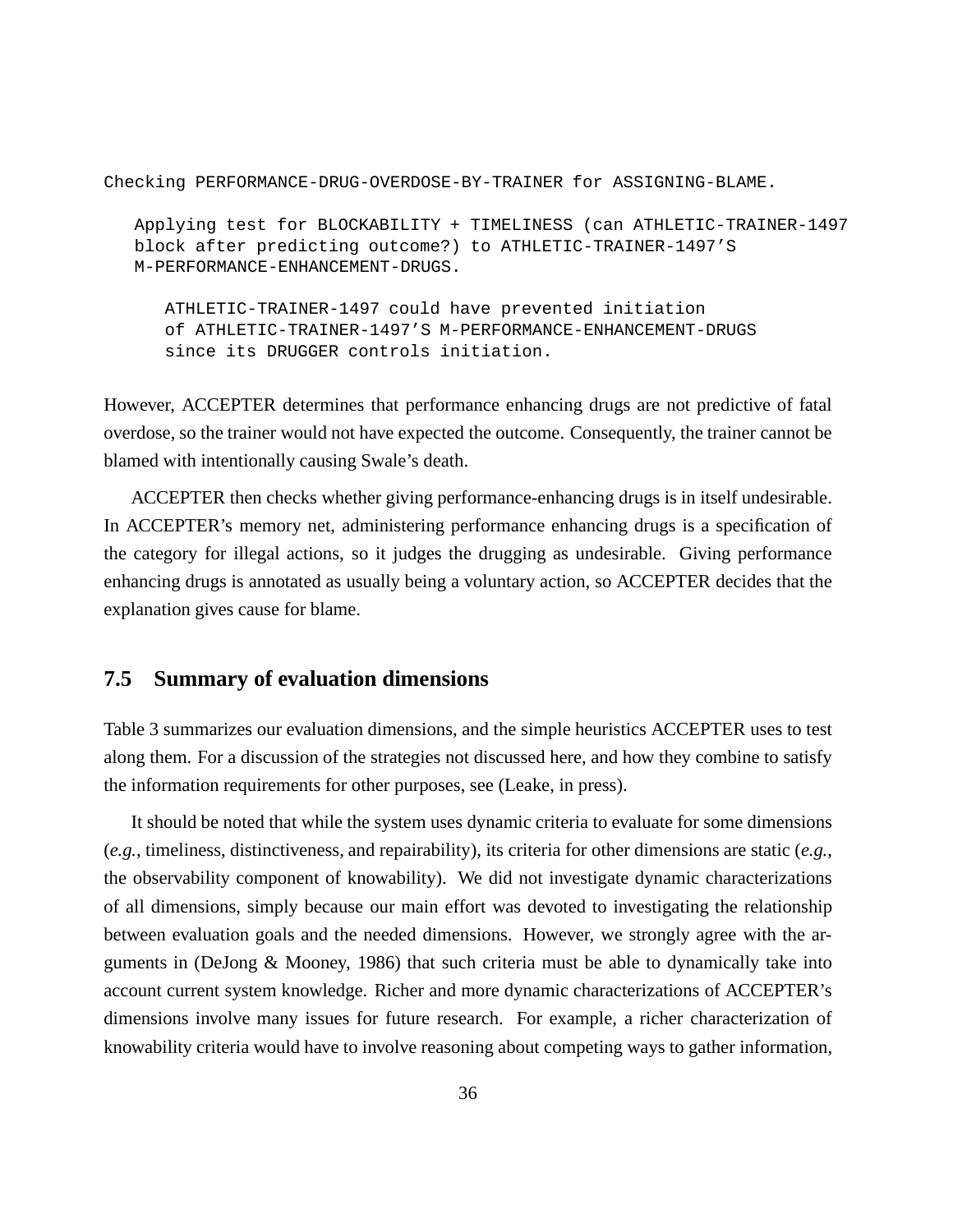```
Checking PERFORMANCE-DRUG-OVERDOSE-BY-TRAINER for ASSIGNING-BLAME.

   Applying test for BLOCKABILITY + TIMELINESS (can ATHLETIC-TRAINER-1497
   block after predicting outcome?) to ATHLETIC-TRAINER-1497'S
   M-PERFORMANCE-ENHANCEMENT-DRUGS.

      ATHLETIC-TRAINER-1497 could have prevented initiation
      of ATHLETIC-TRAINER-1497'S M-PERFORMANCE-ENHANCEMENT-DRUGS
      since its DRUGGER controls initiation.
```

However, ACCEPTER determines that performance enhancing drugs are not predictive of fatal overdose, so the trainer would not have expected the outcome. Consequently, the trainer cannot be blamed with intentionally causing Swale's death.

ACCEPTER then checks whether giving performance-enhancing drugs is in itself undesirable. In ACCEPTER's memory net, administering performance enhancing drugs is a specification of the category for illegal actions, so it judges the drugging as undesirable. Giving performance enhancing drugs is annotated as usually being a voluntary action, so ACCEPTER decides that the explanation gives cause for blame.

## 7.5 Summary of evaluation dimensions

Table 3 summarizes our evaluation dimensions, and the simple heuristics ACCEPTER uses to test along them. For a discussion of the strategies not discussed here, and how they combine to satisfy the information requirements for other purposes, see (Leake, in press).

It should be noted that while the system uses dynamic criteria to evaluate for some dimensions (*e.g.*, timeliness, distinctiveness, and repairability), its criteria for other dimensions are static (*e.g.*, the observability component of knowability). We did not investigate dynamic characterizations of all dimensions, simply because our main effort was devoted to investigating the relationship between evaluation goals and the needed dimensions. However, we strongly agree with the arguments in (DeJong & Mooney, 1986) that such criteria must be able to dynamically take into account current system knowledge. Richer and more dynamic characterizations of ACCEPTER's dimensions involve many issues for future research. For example, a richer characterization of knowability criteria would have to involve reasoning about competing ways to gather information,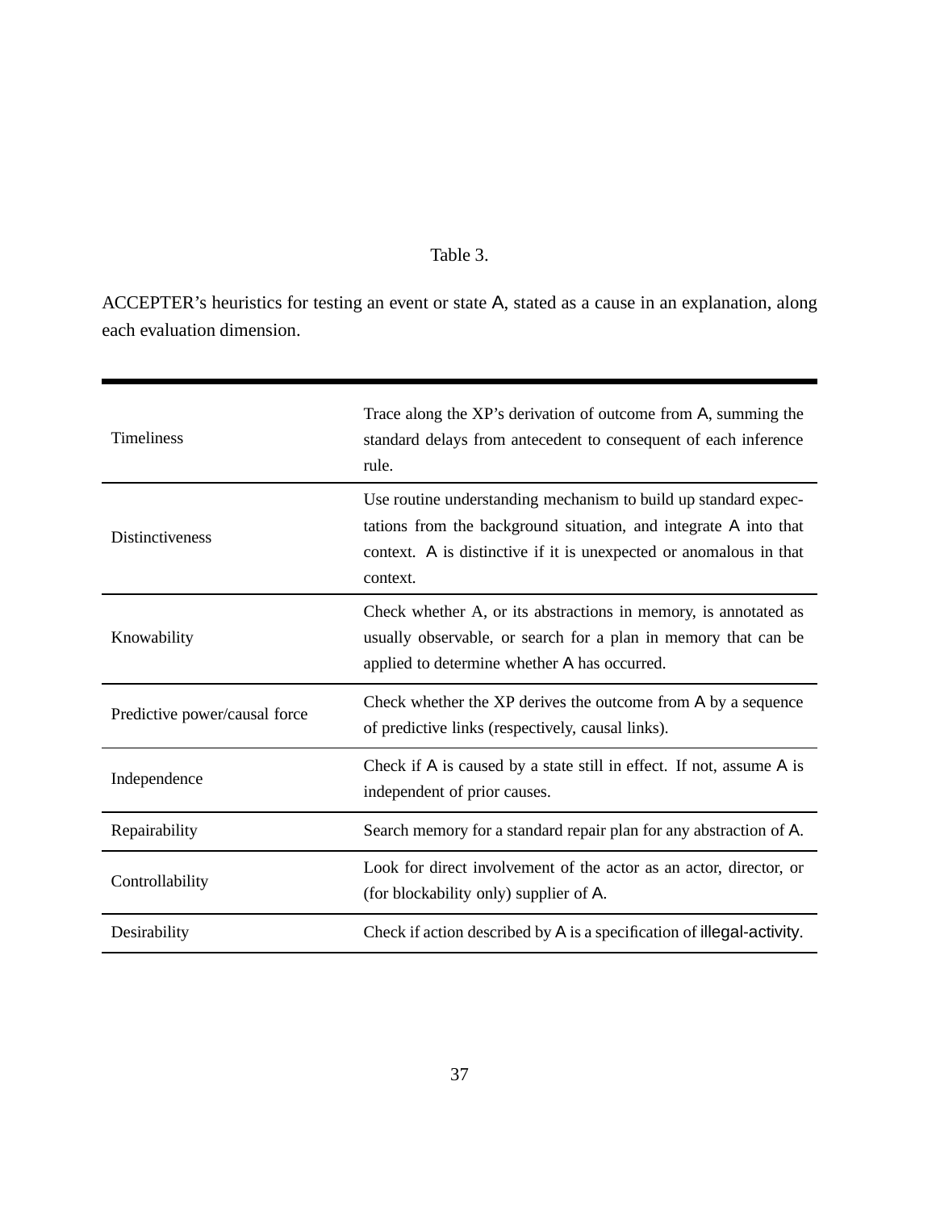Table 3.

ACCEPTER's heuristics for testing an event or state A, stated as a cause in an explanation, along each evaluation dimension.

| | |
|---|---|
| Timeliness | Trace along the XP's derivation of outcome from A, summing the standard delays from antecedent to consequent of each inference rule. |
| Distinctiveness | Use routine understanding mechanism to build up standard expectations from the background situation, and integrate A into that context. A is distinctive if it is unexpected or anomalous in that context. |
| Knowability | Check whether A, or its abstractions in memory, is annotated as usually observable, or search for a plan in memory that can be applied to determine whether A has occurred. |
| Predictive power/causal force | Check whether the XP derives the outcome from A by a sequence of predictive links (respectively, causal links). |
| Independence | Check if A is caused by a state still in effect. If not, assume A is independent of prior causes. |
| Repairability | Search memory for a standard repair plan for any abstraction of A. |
| Controllability | Look for direct involvement of the actor as an actor, director, or (for blockability only) supplier of A. |
| Desirability | Check if action described by A is a specification of illegal-activity. |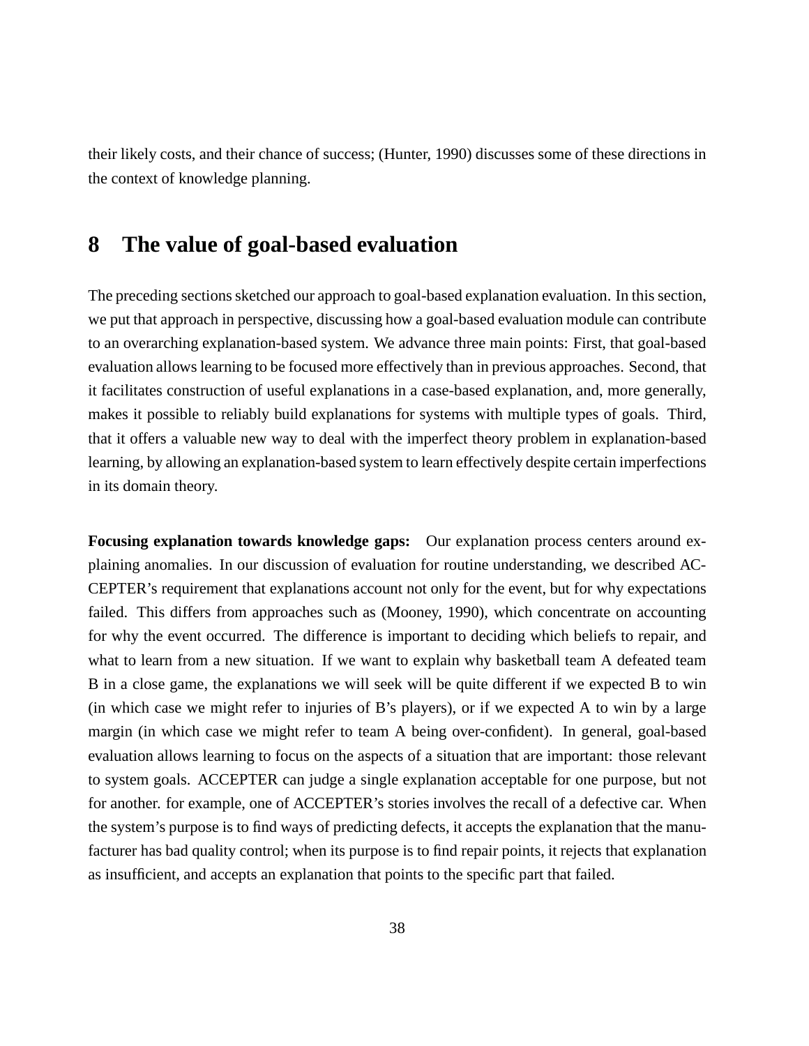their likely costs, and their chance of success; (Hunter, 1990) discusses some of these directions in the context of knowledge planning.

## 8 The value of goal-based evaluation

The preceding sections sketched our approach to goal-based explanation evaluation. In this section, we put that approach in perspective, discussing how a goal-based evaluation module can contribute to an overarching explanation-based system. We advance three main points: First, that goal-based evaluation allows learning to be focused more effectively than in previous approaches. Second, that it facilitates construction of useful explanations in a case-based explanation, and, more generally, makes it possible to reliably build explanations for systems with multiple types of goals. Third, that it offers a valuable new way to deal with the imperfect theory problem in explanation-based learning, by allowing an explanation-based system to learn effectively despite certain imperfections in its domain theory.

**Focusing explanation towards knowledge gaps:** Our explanation process centers around explaining anomalies. In our discussion of evaluation for routine understanding, we described ACCEPTER's requirement that explanations account not only for the event, but for why expectations failed. This differs from approaches such as (Mooney, 1990), which concentrate on accounting for why the event occurred. The difference is important to deciding which beliefs to repair, and what to learn from a new situation. If we want to explain why basketball team A defeated team B in a close game, the explanations we will seek will be quite different if we expected B to win (in which case we might refer to injuries of B's players), or if we expected A to win by a large margin (in which case we might refer to team A being over-confident). In general, goal-based evaluation allows learning to focus on the aspects of a situation that are important: those relevant to system goals. ACCEPTER can judge a single explanation acceptable for one purpose, but not for another. for example, one of ACCEPTER's stories involves the recall of a defective car. When the system's purpose is to find ways of predicting defects, it accepts the explanation that the manufacturer has bad quality control; when its purpose is to find repair points, it rejects that explanation as insufficient, and accepts an explanation that points to the specific part that failed.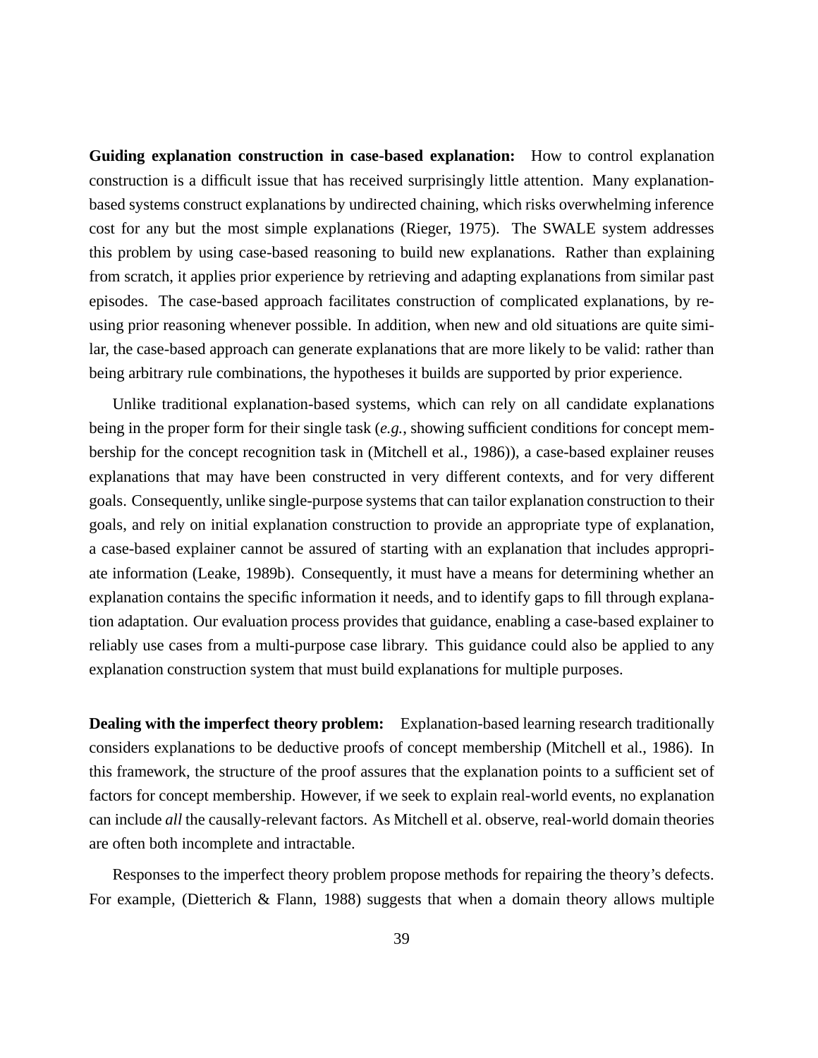**Guiding explanation construction in case-based explanation:** How to control explanation construction is a difficult issue that has received surprisingly little attention. Many explanation-based systems construct explanations by undirected chaining, which risks overwhelming inference cost for any but the most simple explanations (Rieger, 1975). The SWALE system addresses this problem by using case-based reasoning to build new explanations. Rather than explaining from scratch, it applies prior experience by retrieving and adapting explanations from similar past episodes. The case-based approach facilitates construction of complicated explanations, by reusing prior reasoning whenever possible. In addition, when new and old situations are quite similar, the case-based approach can generate explanations that are more likely to be valid: rather than being arbitrary rule combinations, the hypotheses it builds are supported by prior experience.

Unlike traditional explanation-based systems, which can rely on all candidate explanations being in the proper form for their single task (*e.g.*, showing sufficient conditions for concept membership for the concept recognition task in (Mitchell et al., 1986)), a case-based explainer reuses explanations that may have been constructed in very different contexts, and for very different goals. Consequently, unlike single-purpose systems that can tailor explanation construction to their goals, and rely on initial explanation construction to provide an appropriate type of explanation, a case-based explainer cannot be assured of starting with an explanation that includes appropriate information (Leake, 1989b). Consequently, it must have a means for determining whether an explanation contains the specific information it needs, and to identify gaps to fill through explanation adaptation. Our evaluation process provides that guidance, enabling a case-based explainer to reliably use cases from a multi-purpose case library. This guidance could also be applied to any explanation construction system that must build explanations for multiple purposes.

**Dealing with the imperfect theory problem:** Explanation-based learning research traditionally considers explanations to be deductive proofs of concept membership (Mitchell et al., 1986). In this framework, the structure of the proof assures that the explanation points to a sufficient set of factors for concept membership. However, if we seek to explain real-world events, no explanation can include *all* the causally-relevant factors. As Mitchell et al. observe, real-world domain theories are often both incomplete and intractable.

Responses to the imperfect theory problem propose methods for repairing the theory's defects. For example, (Dietterich & Flann, 1988) suggests that when a domain theory allows multiple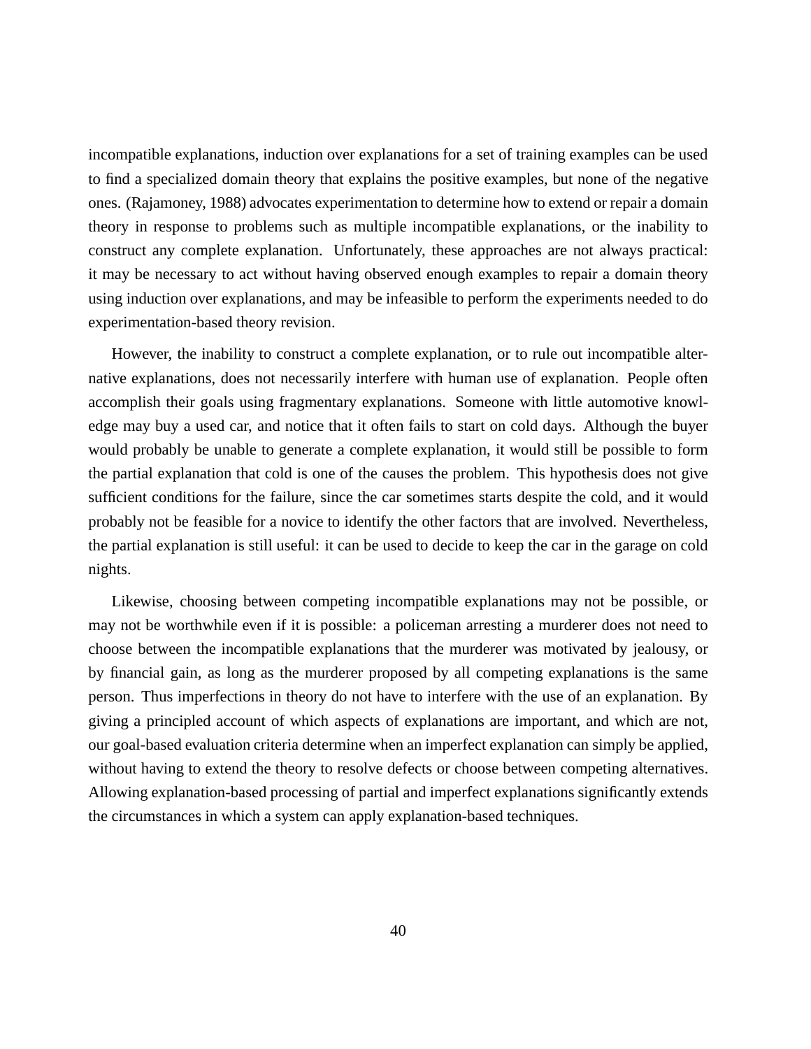incompatible explanations, induction over explanations for a set of training examples can be used to find a specialized domain theory that explains the positive examples, but none of the negative ones. (Rajamoney, 1988) advocates experimentation to determine how to extend or repair a domain theory in response to problems such as multiple incompatible explanations, or the inability to construct any complete explanation. Unfortunately, these approaches are not always practical: it may be necessary to act without having observed enough examples to repair a domain theory using induction over explanations, and may be infeasible to perform the experiments needed to do experimentation-based theory revision.

However, the inability to construct a complete explanation, or to rule out incompatible alternative explanations, does not necessarily interfere with human use of explanation. People often accomplish their goals using fragmentary explanations. Someone with little automotive knowledge may buy a used car, and notice that it often fails to start on cold days. Although the buyer would probably be unable to generate a complete explanation, it would still be possible to form the partial explanation that cold is one of the causes the problem. This hypothesis does not give sufficient conditions for the failure, since the car sometimes starts despite the cold, and it would probably not be feasible for a novice to identify the other factors that are involved. Nevertheless, the partial explanation is still useful: it can be used to decide to keep the car in the garage on cold nights.

Likewise, choosing between competing incompatible explanations may not be possible, or may not be worthwhile even if it is possible: a policeman arresting a murderer does not need to choose between the incompatible explanations that the murderer was motivated by jealousy, or by financial gain, as long as the murderer proposed by all competing explanations is the same person. Thus imperfections in theory do not have to interfere with the use of an explanation. By giving a principled account of which aspects of explanations are important, and which are not, our goal-based evaluation criteria determine when an imperfect explanation can simply be applied, without having to extend the theory to resolve defects or choose between competing alternatives. Allowing explanation-based processing of partial and imperfect explanations significantly extends the circumstances in which a system can apply explanation-based techniques.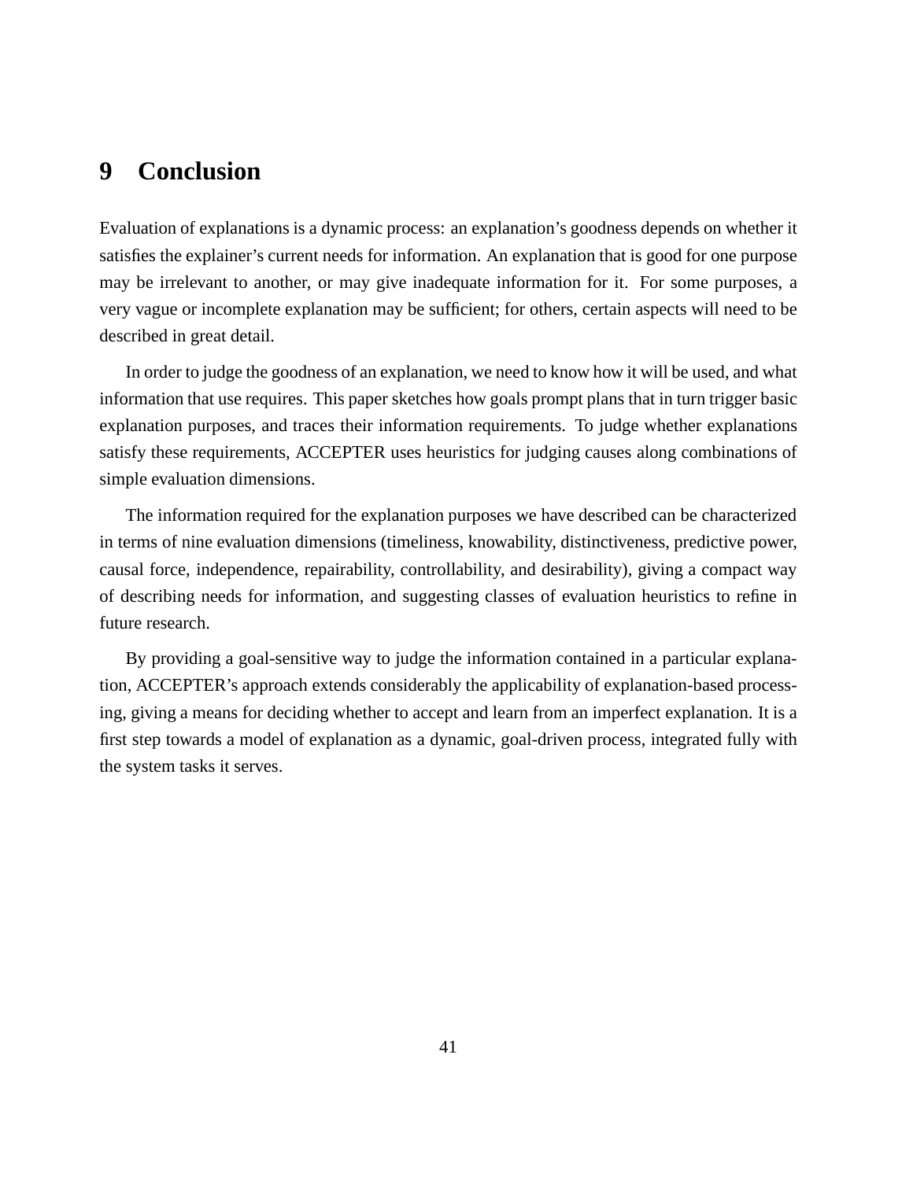# 9 Conclusion

Evaluation of explanations is a dynamic process: an explanation's goodness depends on whether it satisfies the explainer's current needs for information. An explanation that is good for one purpose may be irrelevant to another, or may give inadequate information for it. For some purposes, a very vague or incomplete explanation may be sufficient; for others, certain aspects will need to be described in great detail.

In order to judge the goodness of an explanation, we need to know how it will be used, and what information that use requires. This paper sketches how goals prompt plans that in turn trigger basic explanation purposes, and traces their information requirements. To judge whether explanations satisfy these requirements, ACCEPTER uses heuristics for judging causes along combinations of simple evaluation dimensions.

The information required for the explanation purposes we have described can be characterized in terms of nine evaluation dimensions (timeliness, knowability, distinctiveness, predictive power, causal force, independence, repairability, controllability, and desirability), giving a compact way of describing needs for information, and suggesting classes of evaluation heuristics to refine in future research.

By providing a goal-sensitive way to judge the information contained in a particular explanation, ACCEPTER's approach extends considerably the applicability of explanation-based processing, giving a means for deciding whether to accept and learn from an imperfect explanation. It is a first step towards a model of explanation as a dynamic, goal-driven process, integrated fully with the system tasks it serves.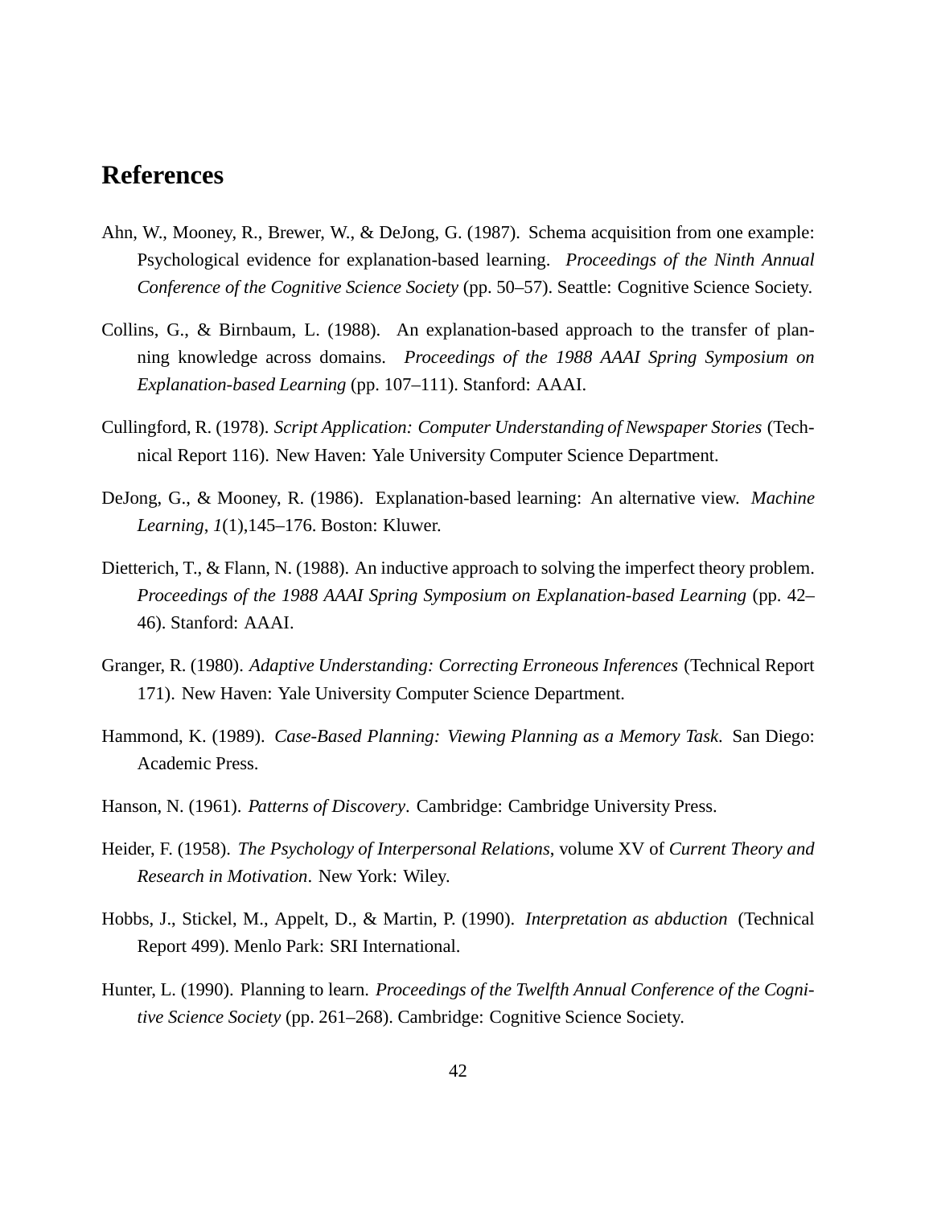# References

Ahn, W., Mooney, R., Brewer, W., & DeJong, G. (1987). Schema acquisition from one example: Psychological evidence for explanation-based learning. *Proceedings of the Ninth Annual Conference of the Cognitive Science Society* (pp. 50–57). Seattle: Cognitive Science Society.

Collins, G., & Birnbaum, L. (1988). An explanation-based approach to the transfer of planning knowledge across domains. *Proceedings of the 1988 AAAI Spring Symposium on Explanation-based Learning* (pp. 107–111). Stanford: AAAI.

Cullingford, R. (1978). *Script Application: Computer Understanding of Newspaper Stories* (Technical Report 116). New Haven: Yale University Computer Science Department.

DeJong, G., & Mooney, R. (1986). Explanation-based learning: An alternative view. *Machine Learning*, *1*(1),145–176. Boston: Kluwer.

Dietterich, T., & Flann, N. (1988). An inductive approach to solving the imperfect theory problem. *Proceedings of the 1988 AAAI Spring Symposium on Explanation-based Learning* (pp. 42–46). Stanford: AAAI.

Granger, R. (1980). *Adaptive Understanding: Correcting Erroneous Inferences* (Technical Report 171). New Haven: Yale University Computer Science Department.

Hammond, K. (1989). *Case-Based Planning: Viewing Planning as a Memory Task*. San Diego: Academic Press.

Hanson, N. (1961). *Patterns of Discovery*. Cambridge: Cambridge University Press.

Heider, F. (1958). *The Psychology of Interpersonal Relations*, volume XV of *Current Theory and Research in Motivation*. New York: Wiley.

Hobbs, J., Stickel, M., Appelt, D., & Martin, P. (1990). *Interpretation as abduction* (Technical Report 499). Menlo Park: SRI International.

Hunter, L. (1990). Planning to learn. *Proceedings of the Twelfth Annual Conference of the Cognitive Science Society* (pp. 261–268). Cambridge: Cognitive Science Society.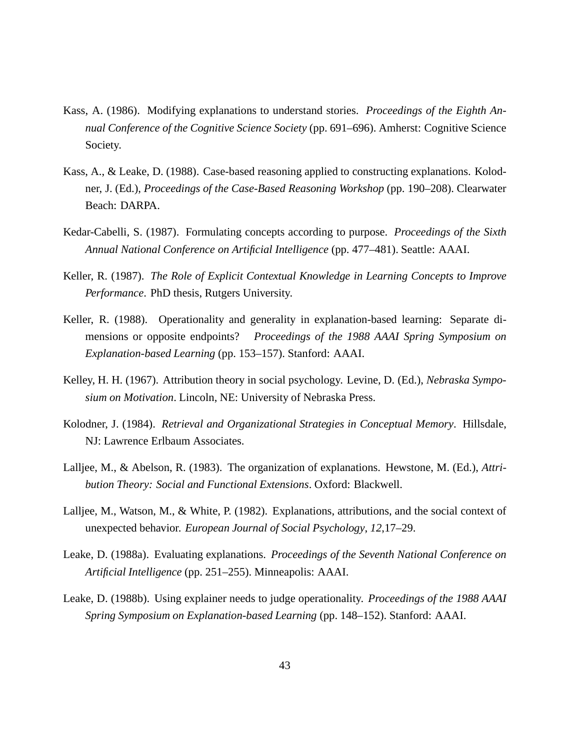Kass, A. (1986). Modifying explanations to understand stories. *Proceedings of the Eighth Annual Conference of the Cognitive Science Society* (pp. 691–696). Amherst: Cognitive Science Society.

Kass, A., & Leake, D. (1988). Case-based reasoning applied to constructing explanations. Kolodner, J. (Ed.), *Proceedings of the Case-Based Reasoning Workshop* (pp. 190–208). Clearwater Beach: DARPA.

Kedar-Cabelli, S. (1987). Formulating concepts according to purpose. *Proceedings of the Sixth Annual National Conference on Artificial Intelligence* (pp. 477–481). Seattle: AAAI.

Keller, R. (1987). *The Role of Explicit Contextual Knowledge in Learning Concepts to Improve Performance*. PhD thesis, Rutgers University.

Keller, R. (1988). Operationality and generality in explanation-based learning: Separate dimensions or opposite endpoints? *Proceedings of the 1988 AAAI Spring Symposium on Explanation-based Learning* (pp. 153–157). Stanford: AAAI.

Kelley, H. H. (1967). Attribution theory in social psychology. Levine, D. (Ed.), *Nebraska Symposium on Motivation*. Lincoln, NE: University of Nebraska Press.

Kolodner, J. (1984). *Retrieval and Organizational Strategies in Conceptual Memory*. Hillsdale, NJ: Lawrence Erlbaum Associates.

Lalljee, M., & Abelson, R. (1983). The organization of explanations. Hewstone, M. (Ed.), *Attribution Theory: Social and Functional Extensions*. Oxford: Blackwell.

Lalljee, M., Watson, M., & White, P. (1982). Explanations, attributions, and the social context of unexpected behavior. *European Journal of Social Psychology*, *12*,17–29.

Leake, D. (1988a). Evaluating explanations. *Proceedings of the Seventh National Conference on Artificial Intelligence* (pp. 251–255). Minneapolis: AAAI.

Leake, D. (1988b). Using explainer needs to judge operationality. *Proceedings of the 1988 AAAI Spring Symposium on Explanation-based Learning* (pp. 148–152). Stanford: AAAI.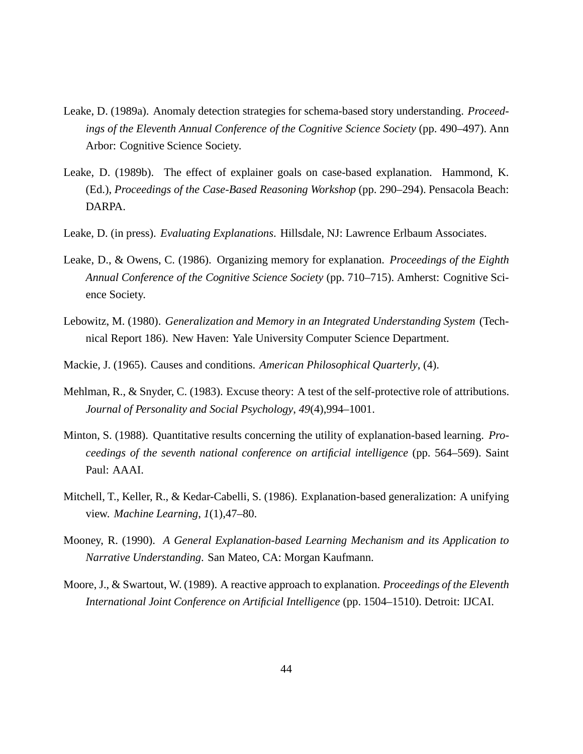Leake, D. (1989a). Anomaly detection strategies for schema-based story understanding. *Proceedings of the Eleventh Annual Conference of the Cognitive Science Society* (pp. 490–497). Ann Arbor: Cognitive Science Society.

Leake, D. (1989b). The effect of explainer goals on case-based explanation. Hammond, K. (Ed.), *Proceedings of the Case-Based Reasoning Workshop* (pp. 290–294). Pensacola Beach: DARPA.

Leake, D. (in press). *Evaluating Explanations*. Hillsdale, NJ: Lawrence Erlbaum Associates.

Leake, D., & Owens, C. (1986). Organizing memory for explanation. *Proceedings of the Eighth Annual Conference of the Cognitive Science Society* (pp. 710–715). Amherst: Cognitive Science Society.

Lebowitz, M. (1980). *Generalization and Memory in an Integrated Understanding System* (Technical Report 186). New Haven: Yale University Computer Science Department.

Mackie, J. (1965). Causes and conditions. *American Philosophical Quarterly*, (4).

Mehlman, R., & Snyder, C. (1983). Excuse theory: A test of the self-protective role of attributions. *Journal of Personality and Social Psychology*, *49*(4),994–1001.

Minton, S. (1988). Quantitative results concerning the utility of explanation-based learning. *Proceedings of the seventh national conference on artificial intelligence* (pp. 564–569). Saint Paul: AAAI.

Mitchell, T., Keller, R., & Kedar-Cabelli, S. (1986). Explanation-based generalization: A unifying view. *Machine Learning*, *1*(1),47–80.

Mooney, R. (1990). *A General Explanation-based Learning Mechanism and its Application to Narrative Understanding*. San Mateo, CA: Morgan Kaufmann.

Moore, J., & Swartout, W. (1989). A reactive approach to explanation. *Proceedings of the Eleventh International Joint Conference on Artificial Intelligence* (pp. 1504–1510). Detroit: IJCAI.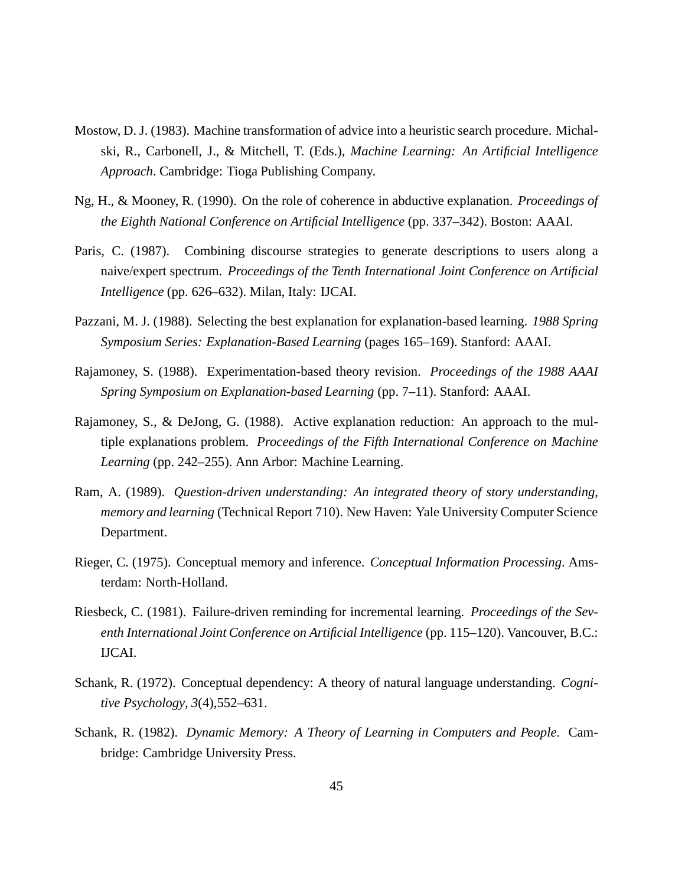Mostow, D. J. (1983). Machine transformation of advice into a heuristic search procedure. Michalski, R., Carbonell, J., & Mitchell, T. (Eds.), *Machine Learning: An Artificial Intelligence Approach*. Cambridge: Tioga Publishing Company.

Ng, H., & Mooney, R. (1990). On the role of coherence in abductive explanation. *Proceedings of the Eighth National Conference on Artificial Intelligence* (pp. 337–342). Boston: AAAI.

Paris, C. (1987). Combining discourse strategies to generate descriptions to users along a naive/expert spectrum. *Proceedings of the Tenth International Joint Conference on Artificial Intelligence* (pp. 626–632). Milan, Italy: IJCAI.

Pazzani, M. J. (1988). Selecting the best explanation for explanation-based learning. *1988 Spring Symposium Series: Explanation-Based Learning* (pages 165–169). Stanford: AAAI.

Rajamoney, S. (1988). Experimentation-based theory revision. *Proceedings of the 1988 AAAI Spring Symposium on Explanation-based Learning* (pp. 7–11). Stanford: AAAI.

Rajamoney, S., & DeJong, G. (1988). Active explanation reduction: An approach to the multiple explanations problem. *Proceedings of the Fifth International Conference on Machine Learning* (pp. 242–255). Ann Arbor: Machine Learning.

Ram, A. (1989). *Question-driven understanding: An integrated theory of story understanding, memory and learning* (Technical Report 710). New Haven: Yale University Computer Science Department.

Rieger, C. (1975). Conceptual memory and inference. *Conceptual Information Processing*. Amsterdam: North-Holland.

Riesbeck, C. (1981). Failure-driven reminding for incremental learning. *Proceedings of the Seventh International Joint Conference on Artificial Intelligence* (pp. 115–120). Vancouver, B.C.: IJCAI.

Schank, R. (1972). Conceptual dependency: A theory of natural language understanding. *Cognitive Psychology*, *3*(4),552–631.

Schank, R. (1982). *Dynamic Memory: A Theory of Learning in Computers and People*. Cambridge: Cambridge University Press.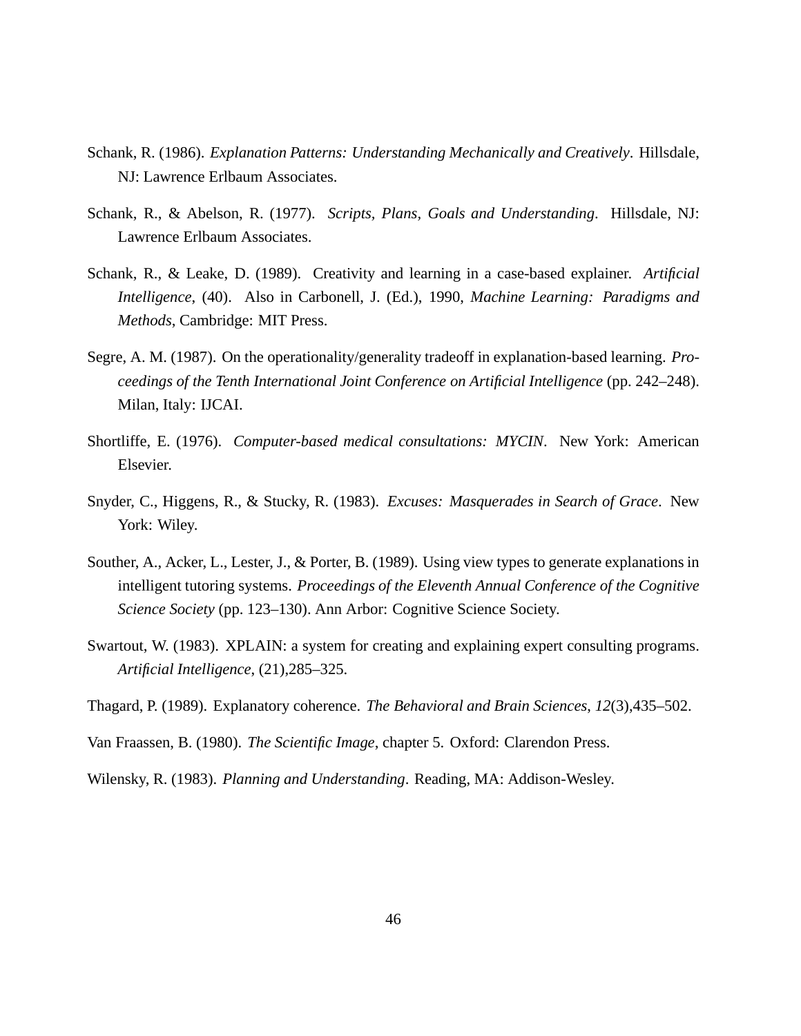Schank, R. (1986). *Explanation Patterns: Understanding Mechanically and Creatively*. Hillsdale, NJ: Lawrence Erlbaum Associates.

Schank, R., & Abelson, R. (1977). *Scripts, Plans, Goals and Understanding*. Hillsdale, NJ: Lawrence Erlbaum Associates.

Schank, R., & Leake, D. (1989). Creativity and learning in a case-based explainer. *Artificial Intelligence*, (40). Also in Carbonell, J. (Ed.), 1990, *Machine Learning: Paradigms and Methods*, Cambridge: MIT Press.

Segre, A. M. (1987). On the operationality/generality tradeoff in explanation-based learning. *Proceedings of the Tenth International Joint Conference on Artificial Intelligence* (pp. 242–248). Milan, Italy: IJCAI.

Shortliffe, E. (1976). *Computer-based medical consultations: MYCIN*. New York: American Elsevier.

Snyder, C., Higgens, R., & Stucky, R. (1983). *Excuses: Masquerades in Search of Grace*. New York: Wiley.

Souther, A., Acker, L., Lester, J., & Porter, B. (1989). Using view types to generate explanations in intelligent tutoring systems. *Proceedings of the Eleventh Annual Conference of the Cognitive Science Society* (pp. 123–130). Ann Arbor: Cognitive Science Society.

Swartout, W. (1983). XPLAIN: a system for creating and explaining expert consulting programs. *Artificial Intelligence*, (21),285–325.

Thagard, P. (1989). Explanatory coherence. *The Behavioral and Brain Sciences*, *12*(3),435–502.

Van Fraassen, B. (1980). *The Scientific Image*, chapter 5. Oxford: Clarendon Press.

Wilensky, R. (1983). *Planning and Understanding*. Reading, MA: Addison-Wesley.